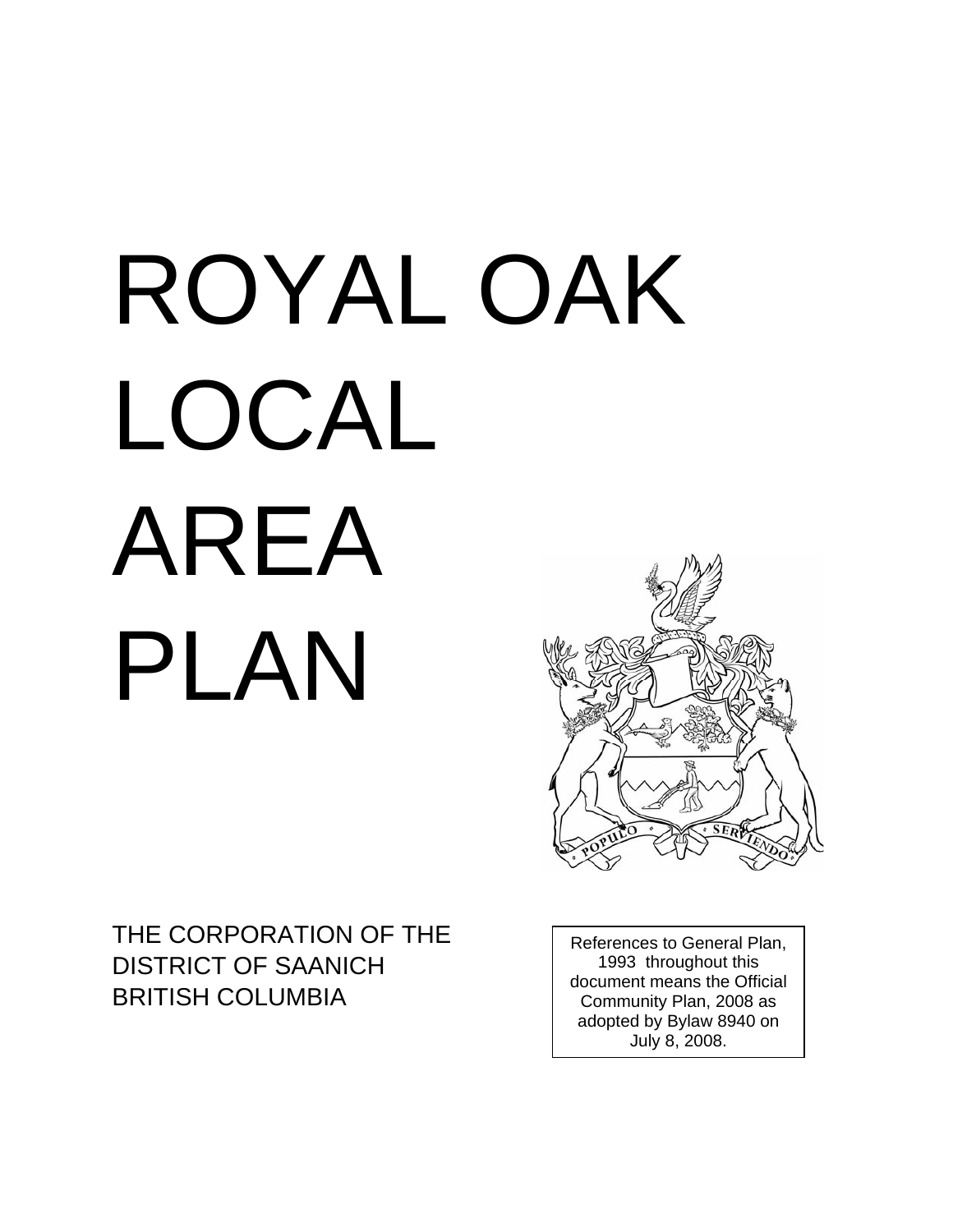# ROYAL OAK LOCAL AREA PLAN

THE CORPORATION OF THE
DISTRICT OF SAANICH
BRITISH COLUMBIA

References to General Plan, 1993 throughout this document means the Official Community Plan, 2008 as adopted by Bylaw 8940 on July 8, 2008.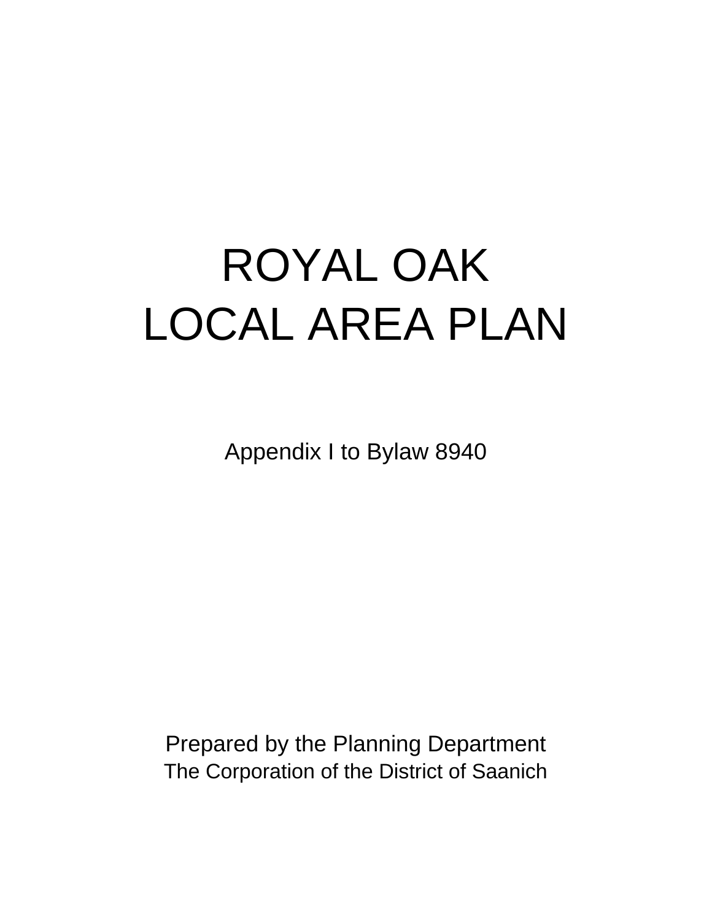# ROYAL OAK LOCAL AREA PLAN

Appendix I to Bylaw 8940

Prepared by the Planning Department
The Corporation of the District of Saanich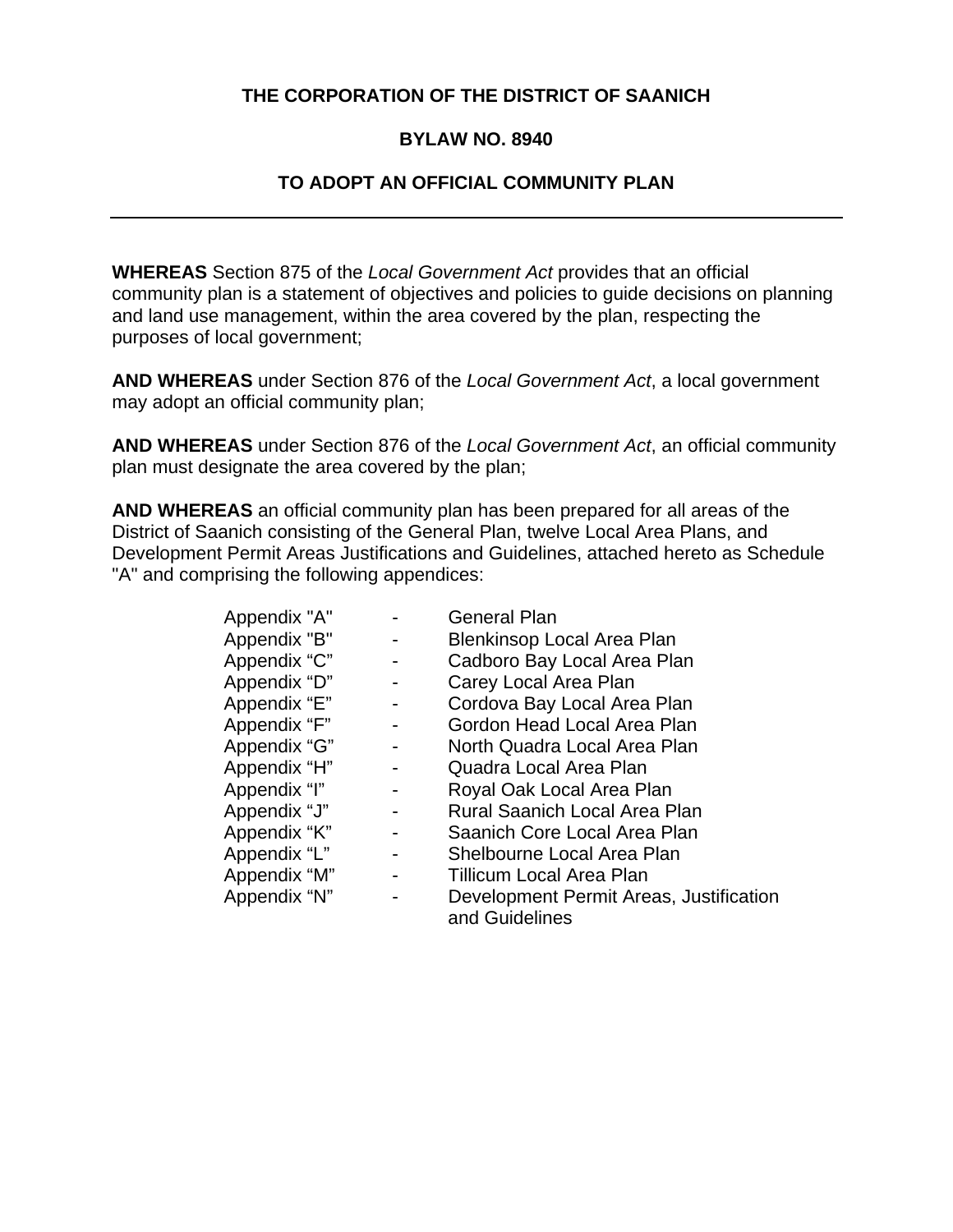**THE CORPORATION OF THE DISTRICT OF SAANICH**

**BYLAW NO. 8940**

**TO ADOPT AN OFFICIAL COMMUNITY PLAN**

---

**WHEREAS** Section 875 of the *Local Government Act* provides that an official community plan is a statement of objectives and policies to guide decisions on planning and land use management, within the area covered by the plan, respecting the purposes of local government;

**AND WHEREAS** under Section 876 of the *Local Government Act*, a local government may adopt an official community plan;

**AND WHEREAS** under Section 876 of the *Local Government Act*, an official community plan must designate the area covered by the plan;

**AND WHEREAS** an official community plan has been prepared for all areas of the District of Saanich consisting of the General Plan, twelve Local Area Plans, and Development Permit Areas Justifications and Guidelines, attached hereto as Schedule "A" and comprising the following appendices:

| | | |
|---|---|---|
| Appendix "A" | - | General Plan |
| Appendix "B" | - | Blenkinsop Local Area Plan |
| Appendix “C” | - | Cadboro Bay Local Area Plan |
| Appendix “D” | - | Carey Local Area Plan |
| Appendix “E” | - | Cordova Bay Local Area Plan |
| Appendix “F” | - | Gordon Head Local Area Plan |
| Appendix “G” | - | North Quadra Local Area Plan |
| Appendix “H” | - | Quadra Local Area Plan |
| Appendix “I” | - | Royal Oak Local Area Plan |
| Appendix “J” | - | Rural Saanich Local Area Plan |
| Appendix “K” | - | Saanich Core Local Area Plan |
| Appendix “L” | - | Shelbourne Local Area Plan |
| Appendix “M” | - | Tillicum Local Area Plan |
| Appendix “N” | - | Development Permit Areas, Justification and Guidelines |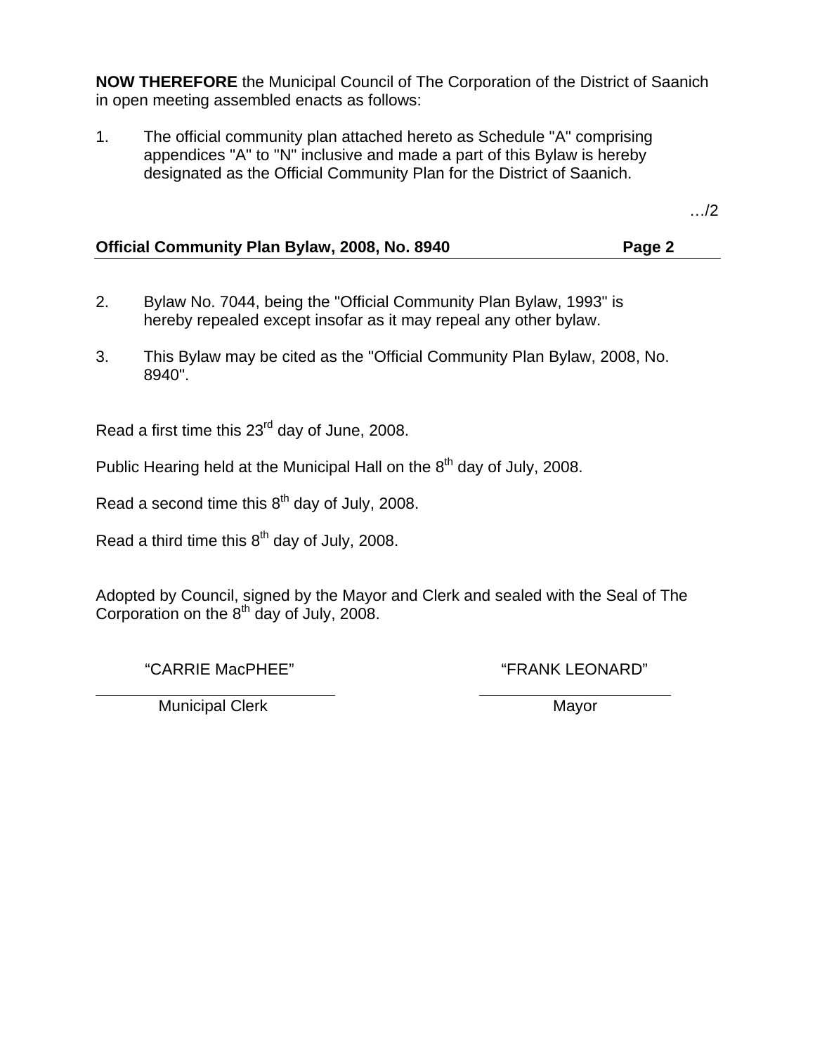**NOW THEREFORE** the Municipal Council of The Corporation of the District of Saanich in open meeting assembled enacts as follows:

1. The official community plan attached hereto as Schedule "A" comprising appendices "A" to "N" inclusive and made a part of this Bylaw is hereby designated as the Official Community Plan for the District of Saanich.

2. Bylaw No. 7044, being the "Official Community Plan Bylaw, 1993" is hereby repealed except insofar as it may repeal any other bylaw.

3. This Bylaw may be cited as the "Official Community Plan Bylaw, 2008, No. 8940".

Read a first time this 23rd day of June, 2008.

Public Hearing held at the Municipal Hall on the 8th day of July, 2008.

Read a second time this 8th day of July, 2008.

Read a third time this 8th day of July, 2008.

Adopted by Council, signed by the Mayor and Clerk and sealed with the Seal of The Corporation on the 8th day of July, 2008.

| "CARRIE MacPHEE" | "FRANK LEONARD" |
|---|---|
| Municipal Clerk | Mayor |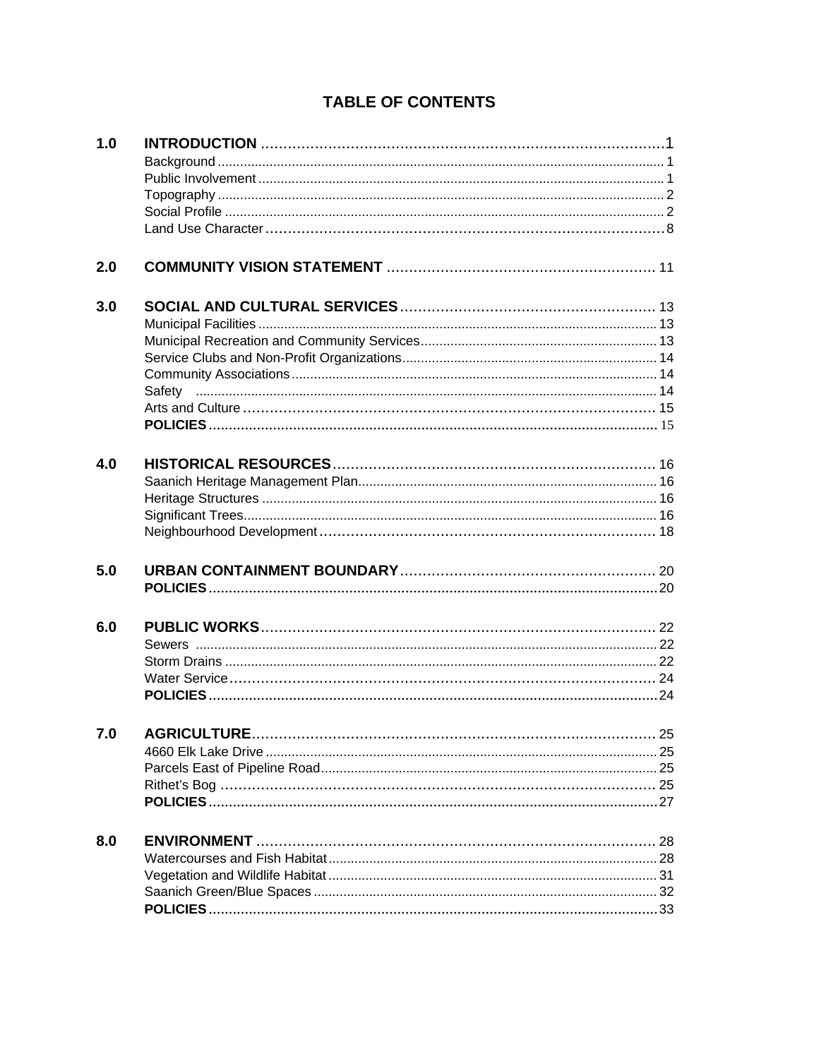# TABLE OF CONTENTS

| | | |
|---|---|---|
| **1.0** | **INTRODUCTION** | **1** |
| | Background | 1 |
| | Public Involvement | 1 |
| | Topography | 2 |
| | Social Profile | 2 |
| | Land Use Character | 8 |
| **2.0** | **COMMUNITY VISION STATEMENT** | 11 |
| **3.0** | **SOCIAL AND CULTURAL SERVICES** | 13 |
| | Municipal Facilities | 13 |
| | Municipal Recreation and Community Services | 13 |
| | Service Clubs and Non-Profit Organizations | 14 |
| | Community Associations | 14 |
| | Safety | 14 |
| | Arts and Culture | 15 |
| | **POLICIES** | 15 |
| **4.0** | **HISTORICAL RESOURCES** | 16 |
| | Saanich Heritage Management Plan | 16 |
| | Heritage Structures | 16 |
| | Significant Trees | 16 |
| | Neighbourhood Development | 18 |
| **5.0** | **URBAN CONTAINMENT BOUNDARY** | 20 |
| | **POLICIES** | 20 |
| **6.0** | **PUBLIC WORKS** | 22 |
| | Sewers | 22 |
| | Storm Drains | 22 |
| | Water Service | 24 |
| | **POLICIES** | 24 |
| **7.0** | **AGRICULTURE** | 25 |
| | 4660 Elk Lake Drive | 25 |
| | Parcels East of Pipeline Road | 25 |
| | Rithet's Bog | 25 |
| | **POLICIES** | 27 |
| **8.0** | **ENVIRONMENT** | 28 |
| | Watercourses and Fish Habitat | 28 |
| | Vegetation and Wildlife Habitat | 31 |
| | Saanich Green/Blue Spaces | 32 |
| | **POLICIES** | 33 |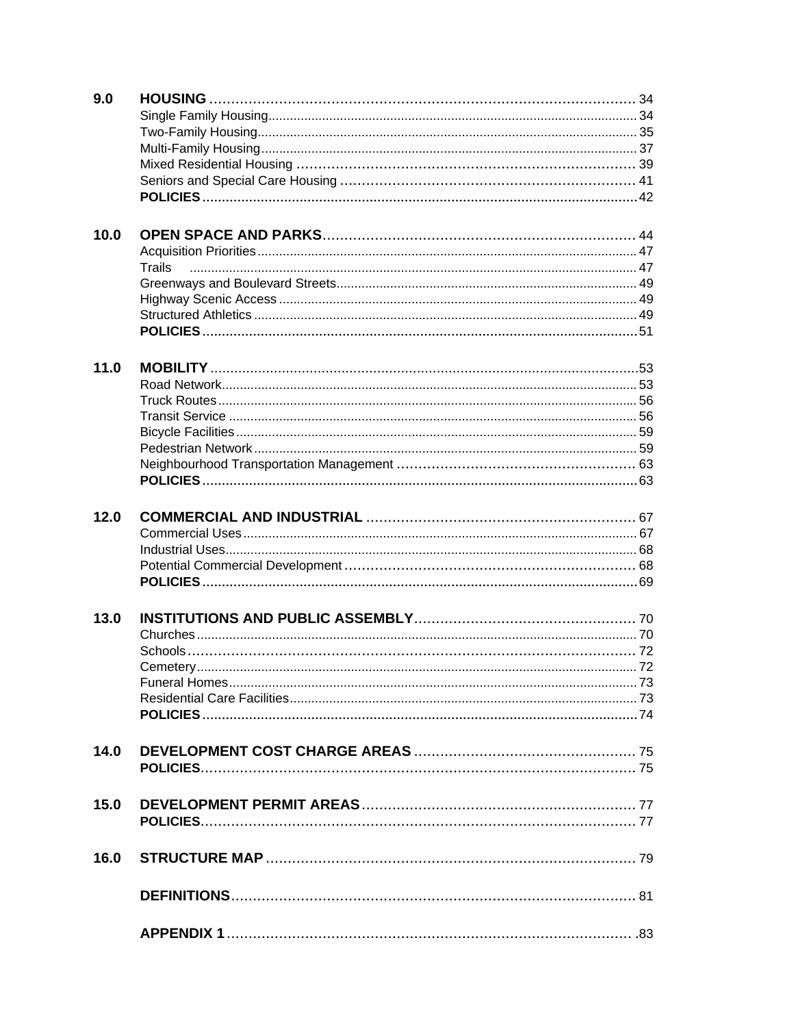| | | |
|---|---|---|
| **9.0** | **HOUSING** | 34 |
| | Single Family Housing | 34 |
| | Two-Family Housing | 35 |
| | Multi-Family Housing | 37 |
| | Mixed Residential Housing | 39 |
| | Seniors and Special Care Housing | 41 |
| | **POLICIES** | 42 |
| **10.0** | **OPEN SPACE AND PARKS** | 44 |
| | Acquisition Priorities | 47 |
| | Trails | 47 |
| | Greenways and Boulevard Streets | 49 |
| | Highway Scenic Access | 49 |
| | Structured Athletics | 49 |
| | **POLICIES** | 51 |
| **11.0** | **MOBILITY** | 53 |
| | Road Network | 53 |
| | Truck Routes | 56 |
| | Transit Service | 56 |
| | Bicycle Facilities | 59 |
| | Pedestrian Network | 59 |
| | Neighbourhood Transportation Management | 63 |
| | **POLICIES** | 63 |
| **12.0** | **COMMERCIAL AND INDUSTRIAL** | 67 |
| | Commercial Uses | 67 |
| | Industrial Uses | 68 |
| | Potential Commercial Development | 68 |
| | **POLICIES** | 69 |
| **13.0** | **INSTITUTIONS AND PUBLIC ASSEMBLY** | 70 |
| | Churches | 70 |
| | Schools | 72 |
| | Cemetery | 72 |
| | Funeral Homes | 73 |
| | Residential Care Facilities | 73 |
| | **POLICIES** | 74 |
| **14.0** | **DEVELOPMENT COST CHARGE AREAS** | 75 |
| | **POLICIES** | 75 |
| **15.0** | **DEVELOPMENT PERMIT AREAS** | 77 |
| | **POLICIES** | 77 |
| **16.0** | **STRUCTURE MAP** | 79 |
| | **DEFINITIONS** | 81 |
| | **APPENDIX 1** | .83 |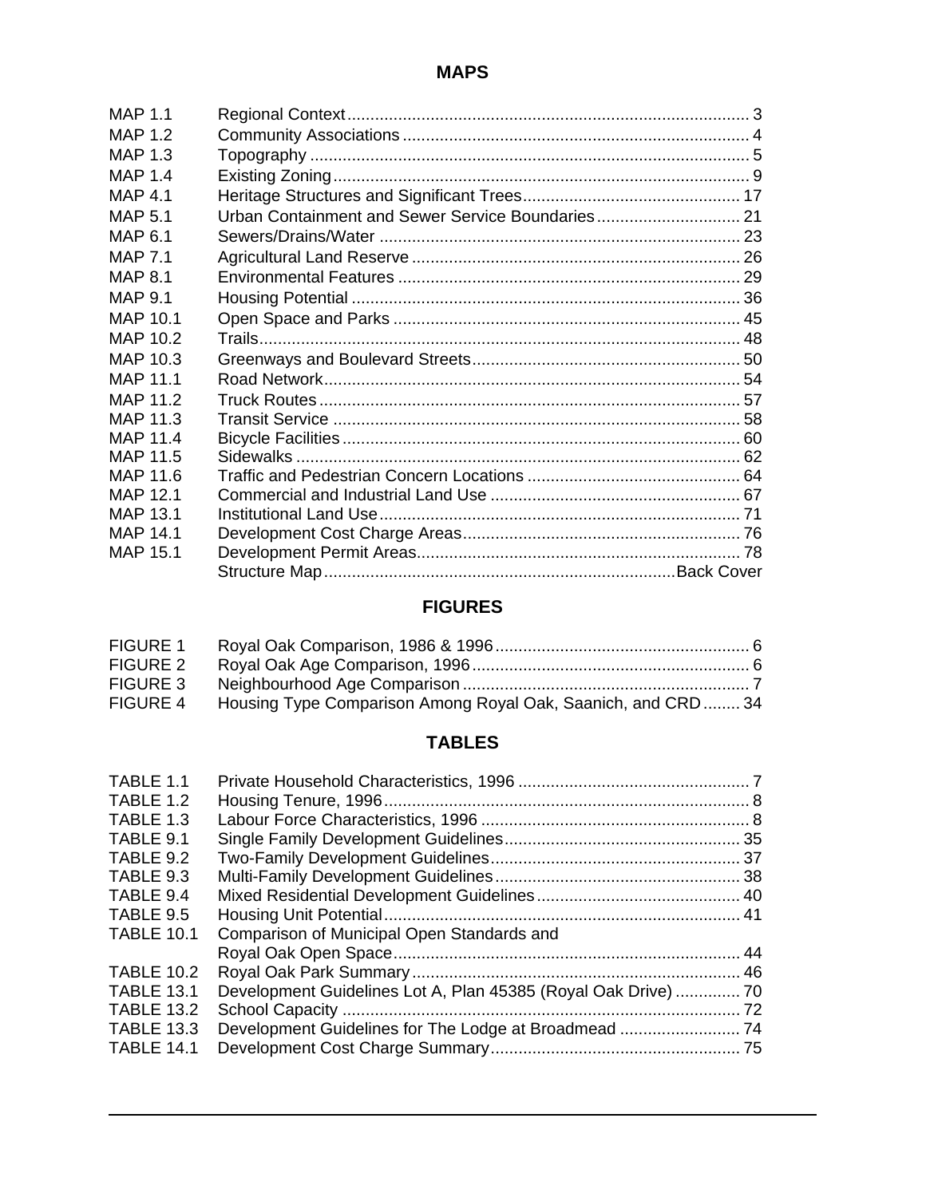## MAPS

| | | |
|---|---|---|
| MAP 1.1 | Regional Context | 3 |
| MAP 1.2 | Community Associations | 4 |
| MAP 1.3 | Topography | 5 |
| MAP 1.4 | Existing Zoning | 9 |
| MAP 4.1 | Heritage Structures and Significant Trees | 17 |
| MAP 5.1 | Urban Containment and Sewer Service Boundaries | 21 |
| MAP 6.1 | Sewers/Drains/Water | 23 |
| MAP 7.1 | Agricultural Land Reserve | 26 |
| MAP 8.1 | Environmental Features | 29 |
| MAP 9.1 | Housing Potential | 36 |
| MAP 10.1 | Open Space and Parks | 45 |
| MAP 10.2 | Trails | 48 |
| MAP 10.3 | Greenways and Boulevard Streets | 50 |
| MAP 11.1 | Road Network | 54 |
| MAP 11.2 | Truck Routes | 57 |
| MAP 11.3 | Transit Service | 58 |
| MAP 11.4 | Bicycle Facilities | 60 |
| MAP 11.5 | Sidewalks | 62 |
| MAP 11.6 | Traffic and Pedestrian Concern Locations | 64 |
| MAP 12.1 | Commercial and Industrial Land Use | 67 |
| MAP 13.1 | Institutional Land Use | 71 |
| MAP 14.1 | Development Cost Charge Areas | 76 |
| MAP 15.1 | Development Permit Areas | 78 |
| | Structure Map | Back Cover |

## FIGURES

| | | |
|---|---|---|
| FIGURE 1 | Royal Oak Comparison, 1986 & 1996 | 6 |
| FIGURE 2 | Royal Oak Age Comparison, 1996 | 6 |
| FIGURE 3 | Neighbourhood Age Comparison | 7 |
| FIGURE 4 | Housing Type Comparison Among Royal Oak, Saanich, and CRD | 34 |

## TABLES

| | | |
|---|---|---|
| TABLE 1.1 | Private Household Characteristics, 1996 | 7 |
| TABLE 1.2 | Housing Tenure, 1996 | 8 |
| TABLE 1.3 | Labour Force Characteristics, 1996 | 8 |
| TABLE 9.1 | Single Family Development Guidelines | 35 |
| TABLE 9.2 | Two-Family Development Guidelines | 37 |
| TABLE 9.3 | Multi-Family Development Guidelines | 38 |
| TABLE 9.4 | Mixed Residential Development Guidelines | 40 |
| TABLE 9.5 | Housing Unit Potential | 41 |
| TABLE 10.1 | Comparison of Municipal Open Standards and Royal Oak Open Space | 44 |
| TABLE 10.2 | Royal Oak Park Summary | 46 |
| TABLE 13.1 | Development Guidelines Lot A, Plan 45385 (Royal Oak Drive) | 70 |
| TABLE 13.2 | School Capacity | 72 |
| TABLE 13.3 | Development Guidelines for The Lodge at Broadmead | 74 |
| TABLE 14.1 | Development Cost Charge Summary | 75 |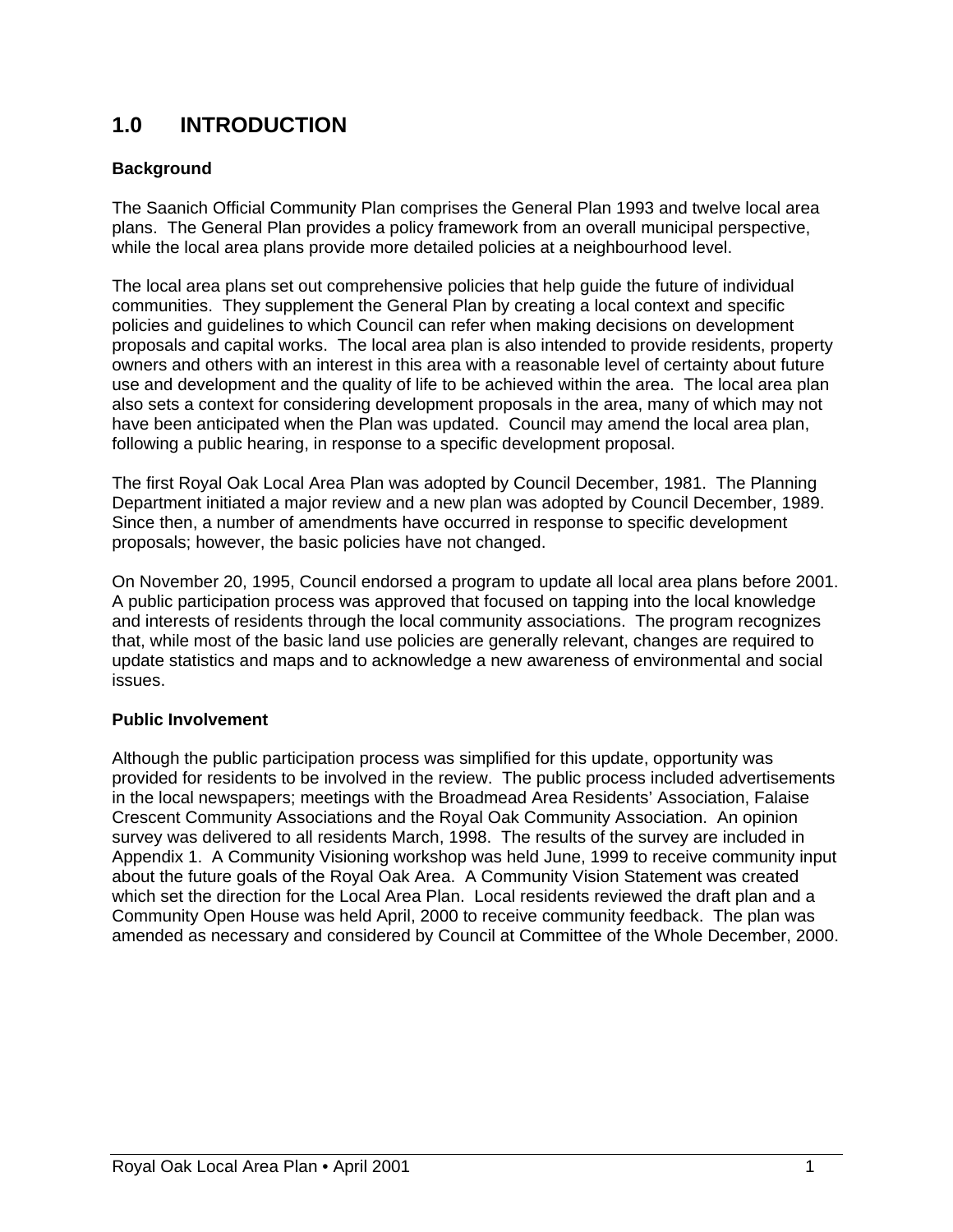# 1.0 INTRODUCTION

### Background

The Saanich Official Community Plan comprises the General Plan 1993 and twelve local area plans. The General Plan provides a policy framework from an overall municipal perspective, while the local area plans provide more detailed policies at a neighbourhood level.

The local area plans set out comprehensive policies that help guide the future of individual communities. They supplement the General Plan by creating a local context and specific policies and guidelines to which Council can refer when making decisions on development proposals and capital works. The local area plan is also intended to provide residents, property owners and others with an interest in this area with a reasonable level of certainty about future use and development and the quality of life to be achieved within the area. The local area plan also sets a context for considering development proposals in the area, many of which may not have been anticipated when the Plan was updated. Council may amend the local area plan, following a public hearing, in response to a specific development proposal.

The first Royal Oak Local Area Plan was adopted by Council December, 1981. The Planning Department initiated a major review and a new plan was adopted by Council December, 1989. Since then, a number of amendments have occurred in response to specific development proposals; however, the basic policies have not changed.

On November 20, 1995, Council endorsed a program to update all local area plans before 2001. A public participation process was approved that focused on tapping into the local knowledge and interests of residents through the local community associations. The program recognizes that, while most of the basic land use policies are generally relevant, changes are required to update statistics and maps and to acknowledge a new awareness of environmental and social issues.

### Public Involvement

Although the public participation process was simplified for this update, opportunity was provided for residents to be involved in the review. The public process included advertisements in the local newspapers; meetings with the Broadmead Area Residents' Association, Falaise Crescent Community Associations and the Royal Oak Community Association. An opinion survey was delivered to all residents March, 1998. The results of the survey are included in Appendix 1. A Community Visioning workshop was held June, 1999 to receive community input about the future goals of the Royal Oak Area. A Community Vision Statement was created which set the direction for the Local Area Plan. Local residents reviewed the draft plan and a Community Open House was held April, 2000 to receive community feedback. The plan was amended as necessary and considered by Council at Committee of the Whole December, 2000.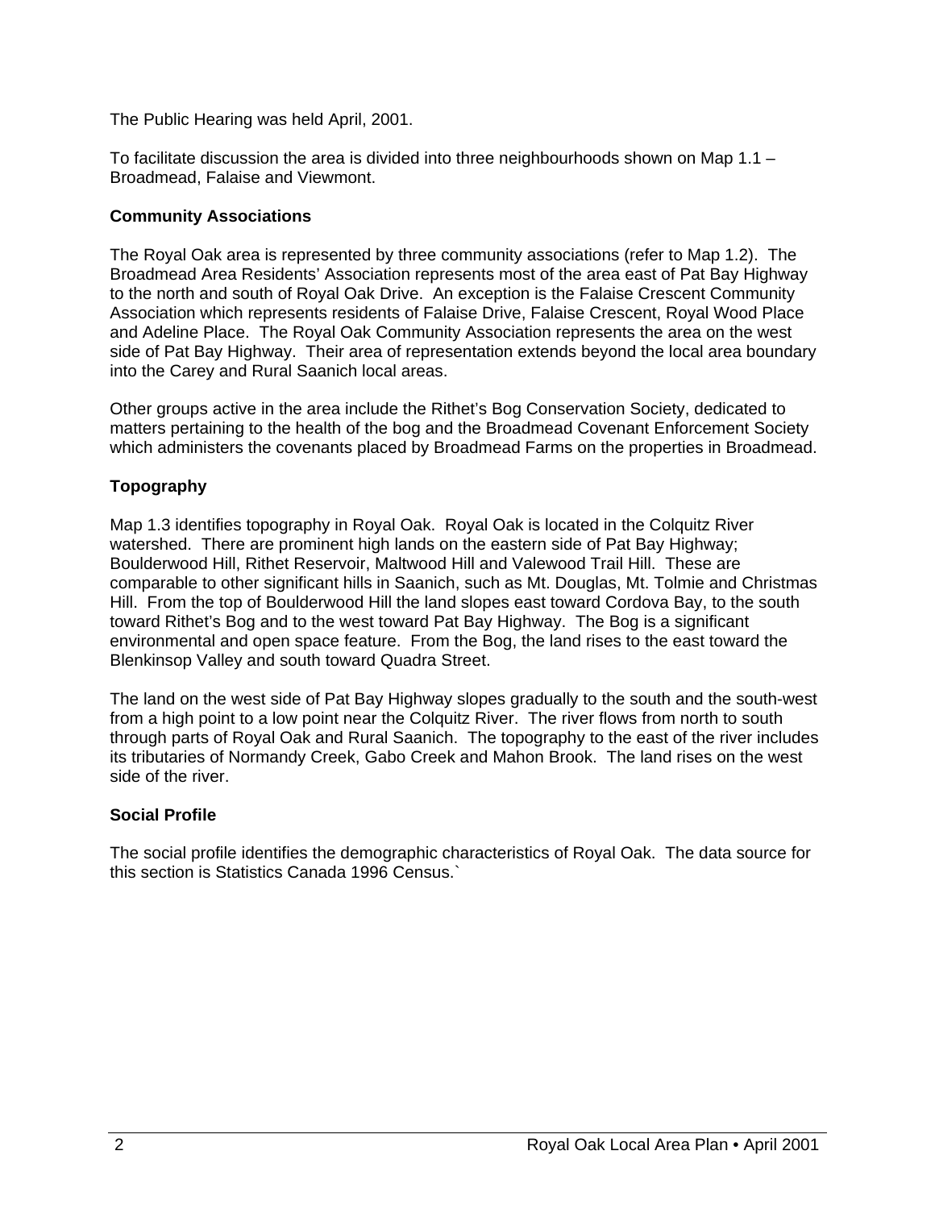The Public Hearing was held April, 2001.

To facilitate discussion the area is divided into three neighbourhoods shown on Map 1.1 – Broadmead, Falaise and Viewmont.

**Community Associations**

The Royal Oak area is represented by three community associations (refer to Map 1.2). The Broadmead Area Residents' Association represents most of the area east of Pat Bay Highway to the north and south of Royal Oak Drive. An exception is the Falaise Crescent Community Association which represents residents of Falaise Drive, Falaise Crescent, Royal Wood Place and Adeline Place. The Royal Oak Community Association represents the area on the west side of Pat Bay Highway. Their area of representation extends beyond the local area boundary into the Carey and Rural Saanich local areas.

Other groups active in the area include the Rithet's Bog Conservation Society, dedicated to matters pertaining to the health of the bog and the Broadmead Covenant Enforcement Society which administers the covenants placed by Broadmead Farms on the properties in Broadmead.

**Topography**

Map 1.3 identifies topography in Royal Oak. Royal Oak is located in the Colquitz River watershed. There are prominent high lands on the eastern side of Pat Bay Highway; Boulderwood Hill, Rithet Reservoir, Maltwood Hill and Valewood Trail Hill. These are comparable to other significant hills in Saanich, such as Mt. Douglas, Mt. Tolmie and Christmas Hill. From the top of Boulderwood Hill the land slopes east toward Cordova Bay, to the south toward Rithet's Bog and to the west toward Pat Bay Highway. The Bog is a significant environmental and open space feature. From the Bog, the land rises to the east toward the Blenkinsop Valley and south toward Quadra Street.

The land on the west side of Pat Bay Highway slopes gradually to the south and the south-west from a high point to a low point near the Colquitz River. The river flows from north to south through parts of Royal Oak and Rural Saanich. The topography to the east of the river includes its tributaries of Normandy Creek, Gabo Creek and Mahon Brook. The land rises on the west side of the river.

**Social Profile**

The social profile identifies the demographic characteristics of Royal Oak. The data source for this section is Statistics Canada 1996 Census.`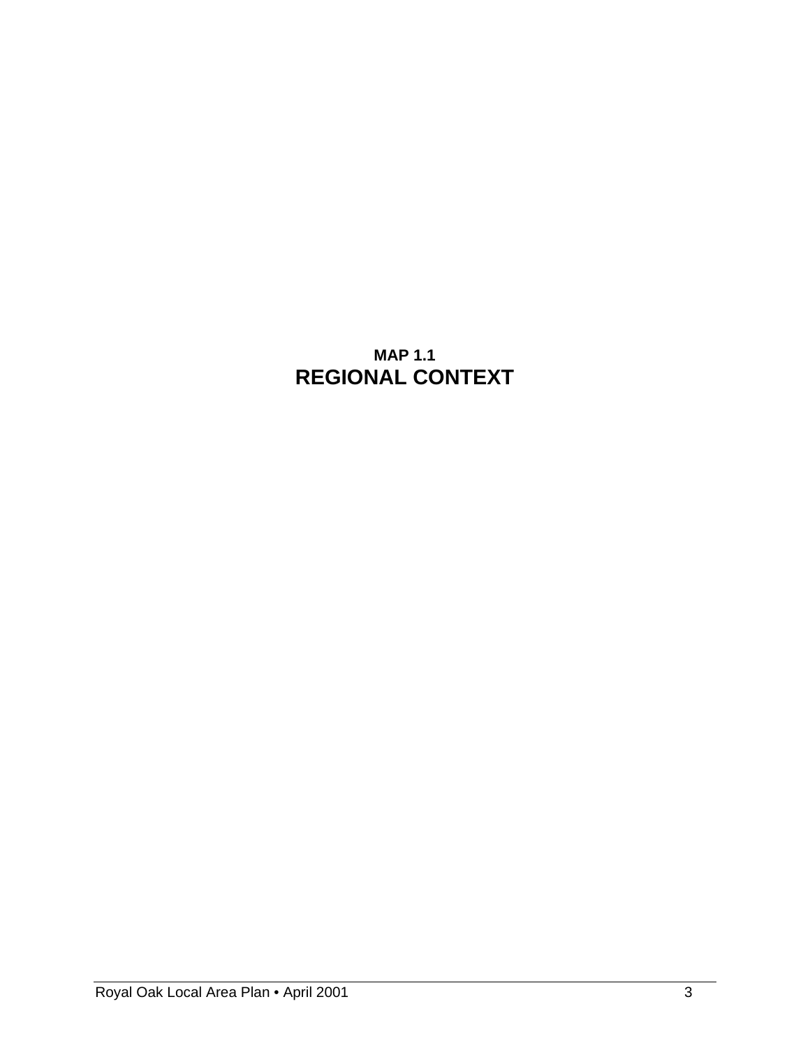**MAP 1.1**

## REGIONAL CONTEXT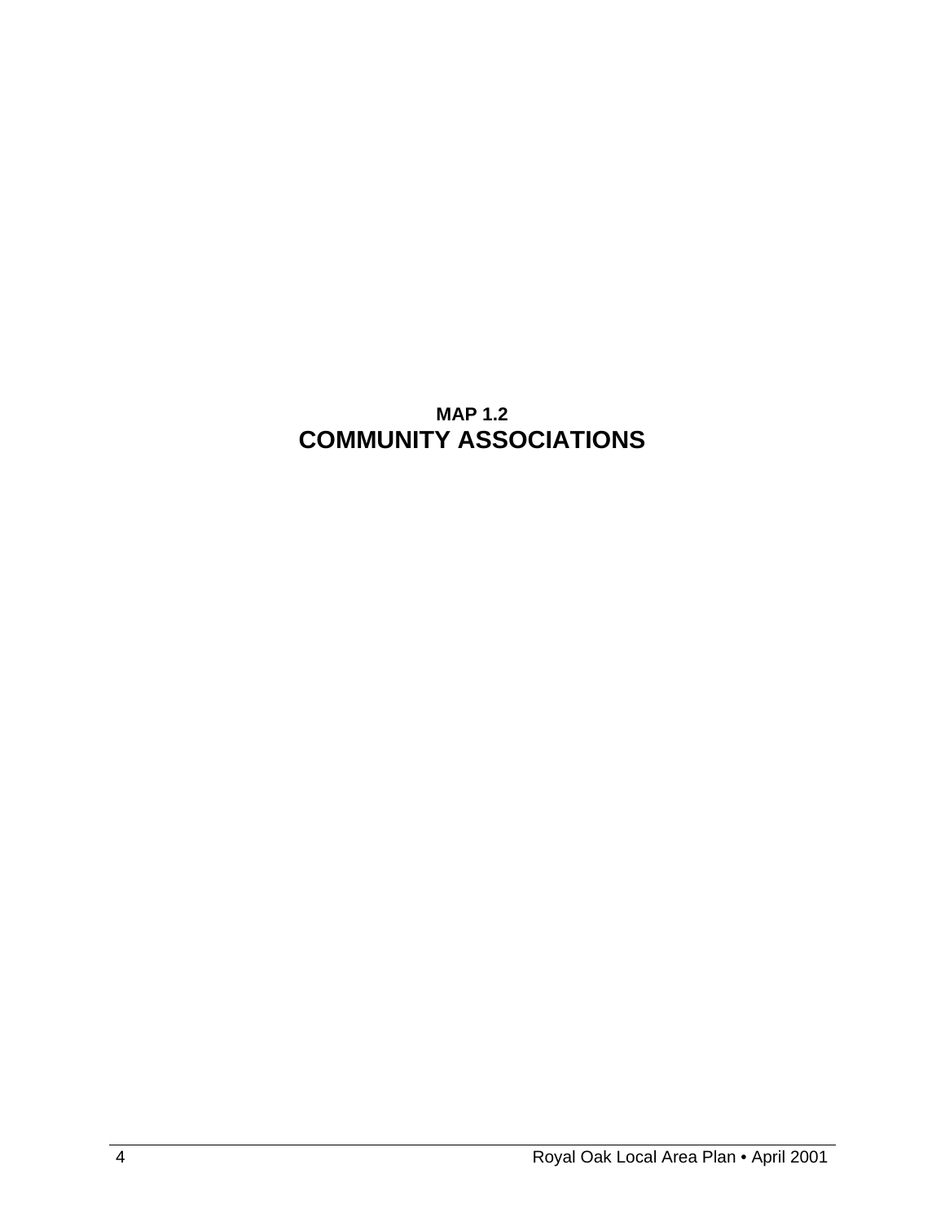**MAP 1.2**

## COMMUNITY ASSOCIATIONS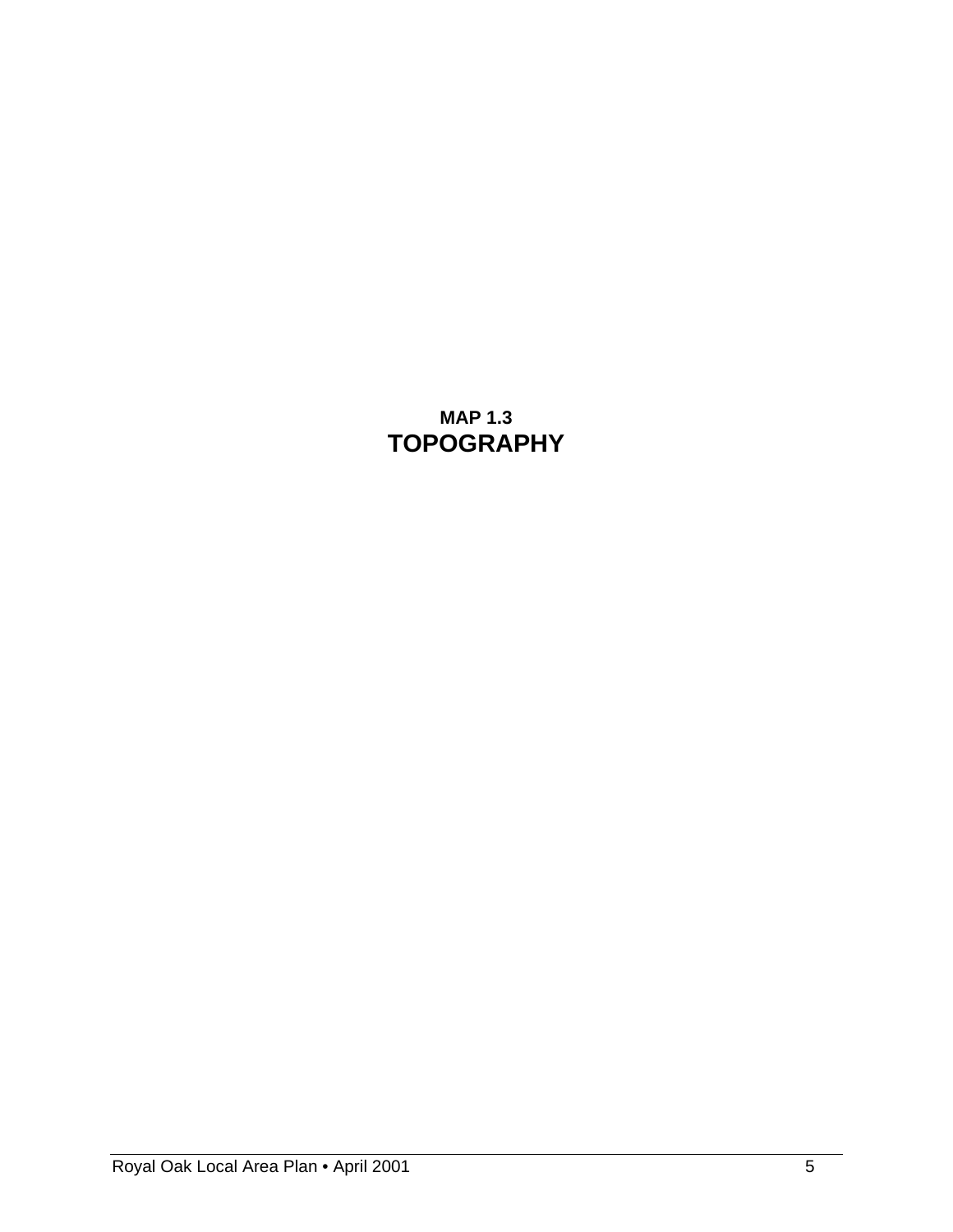**MAP 1.3**

# TOPOGRAPHY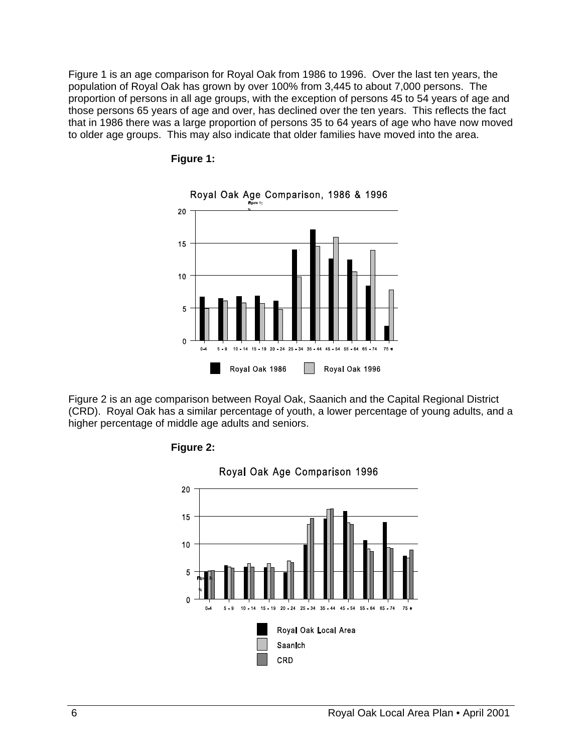Figure 1 is an age comparison for Royal Oak from 1986 to 1996. Over the last ten years, the population of Royal Oak has grown by over 100% from 3,445 to about 7,000 persons. The proportion of persons in all age groups, with the exception of persons 45 to 54 years of age and those persons 65 years of age and over, has declined over the ten years. This reflects the fact that in 1986 there was a large proportion of persons 35 to 64 years of age who have now moved to older age groups. This may also indicate that older families have moved into the area.

**Figure 1:**

Royal Oak Age Comparison, 1986 & 1996

Figure 2 is an age comparison between Royal Oak, Saanich and the Capital Regional District (CRD). Royal Oak has a similar percentage of youth, a lower percentage of young adults, and a higher percentage of middle age adults and seniors.

**Figure 2:**

Royal Oak Age Comparison 1996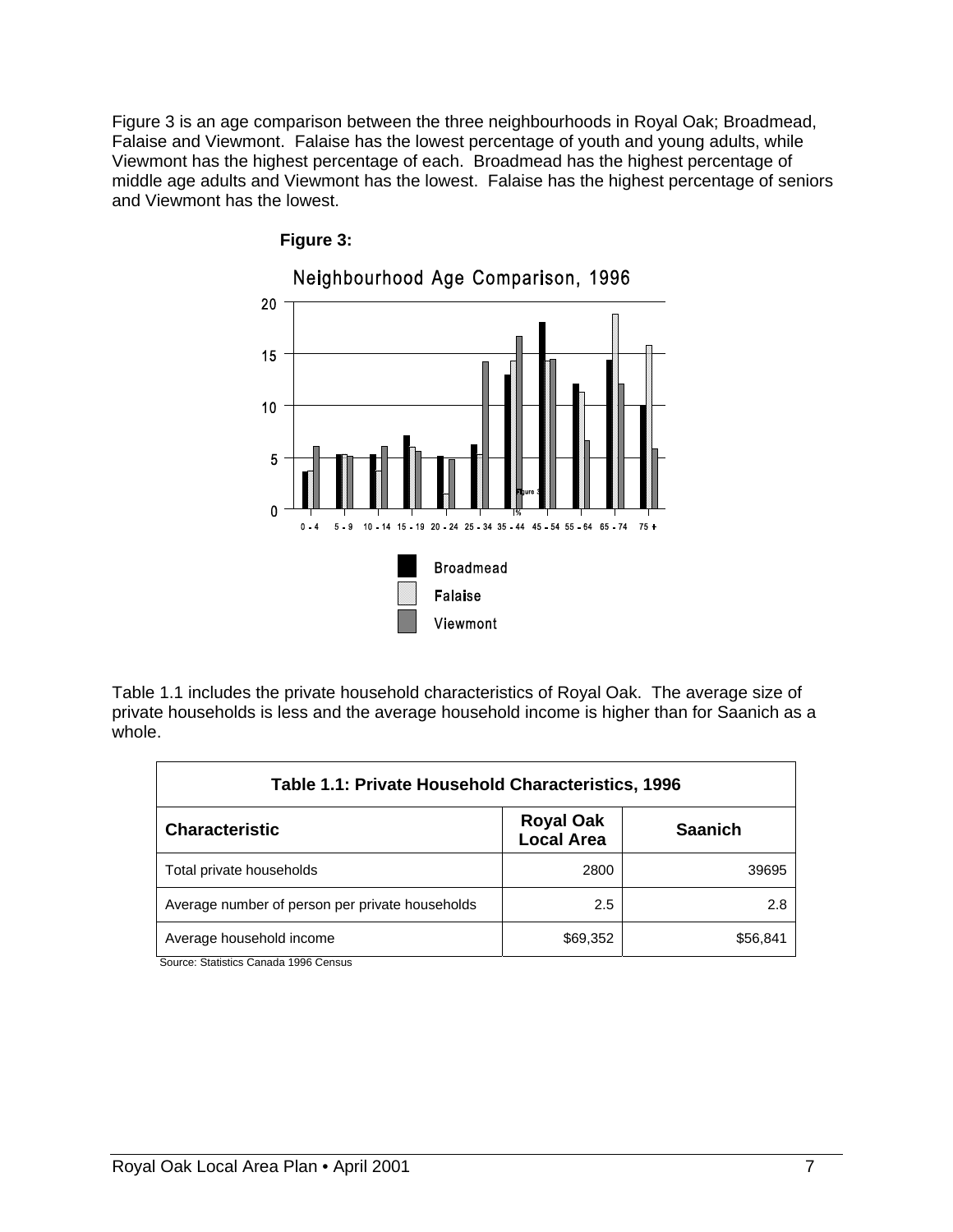Figure 3 is an age comparison between the three neighbourhoods in Royal Oak; Broadmead, Falaise and Viewmont. Falaise has the lowest percentage of youth and young adults, while Viewmont has the highest percentage of each. Broadmead has the highest percentage of middle age adults and Viewmont has the lowest. Falaise has the highest percentage of seniors and Viewmont has the lowest.

**Figure 3:**

Neighbourhood Age Comparison, 1996

Table 1.1 includes the private household characteristics of Royal Oak. The average size of private households is less and the average household income is higher than for Saanich as a whole.

| Table 1.1: Private Household Characteristics, 1996 | | |
|---|---|---|
| **Characteristic** | **Royal Oak Local Area** | **Saanich** |
| Total private households | 2800 | 39695 |
| Average number of person per private households | 2.5 | 2.8 |
| Average household income | $69,352 | $56,841 |

Source: Statistics Canada 1996 Census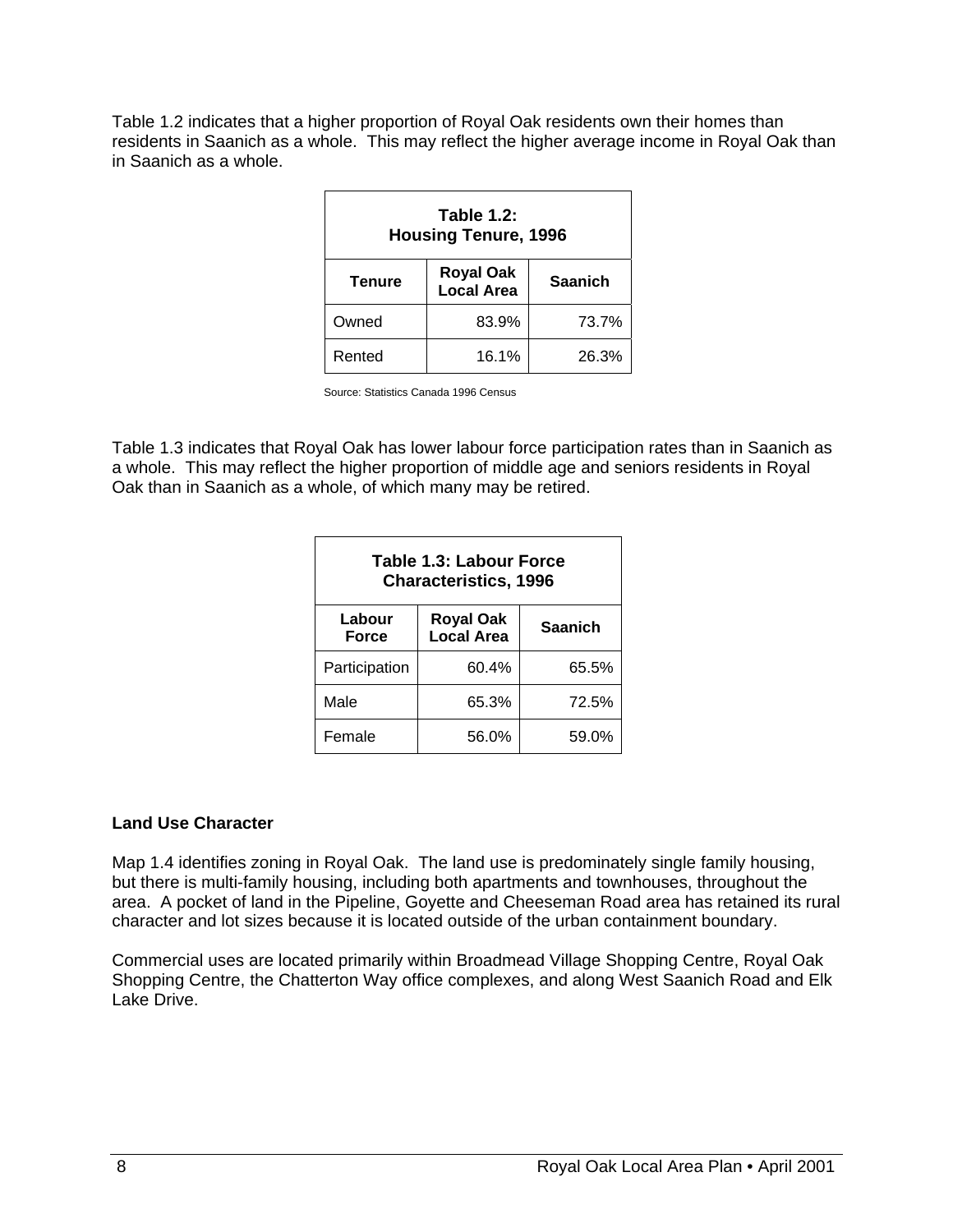Table 1.2 indicates that a higher proportion of Royal Oak residents own their homes than residents in Saanich as a whole. This may reflect the higher average income in Royal Oak than in Saanich as a whole.

**Table 1.2: Housing Tenure, 1996**

| Tenure | Royal Oak Local Area | Saanich |
|---|---|---|
| Owned | 83.9% | 73.7% |
| Rented | 16.1% | 26.3% |

Source: Statistics Canada 1996 Census

Table 1.3 indicates that Royal Oak has lower labour force participation rates than in Saanich as a whole. This may reflect the higher proportion of middle age and seniors residents in Royal Oak than in Saanich as a whole, of which many may be retired.

**Table 1.3: Labour Force Characteristics, 1996**

| Labour Force | Royal Oak Local Area | Saanich |
|---|---|---|
| Participation | 60.4% | 65.5% |
| Male | 65.3% | 72.5% |
| Female | 56.0% | 59.0% |

### Land Use Character

Map 1.4 identifies zoning in Royal Oak. The land use is predominately single family housing, but there is multi-family housing, including both apartments and townhouses, throughout the area. A pocket of land in the Pipeline, Goyette and Cheeseman Road area has retained its rural character and lot sizes because it is located outside of the urban containment boundary.

Commercial uses are located primarily within Broadmead Village Shopping Centre, Royal Oak Shopping Centre, the Chatterton Way office complexes, and along West Saanich Road and Elk Lake Drive.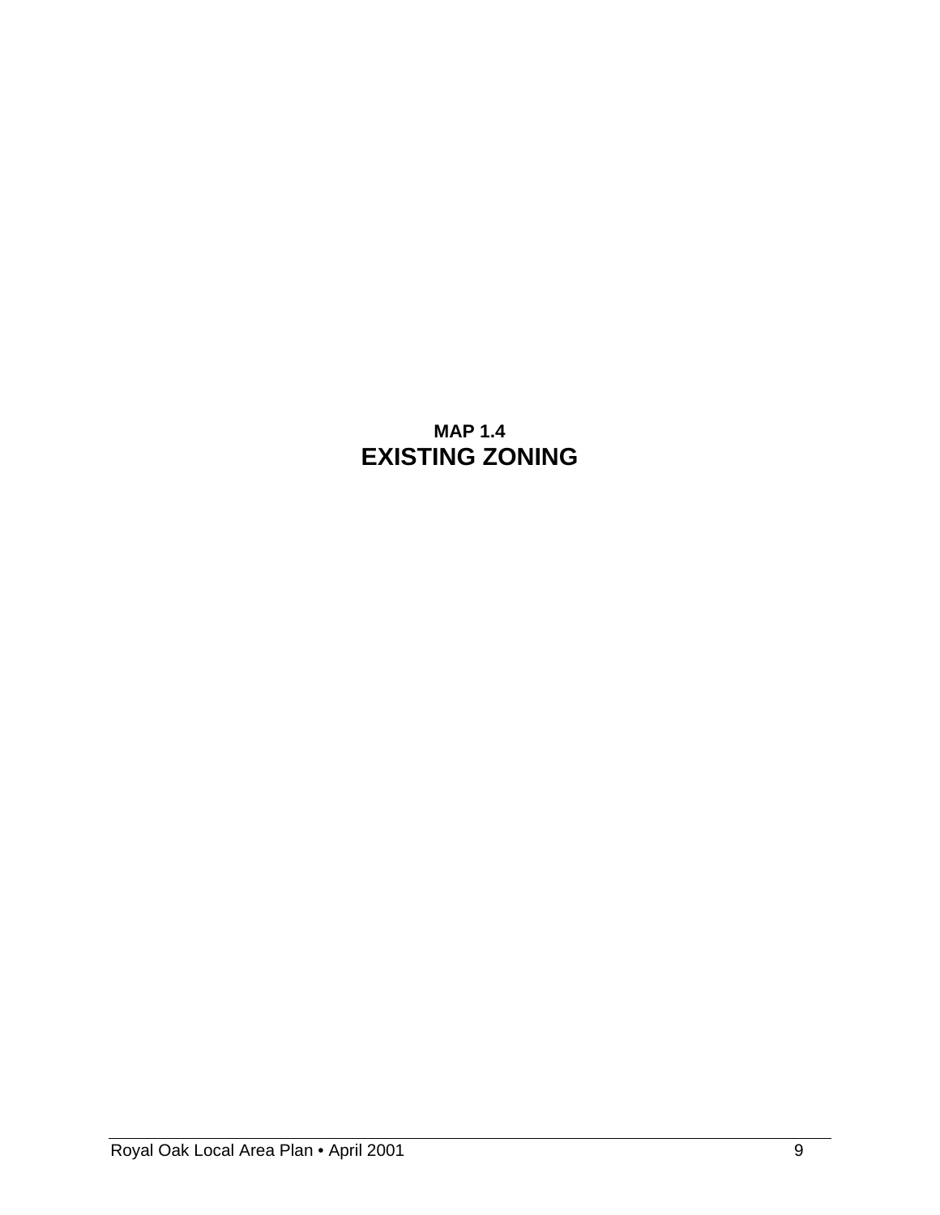**MAP 1.4**

**EXISTING ZONING**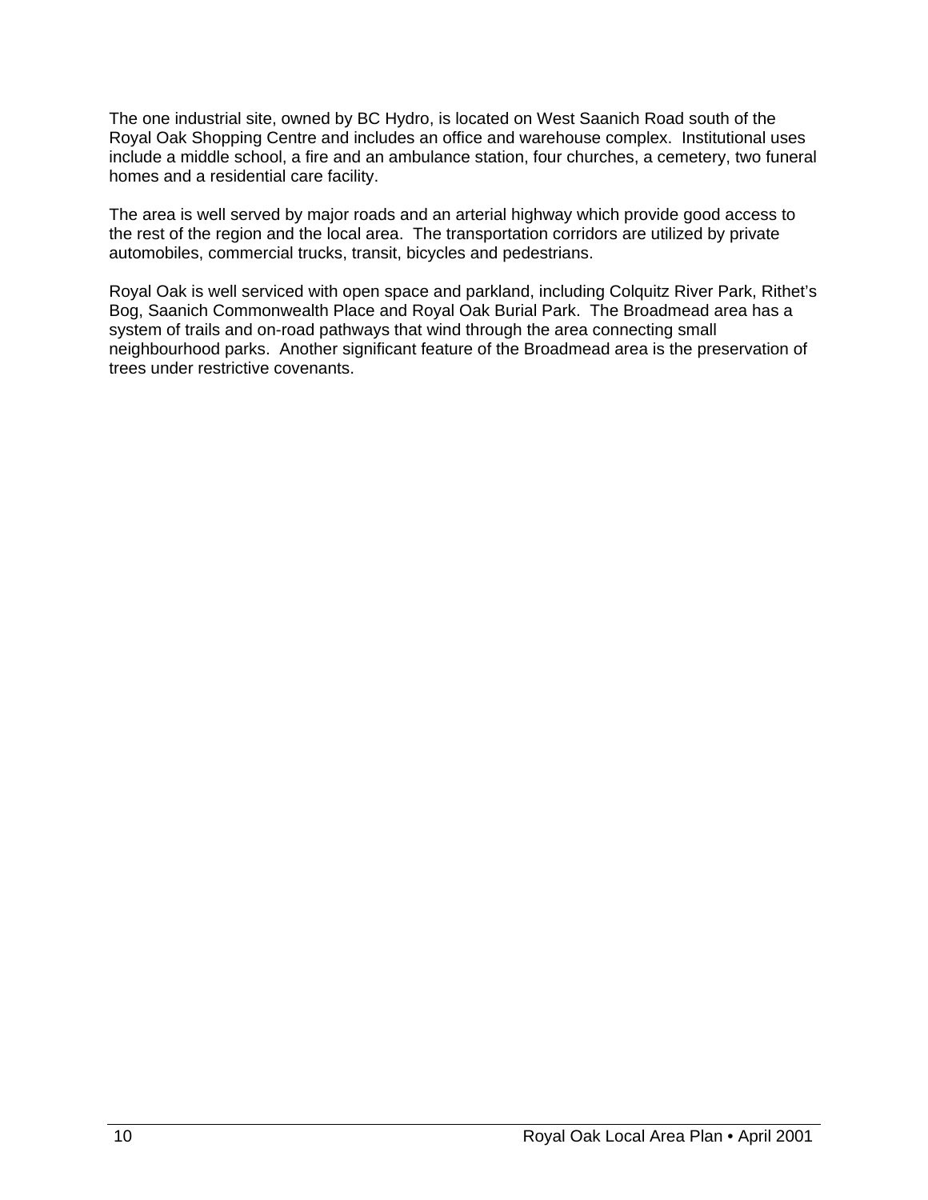The one industrial site, owned by BC Hydro, is located on West Saanich Road south of the Royal Oak Shopping Centre and includes an office and warehouse complex. Institutional uses include a middle school, a fire and an ambulance station, four churches, a cemetery, two funeral homes and a residential care facility.

The area is well served by major roads and an arterial highway which provide good access to the rest of the region and the local area. The transportation corridors are utilized by private automobiles, commercial trucks, transit, bicycles and pedestrians.

Royal Oak is well serviced with open space and parkland, including Colquitz River Park, Rithet's Bog, Saanich Commonwealth Place and Royal Oak Burial Park. The Broadmead area has a system of trails and on-road pathways that wind through the area connecting small neighbourhood parks. Another significant feature of the Broadmead area is the preservation of trees under restrictive covenants.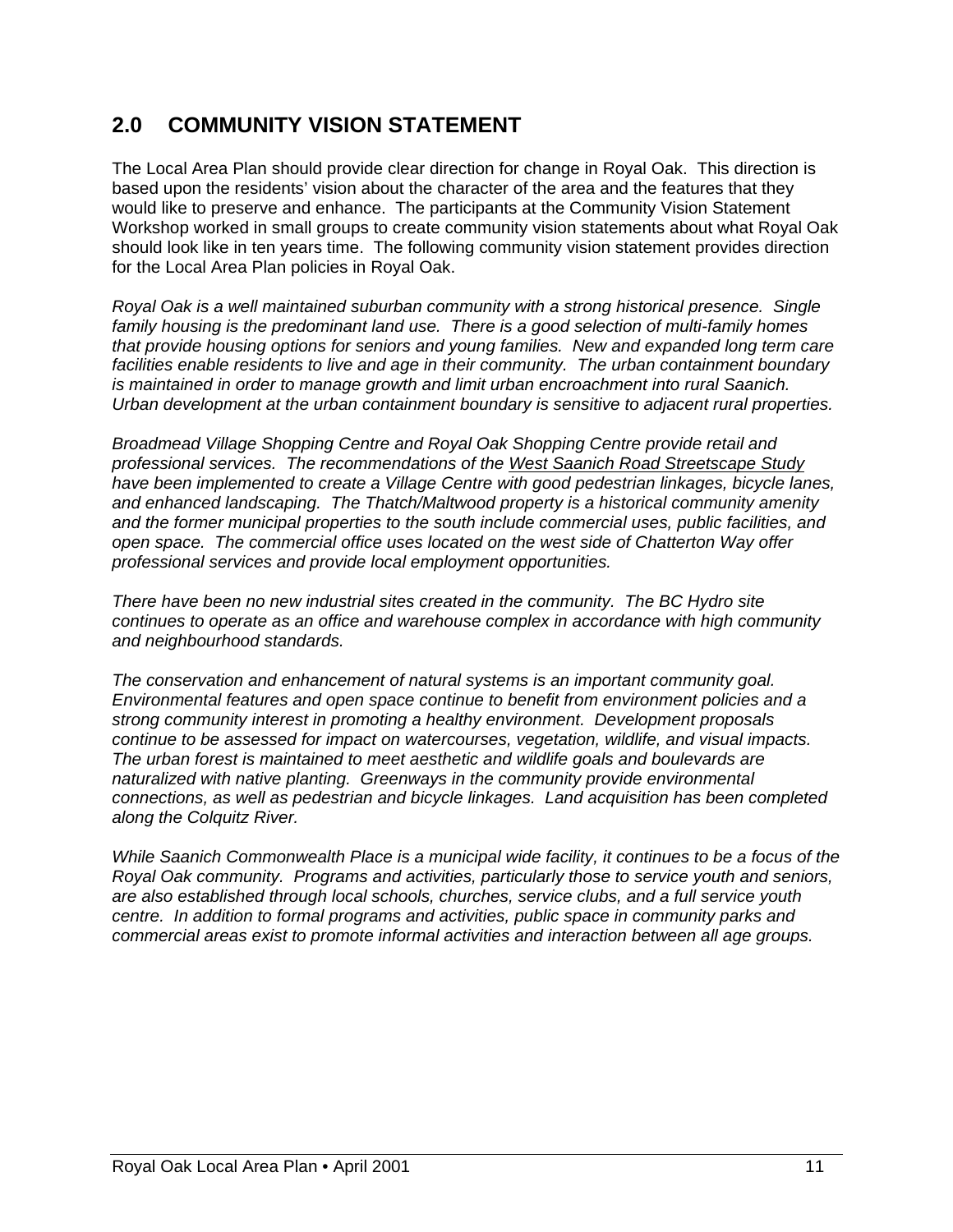## 2.0 COMMUNITY VISION STATEMENT

The Local Area Plan should provide clear direction for change in Royal Oak. This direction is based upon the residents' vision about the character of the area and the features that they would like to preserve and enhance. The participants at the Community Vision Statement Workshop worked in small groups to create community vision statements about what Royal Oak should look like in ten years time. The following community vision statement provides direction for the Local Area Plan policies in Royal Oak.

*Royal Oak is a well maintained suburban community with a strong historical presence. Single family housing is the predominant land use. There is a good selection of multi-family homes that provide housing options for seniors and young families. New and expanded long term care facilities enable residents to live and age in their community. The urban containment boundary is maintained in order to manage growth and limit urban encroachment into rural Saanich. Urban development at the urban containment boundary is sensitive to adjacent rural properties.*

*Broadmead Village Shopping Centre and Royal Oak Shopping Centre provide retail and professional services. The recommendations of the <u>West Saanich Road Streetscape Study</u> have been implemented to create a Village Centre with good pedestrian linkages, bicycle lanes, and enhanced landscaping. The Thatch/Maltwood property is a historical community amenity and the former municipal properties to the south include commercial uses, public facilities, and open space. The commercial office uses located on the west side of Chatterton Way offer professional services and provide local employment opportunities.*

*There have been no new industrial sites created in the community. The BC Hydro site continues to operate as an office and warehouse complex in accordance with high community and neighbourhood standards.*

*The conservation and enhancement of natural systems is an important community goal. Environmental features and open space continue to benefit from environment policies and a strong community interest in promoting a healthy environment. Development proposals continue to be assessed for impact on watercourses, vegetation, wildlife, and visual impacts. The urban forest is maintained to meet aesthetic and wildlife goals and boulevards are naturalized with native planting. Greenways in the community provide environmental connections, as well as pedestrian and bicycle linkages. Land acquisition has been completed along the Colquitz River.*

*While Saanich Commonwealth Place is a municipal wide facility, it continues to be a focus of the Royal Oak community. Programs and activities, particularly those to service youth and seniors, are also established through local schools, churches, service clubs, and a full service youth centre. In addition to formal programs and activities, public space in community parks and commercial areas exist to promote informal activities and interaction between all age groups.*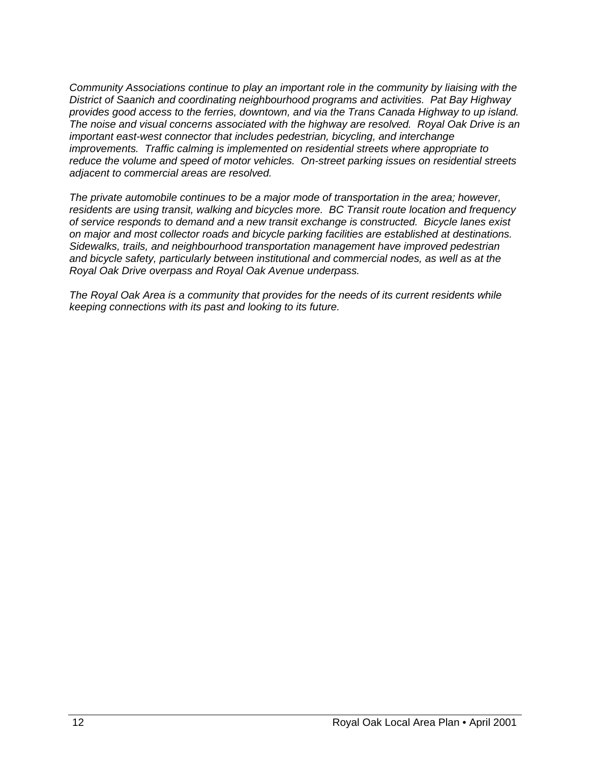*Community Associations continue to play an important role in the community by liaising with the District of Saanich and coordinating neighbourhood programs and activities. Pat Bay Highway provides good access to the ferries, downtown, and via the Trans Canada Highway to up island. The noise and visual concerns associated with the highway are resolved. Royal Oak Drive is an important east-west connector that includes pedestrian, bicycling, and interchange improvements. Traffic calming is implemented on residential streets where appropriate to reduce the volume and speed of motor vehicles. On-street parking issues on residential streets adjacent to commercial areas are resolved.*

*The private automobile continues to be a major mode of transportation in the area; however, residents are using transit, walking and bicycles more. BC Transit route location and frequency of service responds to demand and a new transit exchange is constructed. Bicycle lanes exist on major and most collector roads and bicycle parking facilities are established at destinations. Sidewalks, trails, and neighbourhood transportation management have improved pedestrian and bicycle safety, particularly between institutional and commercial nodes, as well as at the Royal Oak Drive overpass and Royal Oak Avenue underpass.*

*The Royal Oak Area is a community that provides for the needs of its current residents while keeping connections with its past and looking to its future.*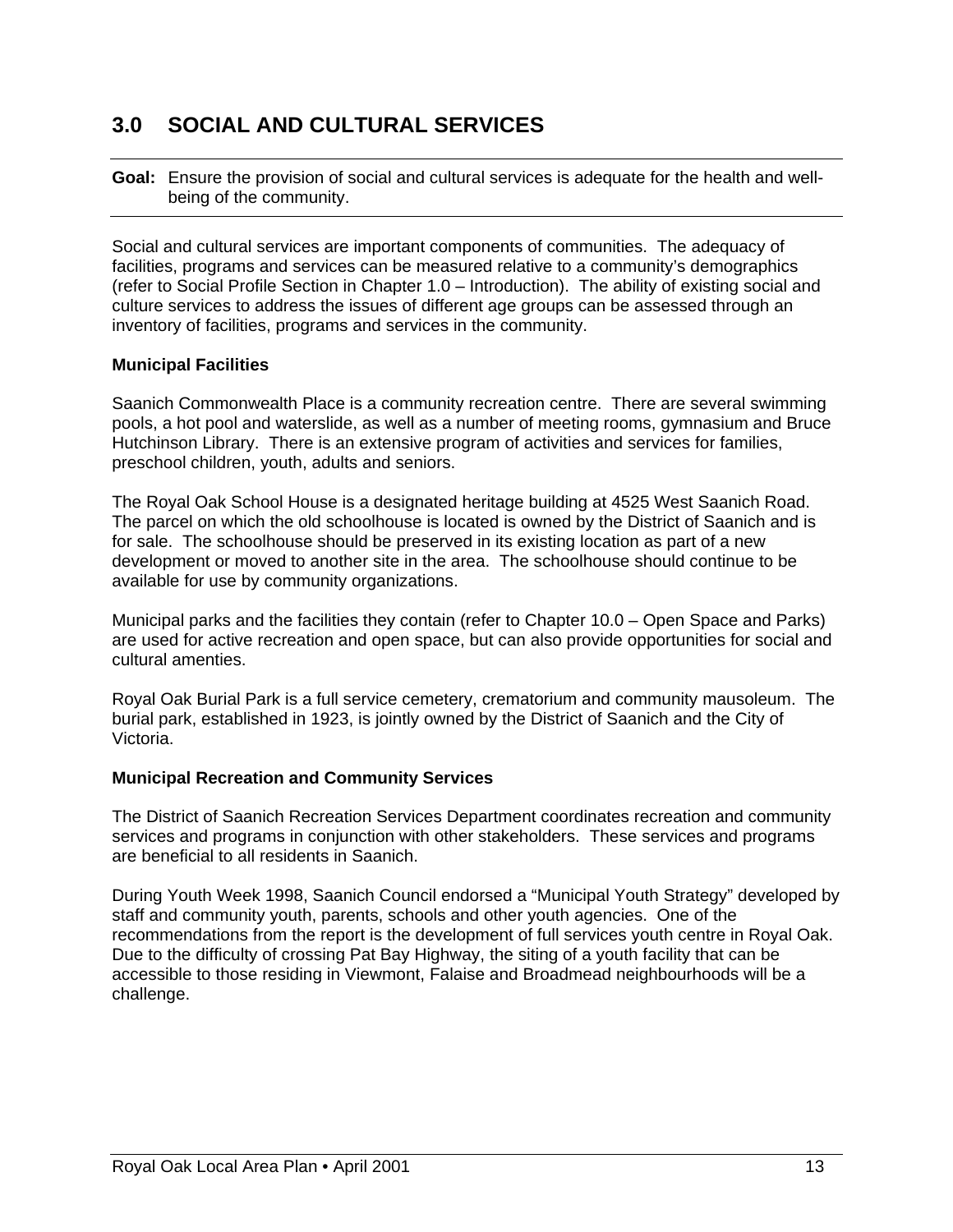# 3.0 SOCIAL AND CULTURAL SERVICES

---

**Goal:** Ensure the provision of social and cultural services is adequate for the health and well-being of the community.

---

Social and cultural services are important components of communities. The adequacy of facilities, programs and services can be measured relative to a community's demographics (refer to Social Profile Section in Chapter 1.0 – Introduction). The ability of existing social and culture services to address the issues of different age groups can be assessed through an inventory of facilities, programs and services in the community.

**Municipal Facilities**

Saanich Commonwealth Place is a community recreation centre. There are several swimming pools, a hot pool and waterslide, as well as a number of meeting rooms, gymnasium and Bruce Hutchinson Library. There is an extensive program of activities and services for families, preschool children, youth, adults and seniors.

The Royal Oak School House is a designated heritage building at 4525 West Saanich Road. The parcel on which the old schoolhouse is located is owned by the District of Saanich and is for sale. The schoolhouse should be preserved in its existing location as part of a new development or moved to another site in the area. The schoolhouse should continue to be available for use by community organizations.

Municipal parks and the facilities they contain (refer to Chapter 10.0 – Open Space and Parks) are used for active recreation and open space, but can also provide opportunities for social and cultural amenties.

Royal Oak Burial Park is a full service cemetery, crematorium and community mausoleum. The burial park, established in 1923, is jointly owned by the District of Saanich and the City of Victoria.

**Municipal Recreation and Community Services**

The District of Saanich Recreation Services Department coordinates recreation and community services and programs in conjunction with other stakeholders. These services and programs are beneficial to all residents in Saanich.

During Youth Week 1998, Saanich Council endorsed a "Municipal Youth Strategy" developed by staff and community youth, parents, schools and other youth agencies. One of the recommendations from the report is the development of full services youth centre in Royal Oak. Due to the difficulty of crossing Pat Bay Highway, the siting of a youth facility that can be accessible to those residing in Viewmont, Falaise and Broadmead neighbourhoods will be a challenge.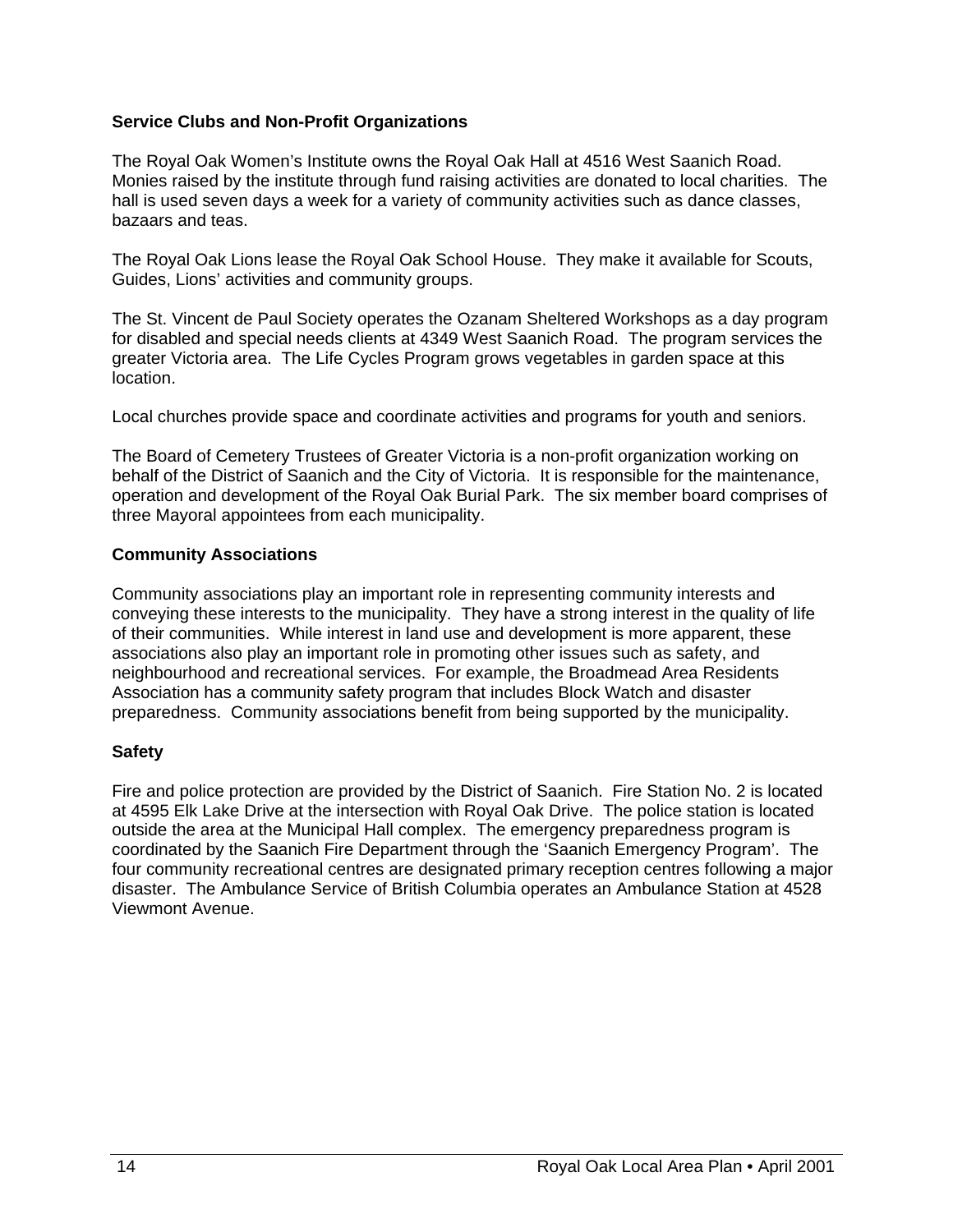### Service Clubs and Non-Profit Organizations

The Royal Oak Women's Institute owns the Royal Oak Hall at 4516 West Saanich Road. Monies raised by the institute through fund raising activities are donated to local charities. The hall is used seven days a week for a variety of community activities such as dance classes, bazaars and teas.

The Royal Oak Lions lease the Royal Oak School House. They make it available for Scouts, Guides, Lions' activities and community groups.

The St. Vincent de Paul Society operates the Ozanam Sheltered Workshops as a day program for disabled and special needs clients at 4349 West Saanich Road. The program services the greater Victoria area. The Life Cycles Program grows vegetables in garden space at this location.

Local churches provide space and coordinate activities and programs for youth and seniors.

The Board of Cemetery Trustees of Greater Victoria is a non-profit organization working on behalf of the District of Saanich and the City of Victoria. It is responsible for the maintenance, operation and development of the Royal Oak Burial Park. The six member board comprises of three Mayoral appointees from each municipality.

### Community Associations

Community associations play an important role in representing community interests and conveying these interests to the municipality. They have a strong interest in the quality of life of their communities. While interest in land use and development is more apparent, these associations also play an important role in promoting other issues such as safety, and neighbourhood and recreational services. For example, the Broadmead Area Residents Association has a community safety program that includes Block Watch and disaster preparedness. Community associations benefit from being supported by the municipality.

### Safety

Fire and police protection are provided by the District of Saanich. Fire Station No. 2 is located at 4595 Elk Lake Drive at the intersection with Royal Oak Drive. The police station is located outside the area at the Municipal Hall complex. The emergency preparedness program is coordinated by the Saanich Fire Department through the 'Saanich Emergency Program'. The four community recreational centres are designated primary reception centres following a major disaster. The Ambulance Service of British Columbia operates an Ambulance Station at 4528 Viewmont Avenue.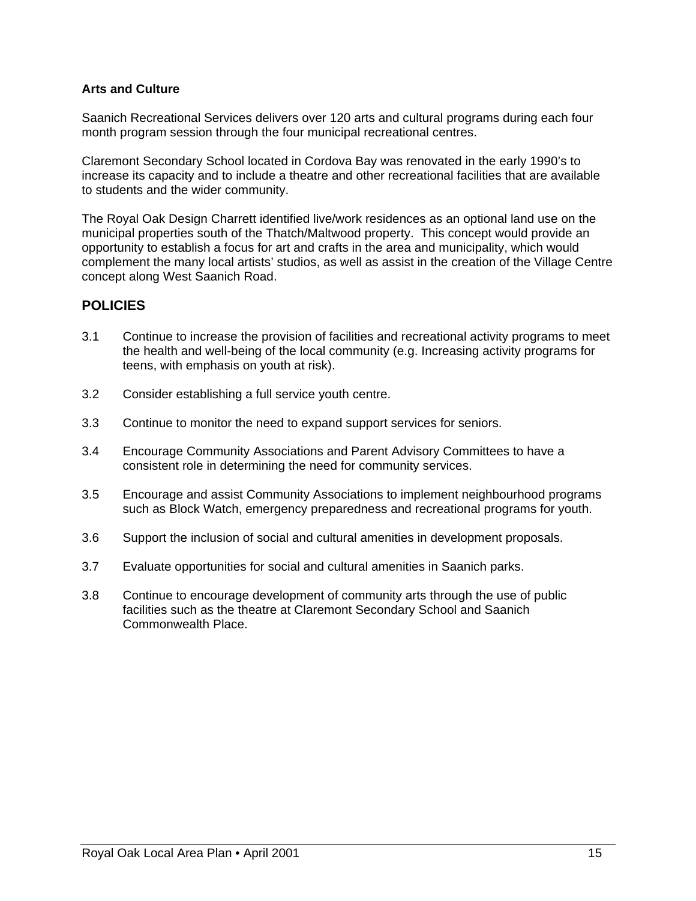### Arts and Culture

Saanich Recreational Services delivers over 120 arts and cultural programs during each four month program session through the four municipal recreational centres.

Claremont Secondary School located in Cordova Bay was renovated in the early 1990's to increase its capacity and to include a theatre and other recreational facilities that are available to students and the wider community.

The Royal Oak Design Charrett identified live/work residences as an optional land use on the municipal properties south of the Thatch/Maltwood property. This concept would provide an opportunity to establish a focus for art and crafts in the area and municipality, which would complement the many local artists' studios, as well as assist in the creation of the Village Centre concept along West Saanich Road.

## POLICIES

3.1 Continue to increase the provision of facilities and recreational activity programs to meet the health and well-being of the local community (e.g. Increasing activity programs for teens, with emphasis on youth at risk).

3.2 Consider establishing a full service youth centre.

3.3 Continue to monitor the need to expand support services for seniors.

3.4 Encourage Community Associations and Parent Advisory Committees to have a consistent role in determining the need for community services.

3.5 Encourage and assist Community Associations to implement neighbourhood programs such as Block Watch, emergency preparedness and recreational programs for youth.

3.6 Support the inclusion of social and cultural amenities in development proposals.

3.7 Evaluate opportunities for social and cultural amenities in Saanich parks.

3.8 Continue to encourage development of community arts through the use of public facilities such as the theatre at Claremont Secondary School and Saanich Commonwealth Place.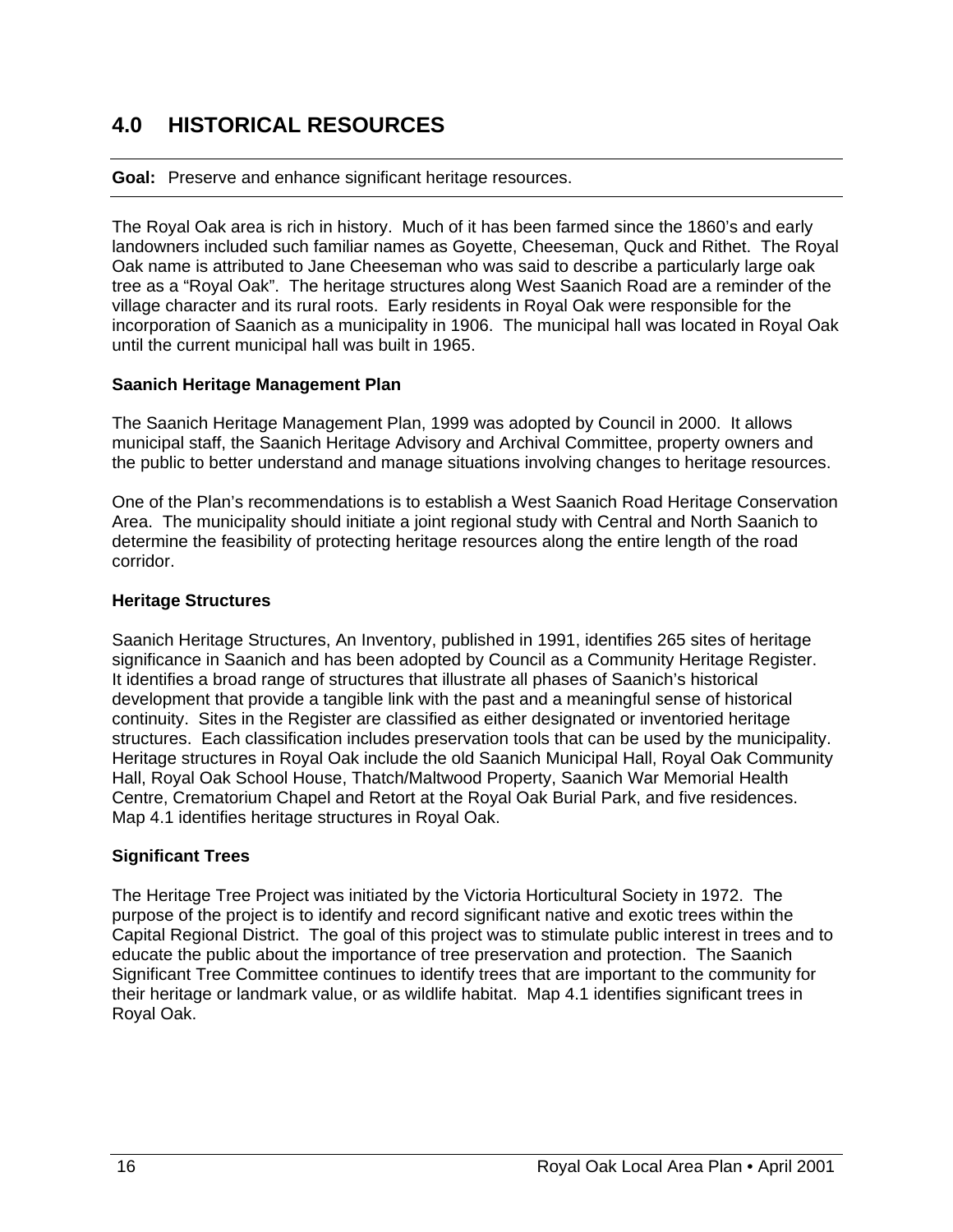# 4.0 HISTORICAL RESOURCES

**Goal:** Preserve and enhance significant heritage resources.

The Royal Oak area is rich in history. Much of it has been farmed since the 1860's and early landowners included such familiar names as Goyette, Cheeseman, Quck and Rithet. The Royal Oak name is attributed to Jane Cheeseman who was said to describe a particularly large oak tree as a "Royal Oak". The heritage structures along West Saanich Road are a reminder of the village character and its rural roots. Early residents in Royal Oak were responsible for the incorporation of Saanich as a municipality in 1906. The municipal hall was located in Royal Oak until the current municipal hall was built in 1965.

### Saanich Heritage Management Plan

The Saanich Heritage Management Plan, 1999 was adopted by Council in 2000. It allows municipal staff, the Saanich Heritage Advisory and Archival Committee, property owners and the public to better understand and manage situations involving changes to heritage resources.

One of the Plan's recommendations is to establish a West Saanich Road Heritage Conservation Area. The municipality should initiate a joint regional study with Central and North Saanich to determine the feasibility of protecting heritage resources along the entire length of the road corridor.

### Heritage Structures

Saanich Heritage Structures, An Inventory, published in 1991, identifies 265 sites of heritage significance in Saanich and has been adopted by Council as a Community Heritage Register. It identifies a broad range of structures that illustrate all phases of Saanich's historical development that provide a tangible link with the past and a meaningful sense of historical continuity. Sites in the Register are classified as either designated or inventoried heritage structures. Each classification includes preservation tools that can be used by the municipality. Heritage structures in Royal Oak include the old Saanich Municipal Hall, Royal Oak Community Hall, Royal Oak School House, Thatch/Maltwood Property, Saanich War Memorial Health Centre, Crematorium Chapel and Retort at the Royal Oak Burial Park, and five residences. Map 4.1 identifies heritage structures in Royal Oak.

### Significant Trees

The Heritage Tree Project was initiated by the Victoria Horticultural Society in 1972. The purpose of the project is to identify and record significant native and exotic trees within the Capital Regional District. The goal of this project was to stimulate public interest in trees and to educate the public about the importance of tree preservation and protection. The Saanich Significant Tree Committee continues to identify trees that are important to the community for their heritage or landmark value, or as wildlife habitat. Map 4.1 identifies significant trees in Royal Oak.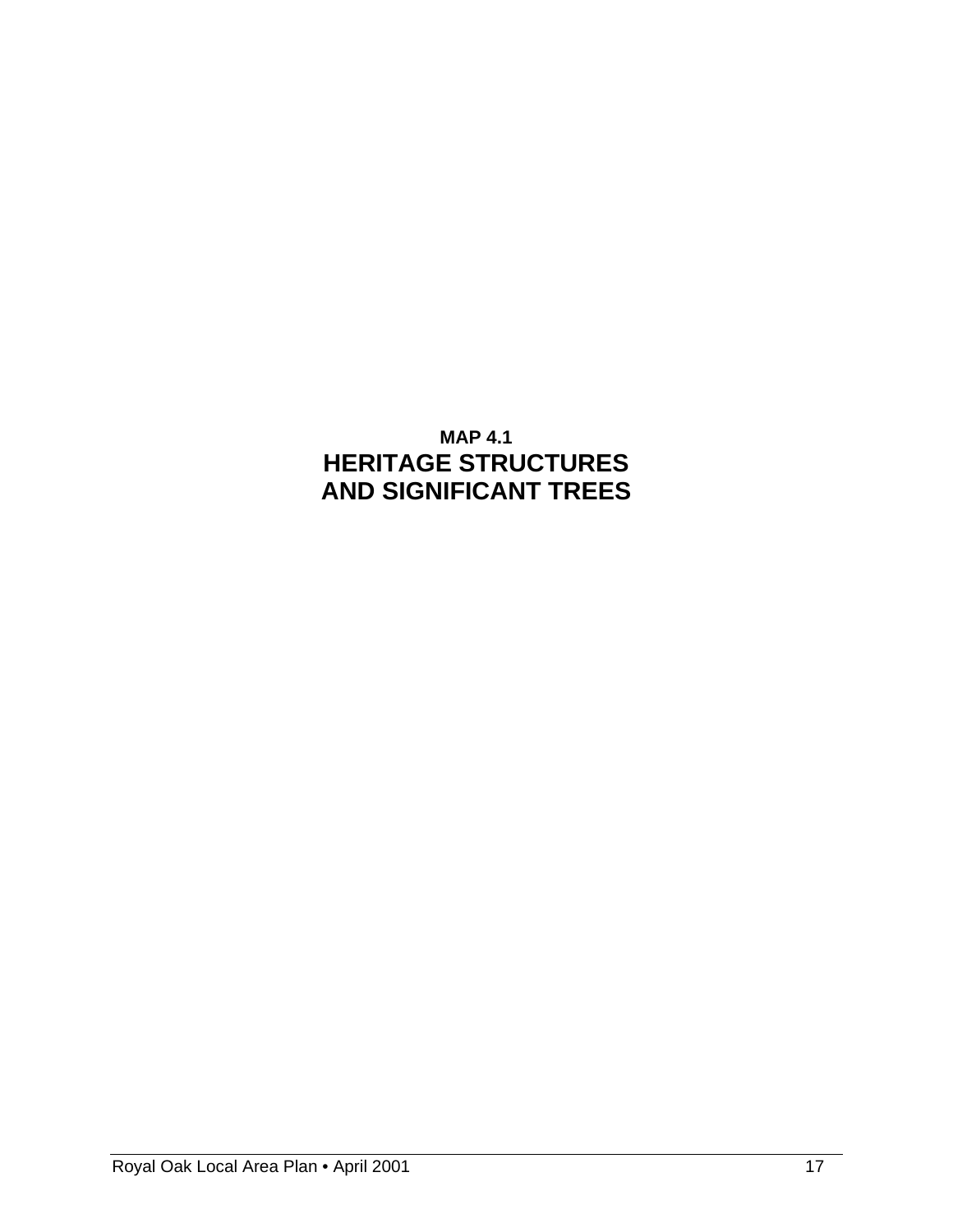**MAP 4.1**

## HERITAGE STRUCTURES AND SIGNIFICANT TREES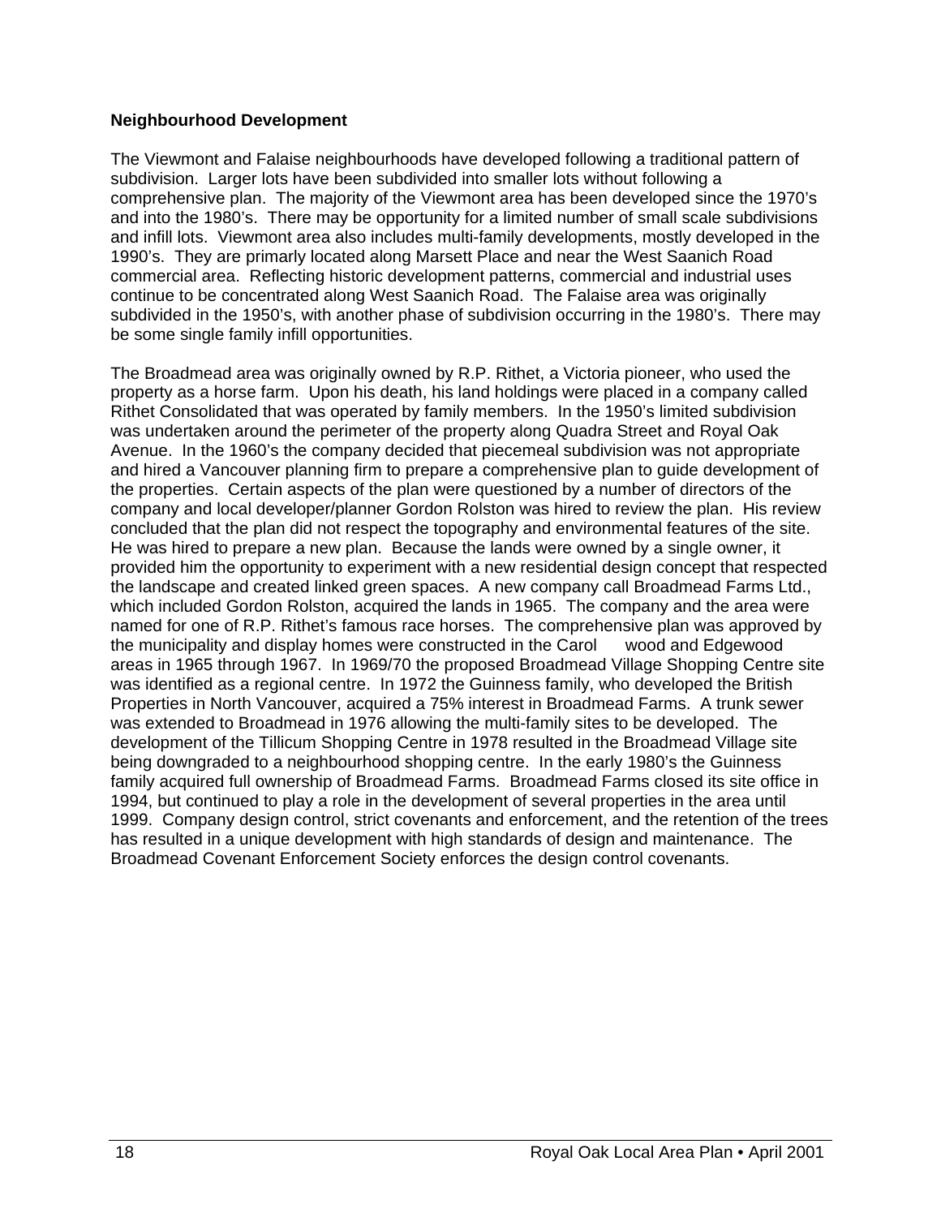**Neighbourhood Development**

The Viewmont and Falaise neighbourhoods have developed following a traditional pattern of subdivision. Larger lots have been subdivided into smaller lots without following a comprehensive plan. The majority of the Viewmont area has been developed since the 1970's and into the 1980's. There may be opportunity for a limited number of small scale subdivisions and infill lots. Viewmont area also includes multi-family developments, mostly developed in the 1990's. They are primarly located along Marsett Place and near the West Saanich Road commercial area. Reflecting historic development patterns, commercial and industrial uses continue to be concentrated along West Saanich Road. The Falaise area was originally subdivided in the 1950's, with another phase of subdivision occurring in the 1980's. There may be some single family infill opportunities.

The Broadmead area was originally owned by R.P. Rithet, a Victoria pioneer, who used the property as a horse farm. Upon his death, his land holdings were placed in a company called Rithet Consolidated that was operated by family members. In the 1950's limited subdivision was undertaken around the perimeter of the property along Quadra Street and Royal Oak Avenue. In the 1960's the company decided that piecemeal subdivision was not appropriate and hired a Vancouver planning firm to prepare a comprehensive plan to guide development of the properties. Certain aspects of the plan were questioned by a number of directors of the company and local developer/planner Gordon Rolston was hired to review the plan. His review concluded that the plan did not respect the topography and environmental features of the site. He was hired to prepare a new plan. Because the lands were owned by a single owner, it provided him the opportunity to experiment with a new residential design concept that respected the landscape and created linked green spaces. A new company call Broadmead Farms Ltd., which included Gordon Rolston, acquired the lands in 1965. The company and the area were named for one of R.P. Rithet's famous race horses. The comprehensive plan was approved by the municipality and display homes were constructed in the Carol wood and Edgewood areas in 1965 through 1967. In 1969/70 the proposed Broadmead Village Shopping Centre site was identified as a regional centre. In 1972 the Guinness family, who developed the British Properties in North Vancouver, acquired a 75% interest in Broadmead Farms. A trunk sewer was extended to Broadmead in 1976 allowing the multi-family sites to be developed. The development of the Tillicum Shopping Centre in 1978 resulted in the Broadmead Village site being downgraded to a neighbourhood shopping centre. In the early 1980's the Guinness family acquired full ownership of Broadmead Farms. Broadmead Farms closed its site office in 1994, but continued to play a role in the development of several properties in the area until 1999. Company design control, strict covenants and enforcement, and the retention of the trees has resulted in a unique development with high standards of design and maintenance. The Broadmead Covenant Enforcement Society enforces the design control covenants.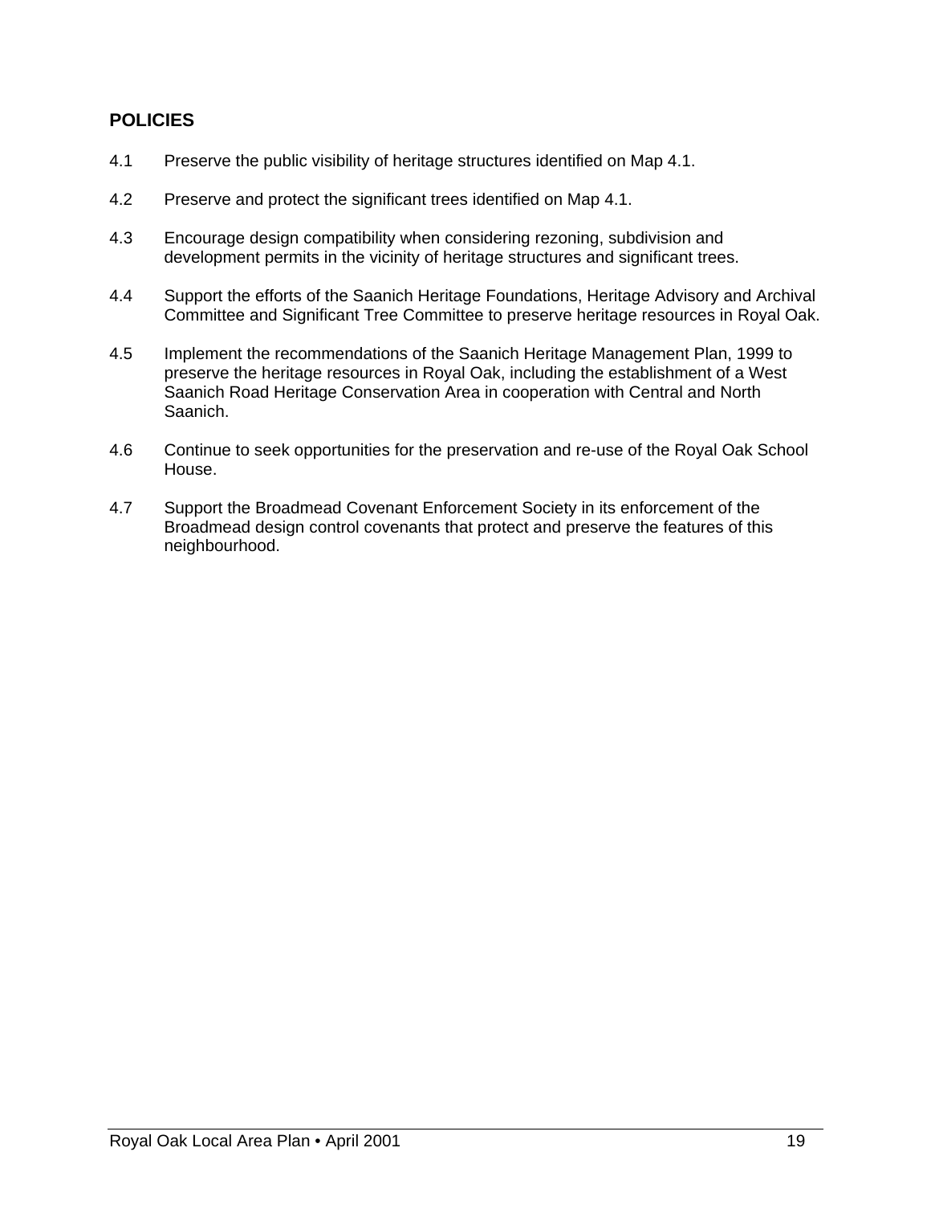## POLICIES

4.1 Preserve the public visibility of heritage structures identified on Map 4.1.

4.2 Preserve and protect the significant trees identified on Map 4.1.

4.3 Encourage design compatibility when considering rezoning, subdivision and development permits in the vicinity of heritage structures and significant trees.

4.4 Support the efforts of the Saanich Heritage Foundations, Heritage Advisory and Archival Committee and Significant Tree Committee to preserve heritage resources in Royal Oak.

4.5 Implement the recommendations of the Saanich Heritage Management Plan, 1999 to preserve the heritage resources in Royal Oak, including the establishment of a West Saanich Road Heritage Conservation Area in cooperation with Central and North Saanich.

4.6 Continue to seek opportunities for the preservation and re-use of the Royal Oak School House.

4.7 Support the Broadmead Covenant Enforcement Society in its enforcement of the Broadmead design control covenants that protect and preserve the features of this neighbourhood.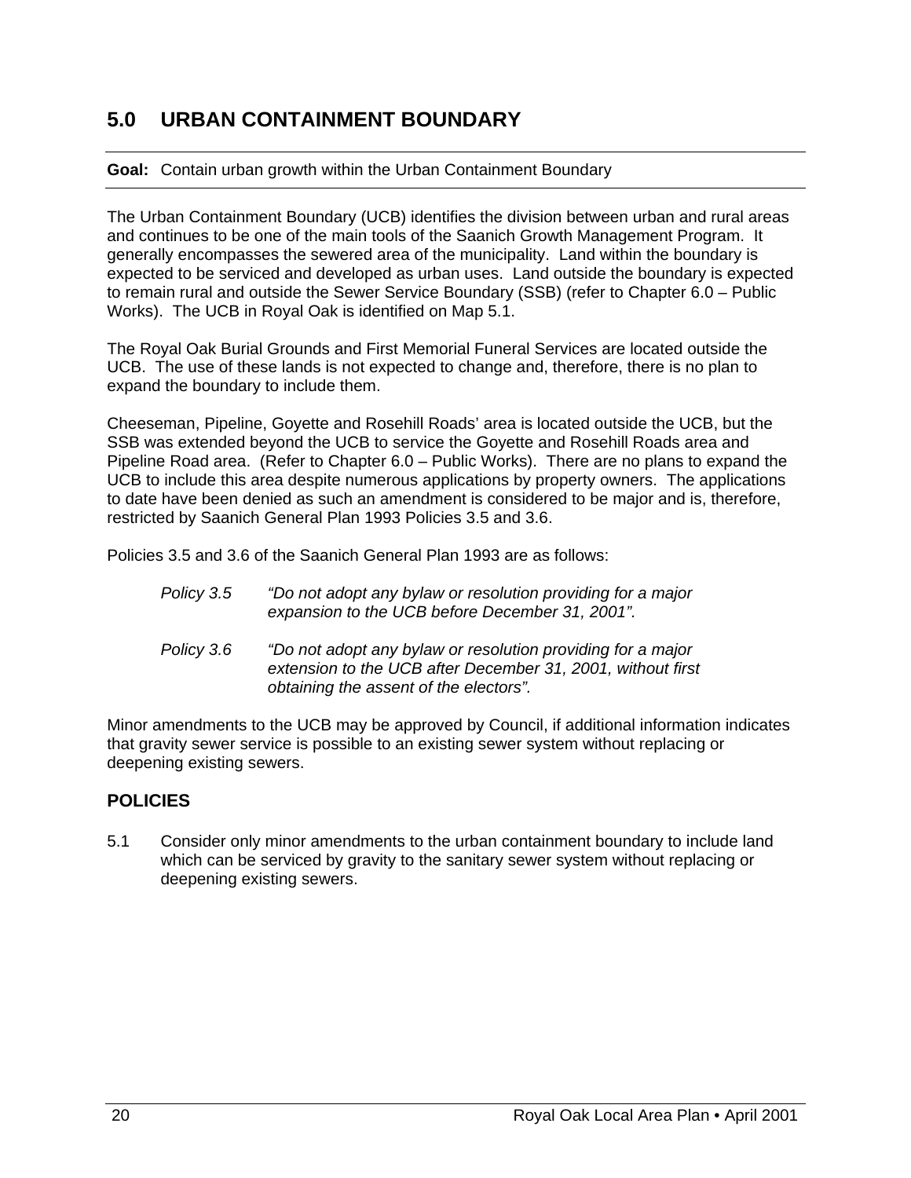# 5.0 URBAN CONTAINMENT BOUNDARY

---

**Goal:** Contain urban growth within the Urban Containment Boundary

---

The Urban Containment Boundary (UCB) identifies the division between urban and rural areas and continues to be one of the main tools of the Saanich Growth Management Program. It generally encompasses the sewered area of the municipality. Land within the boundary is expected to be serviced and developed as urban uses. Land outside the boundary is expected to remain rural and outside the Sewer Service Boundary (SSB) (refer to Chapter 6.0 – Public Works). The UCB in Royal Oak is identified on Map 5.1.

The Royal Oak Burial Grounds and First Memorial Funeral Services are located outside the UCB. The use of these lands is not expected to change and, therefore, there is no plan to expand the boundary to include them.

Cheeseman, Pipeline, Goyette and Rosehill Roads' area is located outside the UCB, but the SSB was extended beyond the UCB to service the Goyette and Rosehill Roads area and Pipeline Road area. (Refer to Chapter 6.0 – Public Works). There are no plans to expand the UCB to include this area despite numerous applications by property owners. The applications to date have been denied as such an amendment is considered to be major and is, therefore, restricted by Saanich General Plan 1993 Policies 3.5 and 3.6.

Policies 3.5 and 3.6 of the Saanich General Plan 1993 are as follows:

*Policy 3.5* *"Do not adopt any bylaw or resolution providing for a major expansion to the UCB before December 31, 2001".*

*Policy 3.6* *"Do not adopt any bylaw or resolution providing for a major extension to the UCB after December 31, 2001, without first obtaining the assent of the electors".*

Minor amendments to the UCB may be approved by Council, if additional information indicates that gravity sewer service is possible to an existing sewer system without replacing or deepening existing sewers.

## POLICIES

5.1 Consider only minor amendments to the urban containment boundary to include land which can be serviced by gravity to the sanitary sewer system without replacing or deepening existing sewers.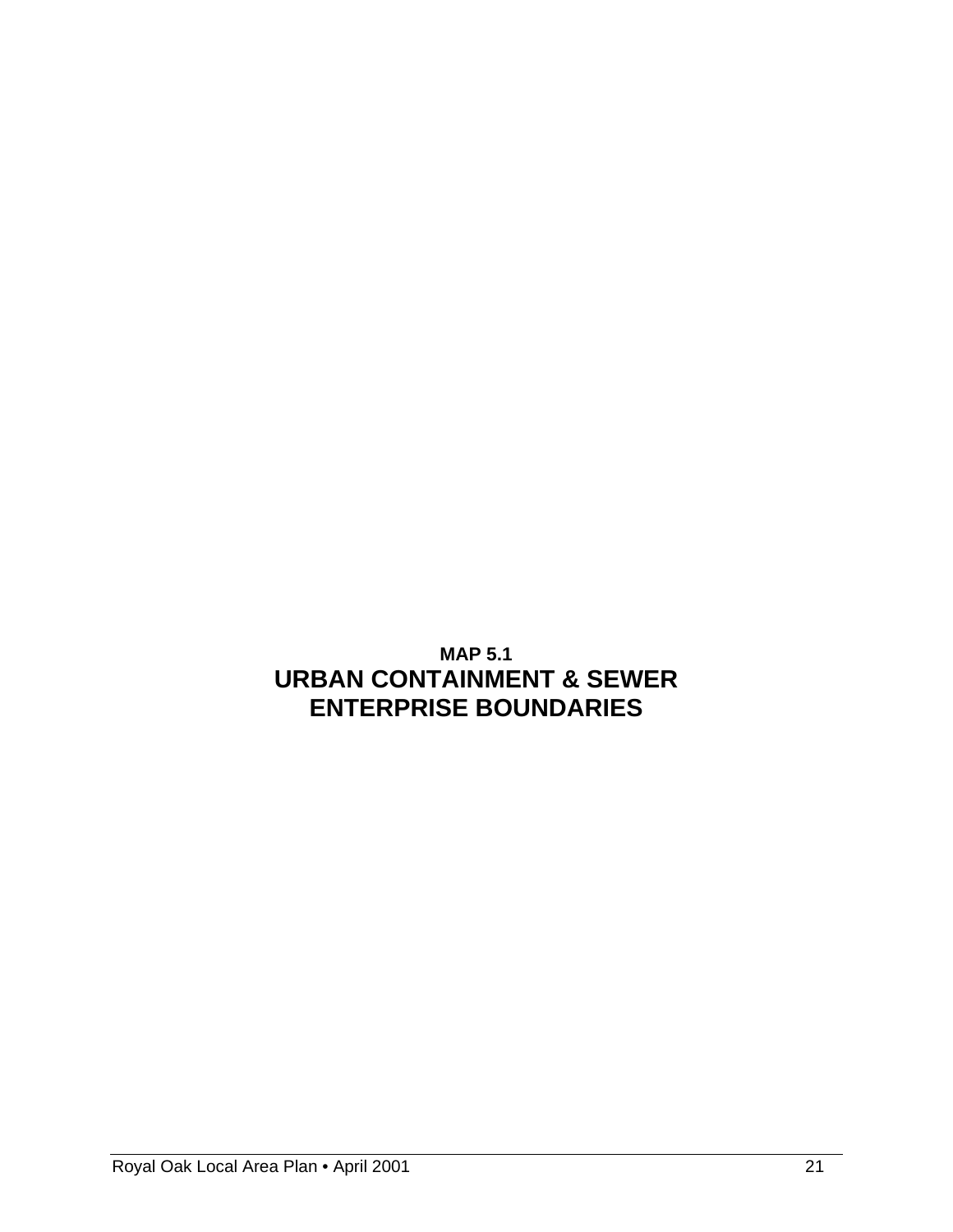**MAP 5.1**

## URBAN CONTAINMENT & SEWER ENTERPRISE BOUNDARIES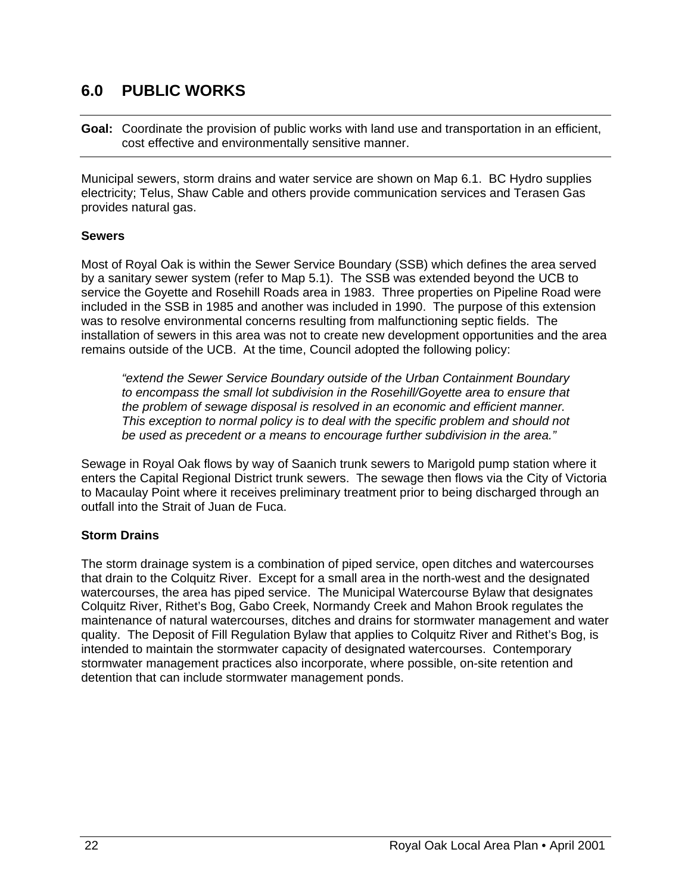## 6.0 PUBLIC WORKS

**Goal:** Coordinate the provision of public works with land use and transportation in an efficient, cost effective and environmentally sensitive manner.

Municipal sewers, storm drains and water service are shown on Map 6.1. BC Hydro supplies electricity; Telus, Shaw Cable and others provide communication services and Terasen Gas provides natural gas.

**Sewers**

Most of Royal Oak is within the Sewer Service Boundary (SSB) which defines the area served by a sanitary sewer system (refer to Map 5.1). The SSB was extended beyond the UCB to service the Goyette and Rosehill Roads area in 1983. Three properties on Pipeline Road were included in the SSB in 1985 and another was included in 1990. The purpose of this extension was to resolve environmental concerns resulting from malfunctioning septic fields. The installation of sewers in this area was not to create new development opportunities and the area remains outside of the UCB. At the time, Council adopted the following policy:

> *"extend the Sewer Service Boundary outside of the Urban Containment Boundary to encompass the small lot subdivision in the Rosehill/Goyette area to ensure that the problem of sewage disposal is resolved in an economic and efficient manner. This exception to normal policy is to deal with the specific problem and should not be used as precedent or a means to encourage further subdivision in the area."*

Sewage in Royal Oak flows by way of Saanich trunk sewers to Marigold pump station where it enters the Capital Regional District trunk sewers. The sewage then flows via the City of Victoria to Macaulay Point where it receives preliminary treatment prior to being discharged through an outfall into the Strait of Juan de Fuca.

**Storm Drains**

The storm drainage system is a combination of piped service, open ditches and watercourses that drain to the Colquitz River. Except for a small area in the north-west and the designated watercourses, the area has piped service. The Municipal Watercourse Bylaw that designates Colquitz River, Rithet's Bog, Gabo Creek, Normandy Creek and Mahon Brook regulates the maintenance of natural watercourses, ditches and drains for stormwater management and water quality. The Deposit of Fill Regulation Bylaw that applies to Colquitz River and Rithet's Bog, is intended to maintain the stormwater capacity of designated watercourses. Contemporary stormwater management practices also incorporate, where possible, on-site retention and detention that can include stormwater management ponds.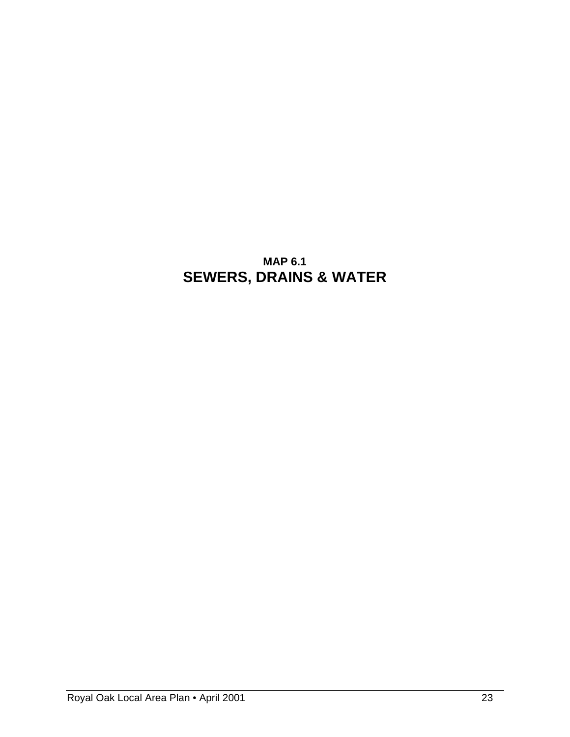**MAP 6.1**

# SEWERS, DRAINS & WATER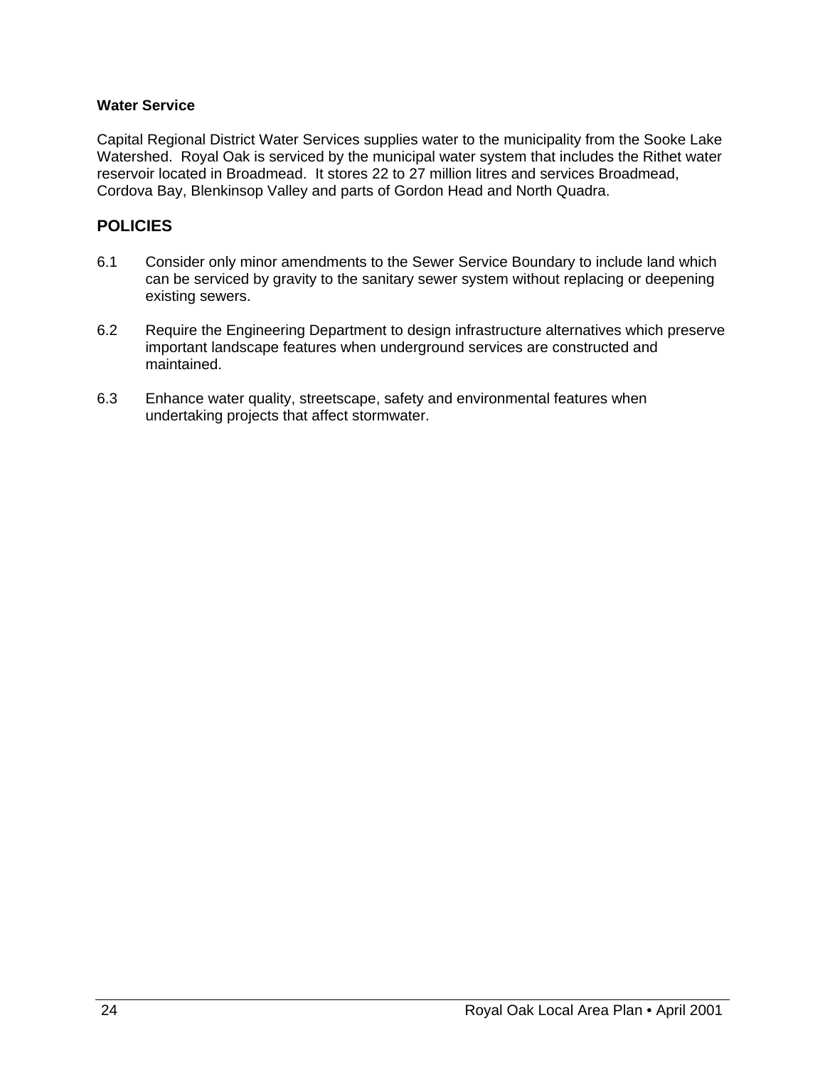### Water Service

Capital Regional District Water Services supplies water to the municipality from the Sooke Lake Watershed. Royal Oak is serviced by the municipal water system that includes the Rithet water reservoir located in Broadmead. It stores 22 to 27 million litres and services Broadmead, Cordova Bay, Blenkinsop Valley and parts of Gordon Head and North Quadra.

## POLICIES

6.1 Consider only minor amendments to the Sewer Service Boundary to include land which can be serviced by gravity to the sanitary sewer system without replacing or deepening existing sewers.

6.2 Require the Engineering Department to design infrastructure alternatives which preserve important landscape features when underground services are constructed and maintained.

6.3 Enhance water quality, streetscape, safety and environmental features when undertaking projects that affect stormwater.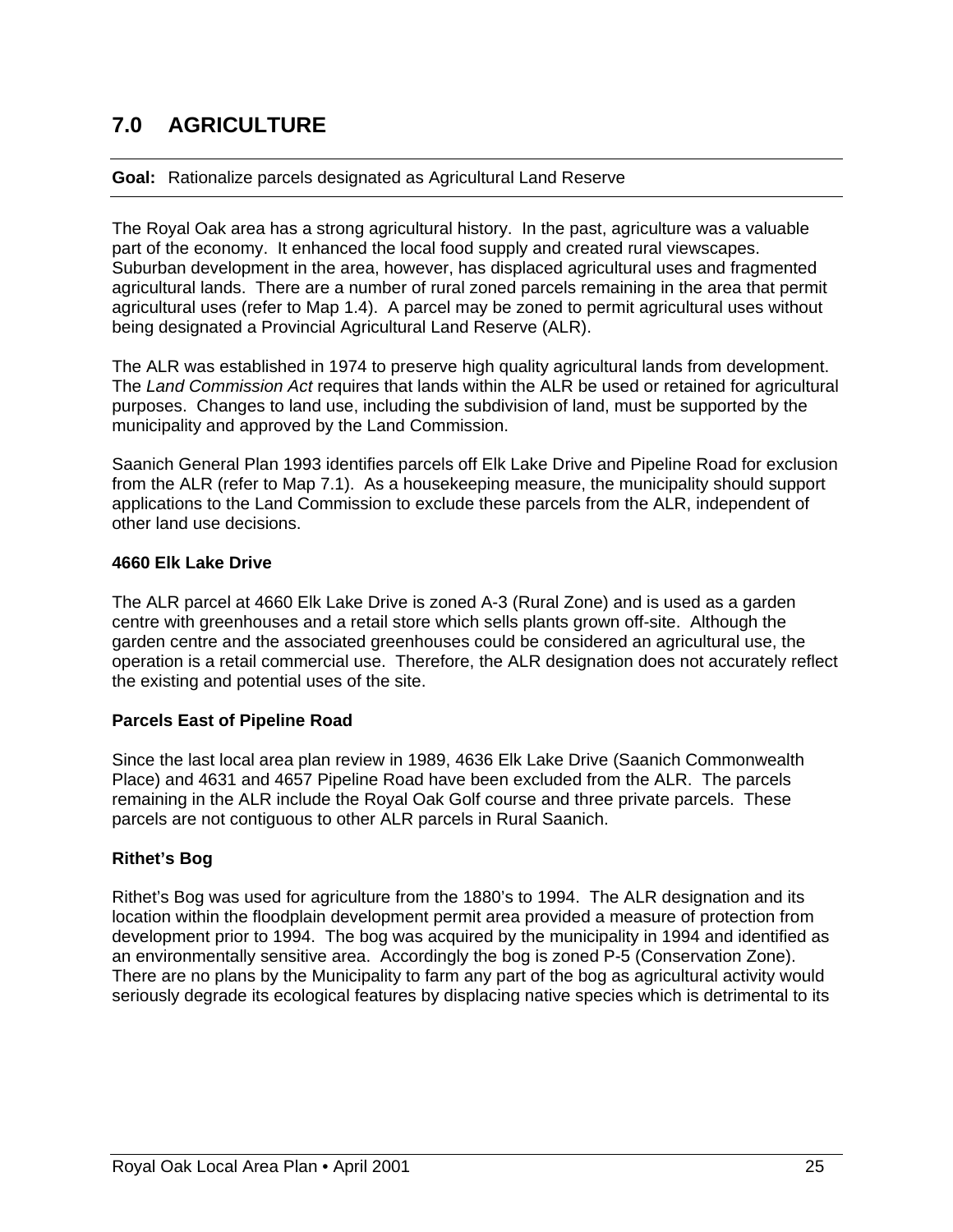# 7.0 AGRICULTURE

**Goal:** Rationalize parcels designated as Agricultural Land Reserve

The Royal Oak area has a strong agricultural history. In the past, agriculture was a valuable part of the economy. It enhanced the local food supply and created rural viewscapes. Suburban development in the area, however, has displaced agricultural uses and fragmented agricultural lands. There are a number of rural zoned parcels remaining in the area that permit agricultural uses (refer to Map 1.4). A parcel may be zoned to permit agricultural uses without being designated a Provincial Agricultural Land Reserve (ALR).

The ALR was established in 1974 to preserve high quality agricultural lands from development. The *Land Commission Act* requires that lands within the ALR be used or retained for agricultural purposes. Changes to land use, including the subdivision of land, must be supported by the municipality and approved by the Land Commission.

Saanich General Plan 1993 identifies parcels off Elk Lake Drive and Pipeline Road for exclusion from the ALR (refer to Map 7.1). As a housekeeping measure, the municipality should support applications to the Land Commission to exclude these parcels from the ALR, independent of other land use decisions.

**4660 Elk Lake Drive**

The ALR parcel at 4660 Elk Lake Drive is zoned A-3 (Rural Zone) and is used as a garden centre with greenhouses and a retail store which sells plants grown off-site. Although the garden centre and the associated greenhouses could be considered an agricultural use, the operation is a retail commercial use. Therefore, the ALR designation does not accurately reflect the existing and potential uses of the site.

**Parcels East of Pipeline Road**

Since the last local area plan review in 1989, 4636 Elk Lake Drive (Saanich Commonwealth Place) and 4631 and 4657 Pipeline Road have been excluded from the ALR. The parcels remaining in the ALR include the Royal Oak Golf course and three private parcels. These parcels are not contiguous to other ALR parcels in Rural Saanich.

**Rithet's Bog**

Rithet's Bog was used for agriculture from the 1880's to 1994. The ALR designation and its location within the floodplain development permit area provided a measure of protection from development prior to 1994. The bog was acquired by the municipality in 1994 and identified as an environmentally sensitive area. Accordingly the bog is zoned P-5 (Conservation Zone). There are no plans by the Municipality to farm any part of the bog as agricultural activity would seriously degrade its ecological features by displacing native species which is detrimental to its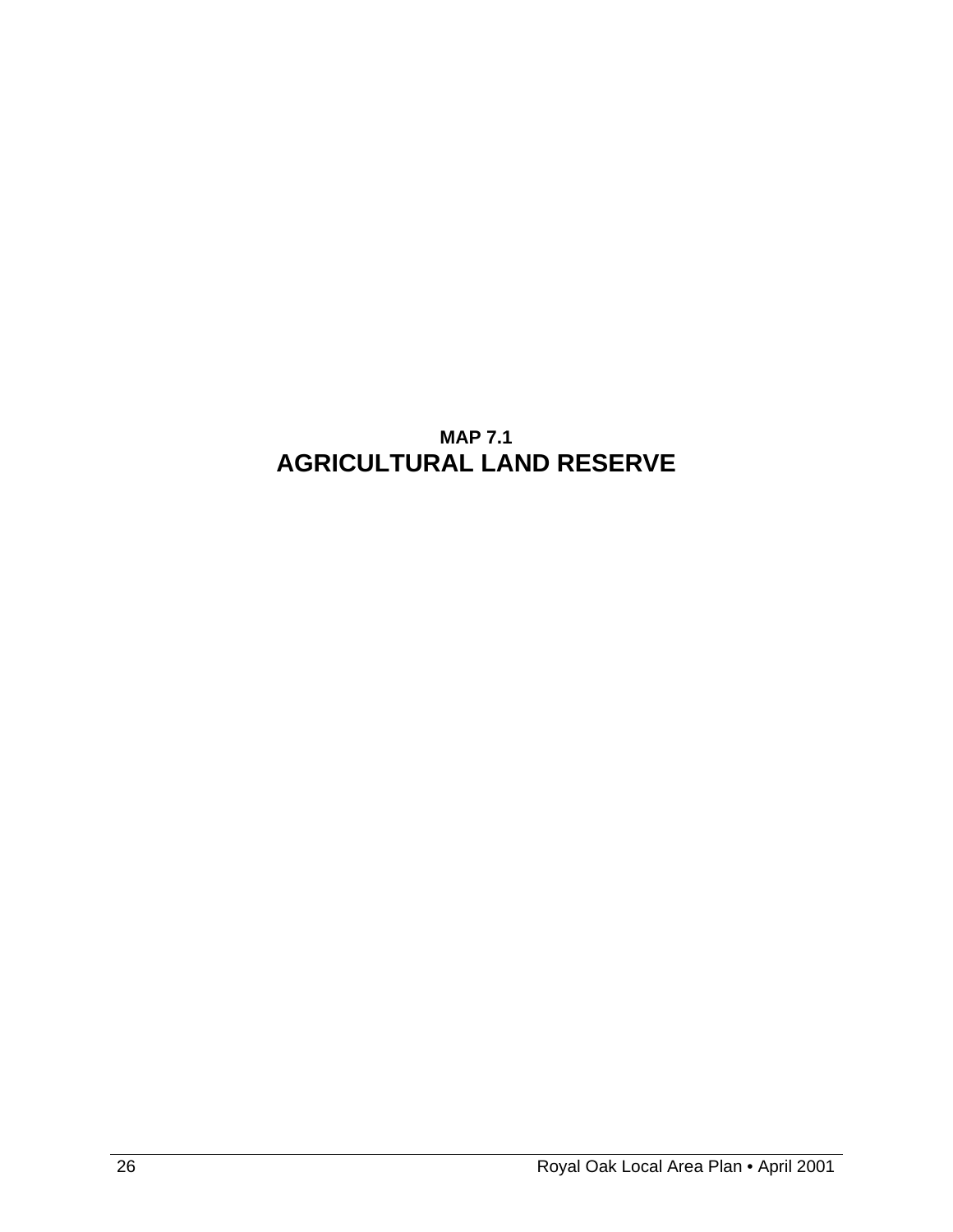**MAP 7.1**

## AGRICULTURAL LAND RESERVE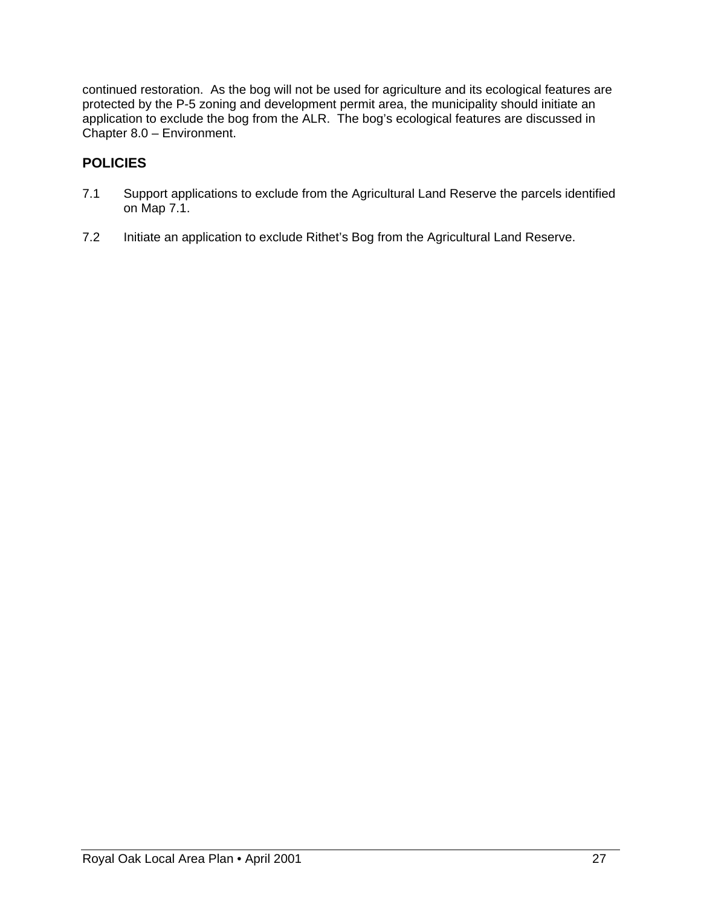continued restoration. As the bog will not be used for agriculture and its ecological features are protected by the P-5 zoning and development permit area, the municipality should initiate an application to exclude the bog from the ALR. The bog's ecological features are discussed in Chapter 8.0 – Environment.

## POLICIES

7.1 Support applications to exclude from the Agricultural Land Reserve the parcels identified on Map 7.1.

7.2 Initiate an application to exclude Rithet's Bog from the Agricultural Land Reserve.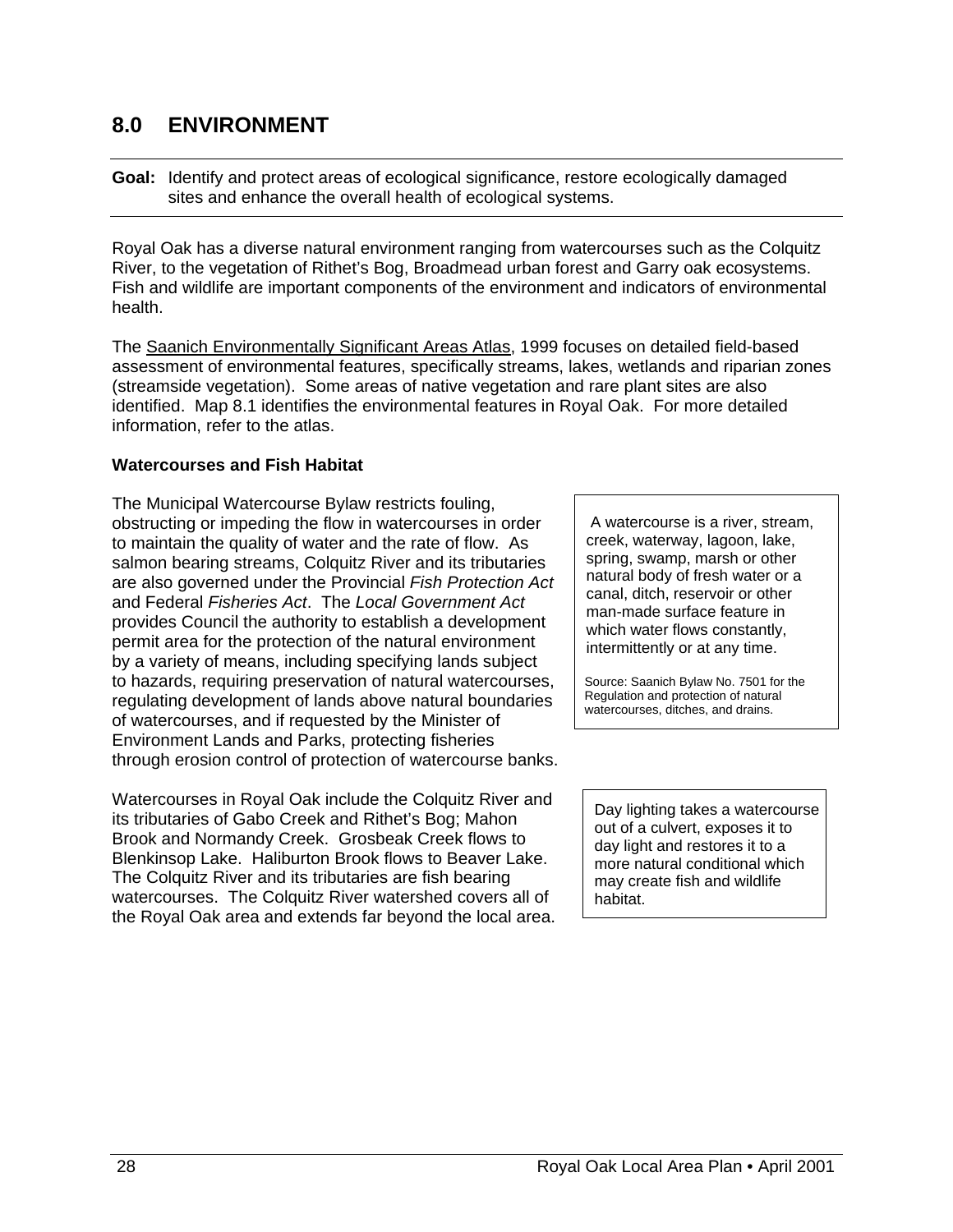# 8.0 ENVIRONMENT

**Goal:** Identify and protect areas of ecological significance, restore ecologically damaged sites and enhance the overall health of ecological systems.

Royal Oak has a diverse natural environment ranging from watercourses such as the Colquitz River, to the vegetation of Rithet's Bog, Broadmead urban forest and Garry oak ecosystems. Fish and wildlife are important components of the environment and indicators of environmental health.

The Saanich Environmentally Significant Areas Atlas, 1999 focuses on detailed field-based assessment of environmental features, specifically streams, lakes, wetlands and riparian zones (streamside vegetation). Some areas of native vegetation and rare plant sites are also identified. Map 8.1 identifies the environmental features in Royal Oak. For more detailed information, refer to the atlas.

### Watercourses and Fish Habitat

The Municipal Watercourse Bylaw restricts fouling, obstructing or impeding the flow in watercourses in order to maintain the quality of water and the rate of flow. As salmon bearing streams, Colquitz River and its tributaries are also governed under the Provincial *Fish Protection Act* and Federal *Fisheries Act*. The *Local Government Act* provides Council the authority to establish a development permit area for the protection of the natural environment by a variety of means, including specifying lands subject to hazards, requiring preservation of natural watercourses, regulating development of lands above natural boundaries of watercourses, and if requested by the Minister of Environment Lands and Parks, protecting fisheries through erosion control of protection of watercourse banks.

> A watercourse is a river, stream, creek, waterway, lagoon, lake, spring, swamp, marsh or other natural body of fresh water or a canal, ditch, reservoir or other man-made surface feature in which water flows constantly, intermittently or at any time.
>
> Source: Saanich Bylaw No. 7501 for the Regulation and protection of natural watercourses, ditches, and drains.

Watercourses in Royal Oak include the Colquitz River and its tributaries of Gabo Creek and Rithet's Bog; Mahon Brook and Normandy Creek. Grosbeak Creek flows to Blenkinsop Lake. Haliburton Brook flows to Beaver Lake. The Colquitz River and its tributaries are fish bearing watercourses. The Colquitz River watershed covers all of the Royal Oak area and extends far beyond the local area.

> Day lighting takes a watercourse out of a culvert, exposes it to day light and restores it to a more natural conditional which may create fish and wildlife habitat.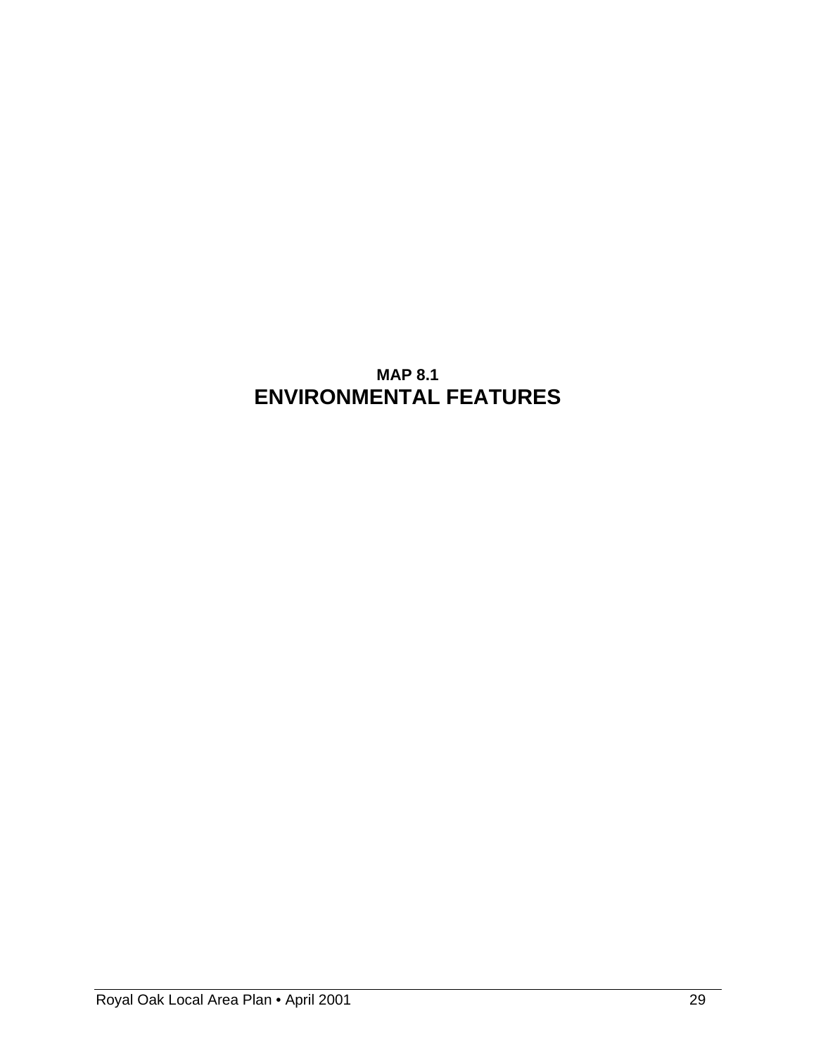**MAP 8.1**

# ENVIRONMENTAL FEATURES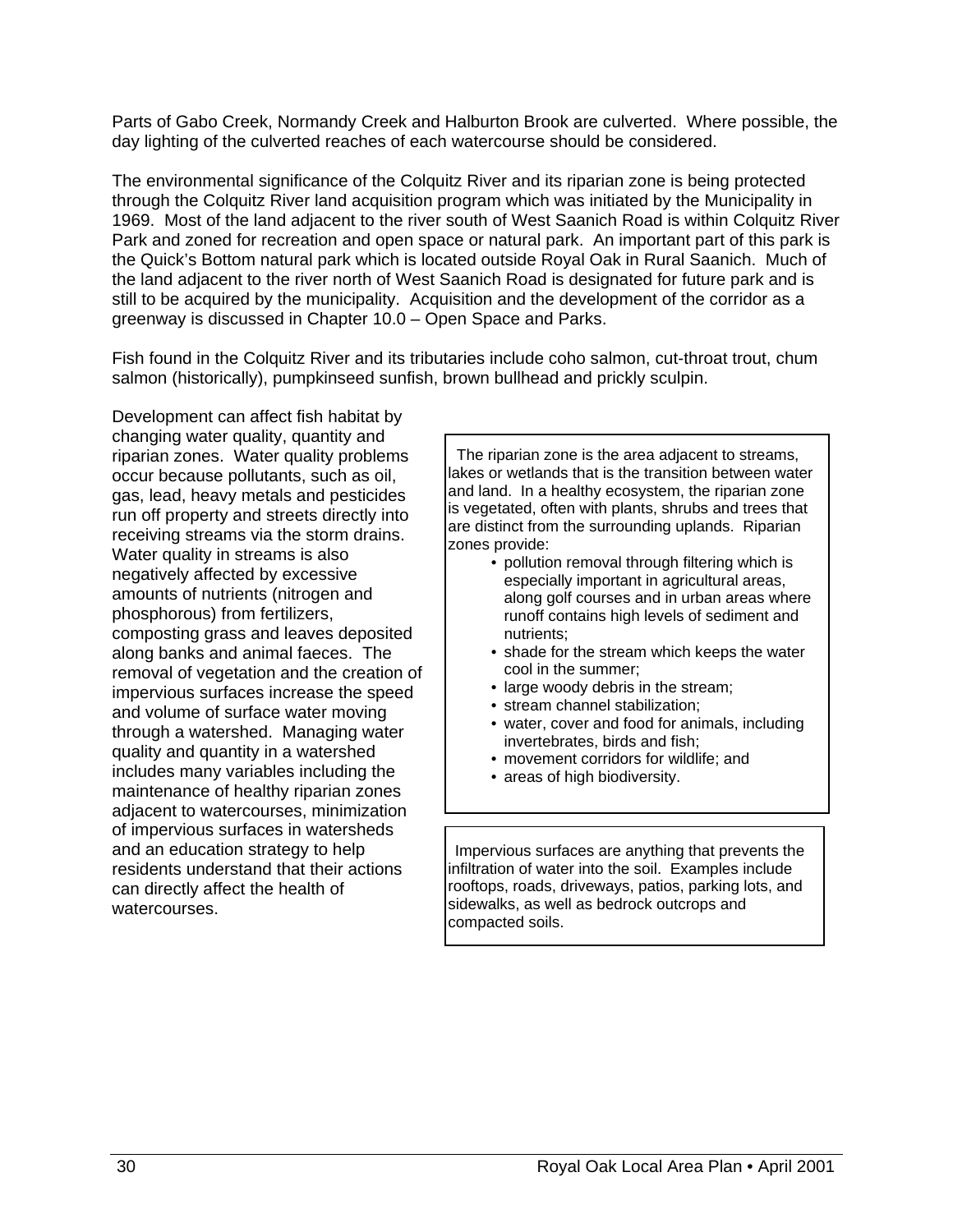Parts of Gabo Creek, Normandy Creek and Halburton Brook are culverted. Where possible, the day lighting of the culverted reaches of each watercourse should be considered.

The environmental significance of the Colquitz River and its riparian zone is being protected through the Colquitz River land acquisition program which was initiated by the Municipality in 1969. Most of the land adjacent to the river south of West Saanich Road is within Colquitz River Park and zoned for recreation and open space or natural park. An important part of this park is the Quick's Bottom natural park which is located outside Royal Oak in Rural Saanich. Much of the land adjacent to the river north of West Saanich Road is designated for future park and is still to be acquired by the municipality. Acquisition and the development of the corridor as a greenway is discussed in Chapter 10.0 – Open Space and Parks.

Fish found in the Colquitz River and its tributaries include coho salmon, cut-throat trout, chum salmon (historically), pumpkinseed sunfish, brown bullhead and prickly sculpin.

Development can affect fish habitat by changing water quality, quantity and riparian zones. Water quality problems occur because pollutants, such as oil, gas, lead, heavy metals and pesticides run off property and streets directly into receiving streams via the storm drains. Water quality in streams is also negatively affected by excessive amounts of nutrients (nitrogen and phosphorous) from fertilizers, composting grass and leaves deposited along banks and animal faeces. The removal of vegetation and the creation of impervious surfaces increase the speed and volume of surface water moving through a watershed. Managing water quality and quantity in a watershed includes many variables including the maintenance of healthy riparian zones adjacent to watercourses, minimization of impervious surfaces in watersheds and an education strategy to help residents understand that their actions can directly affect the health of watercourses.

> The riparian zone is the area adjacent to streams, lakes or wetlands that is the transition between water and land. In a healthy ecosystem, the riparian zone is vegetated, often with plants, shrubs and trees that are distinct from the surrounding uplands. Riparian zones provide:
>
> - pollution removal through filtering which is especially important in agricultural areas, along golf courses and in urban areas where runoff contains high levels of sediment and nutrients;
> - shade for the stream which keeps the water cool in the summer;
> - large woody debris in the stream;
> - stream channel stabilization;
> - water, cover and food for animals, including invertebrates, birds and fish;
> - movement corridors for wildlife; and
> - areas of high biodiversity.

> Impervious surfaces are anything that prevents the infiltration of water into the soil. Examples include rooftops, roads, driveways, patios, parking lots, and sidewalks, as well as bedrock outcrops and compacted soils.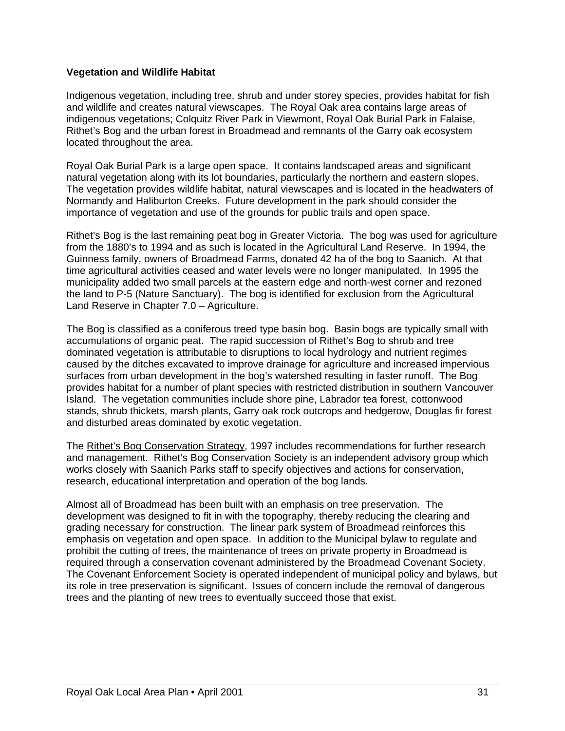**Vegetation and Wildlife Habitat**

Indigenous vegetation, including tree, shrub and under storey species, provides habitat for fish and wildlife and creates natural viewscapes. The Royal Oak area contains large areas of indigenous vegetations; Colquitz River Park in Viewmont, Royal Oak Burial Park in Falaise, Rithet's Bog and the urban forest in Broadmead and remnants of the Garry oak ecosystem located throughout the area.

Royal Oak Burial Park is a large open space. It contains landscaped areas and significant natural vegetation along with its lot boundaries, particularly the northern and eastern slopes. The vegetation provides wildlife habitat, natural viewscapes and is located in the headwaters of Normandy and Haliburton Creeks. Future development in the park should consider the importance of vegetation and use of the grounds for public trails and open space.

Rithet's Bog is the last remaining peat bog in Greater Victoria. The bog was used for agriculture from the 1880's to 1994 and as such is located in the Agricultural Land Reserve. In 1994, the Guinness family, owners of Broadmead Farms, donated 42 ha of the bog to Saanich. At that time agricultural activities ceased and water levels were no longer manipulated. In 1995 the municipality added two small parcels at the eastern edge and north-west corner and rezoned the land to P-5 (Nature Sanctuary). The bog is identified for exclusion from the Agricultural Land Reserve in Chapter 7.0 – Agriculture.

The Bog is classified as a coniferous treed type basin bog. Basin bogs are typically small with accumulations of organic peat. The rapid succession of Rithet's Bog to shrub and tree dominated vegetation is attributable to disruptions to local hydrology and nutrient regimes caused by the ditches excavated to improve drainage for agriculture and increased impervious surfaces from urban development in the bog's watershed resulting in faster runoff. The Bog provides habitat for a number of plant species with restricted distribution in southern Vancouver Island. The vegetation communities include shore pine, Labrador tea forest, cottonwood stands, shrub thickets, marsh plants, Garry oak rock outcrops and hedgerow, Douglas fir forest and disturbed areas dominated by exotic vegetation.

The Rithet's Bog Conservation Strategy, 1997 includes recommendations for further research and management. Rithet's Bog Conservation Society is an independent advisory group which works closely with Saanich Parks staff to specify objectives and actions for conservation, research, educational interpretation and operation of the bog lands.

Almost all of Broadmead has been built with an emphasis on tree preservation. The development was designed to fit in with the topography, thereby reducing the clearing and grading necessary for construction. The linear park system of Broadmead reinforces this emphasis on vegetation and open space. In addition to the Municipal bylaw to regulate and prohibit the cutting of trees, the maintenance of trees on private property in Broadmead is required through a conservation covenant administered by the Broadmead Covenant Society. The Covenant Enforcement Society is operated independent of municipal policy and bylaws, but its role in tree preservation is significant. Issues of concern include the removal of dangerous trees and the planting of new trees to eventually succeed those that exist.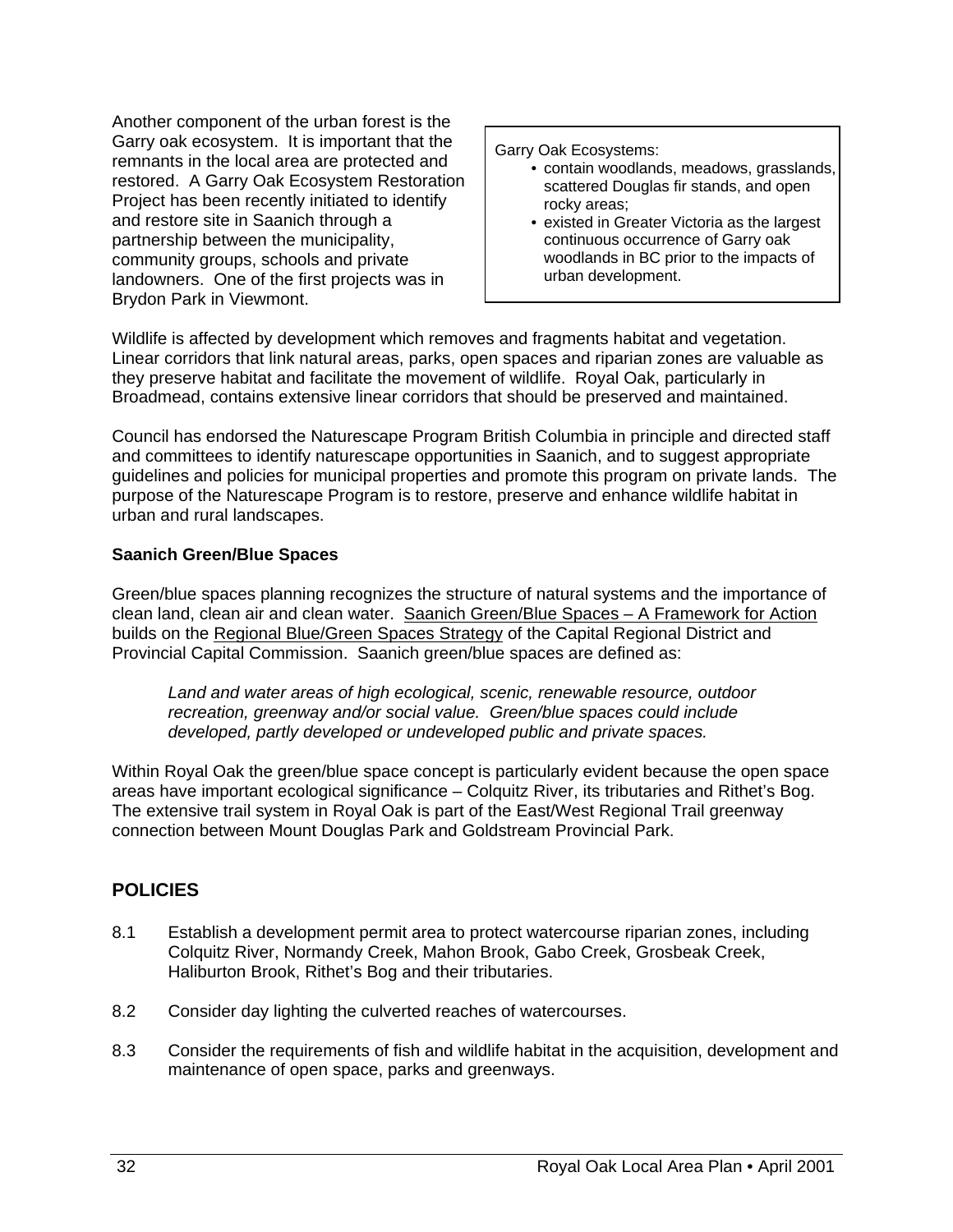Another component of the urban forest is the Garry oak ecosystem. It is important that the remnants in the local area are protected and restored. A Garry Oak Ecosystem Restoration Project has been recently initiated to identify and restore site in Saanich through a partnership between the municipality, community groups, schools and private landowners. One of the first projects was in Brydon Park in Viewmont.

> Garry Oak Ecosystems:
> - contain woodlands, meadows, grasslands, scattered Douglas fir stands, and open rocky areas;
> - existed in Greater Victoria as the largest continuous occurrence of Garry oak woodlands in BC prior to the impacts of urban development.

Wildlife is affected by development which removes and fragments habitat and vegetation. Linear corridors that link natural areas, parks, open spaces and riparian zones are valuable as they preserve habitat and facilitate the movement of wildlife. Royal Oak, particularly in Broadmead, contains extensive linear corridors that should be preserved and maintained.

Council has endorsed the Naturescape Program British Columbia in principle and directed staff and committees to identify naturescape opportunities in Saanich, and to suggest appropriate guidelines and policies for municipal properties and promote this program on private lands. The purpose of the Naturescape Program is to restore, preserve and enhance wildlife habitat in urban and rural landscapes.

**Saanich Green/Blue Spaces**

Green/blue spaces planning recognizes the structure of natural systems and the importance of clean land, clean air and clean water. <u>Saanich Green/Blue Spaces – A Framework for Action</u> builds on the <u>Regional Blue/Green Spaces Strategy</u> of the Capital Regional District and Provincial Capital Commission. Saanich green/blue spaces are defined as:

> *Land and water areas of high ecological, scenic, renewable resource, outdoor recreation, greenway and/or social value. Green/blue spaces could include developed, partly developed or undeveloped public and private spaces.*

Within Royal Oak the green/blue space concept is particularly evident because the open space areas have important ecological significance – Colquitz River, its tributaries and Rithet's Bog. The extensive trail system in Royal Oak is part of the East/West Regional Trail greenway connection between Mount Douglas Park and Goldstream Provincial Park.

## POLICIES

8.1 Establish a development permit area to protect watercourse riparian zones, including Colquitz River, Normandy Creek, Mahon Brook, Gabo Creek, Grosbeak Creek, Haliburton Brook, Rithet's Bog and their tributaries.

8.2 Consider day lighting the culverted reaches of watercourses.

8.3 Consider the requirements of fish and wildlife habitat in the acquisition, development and maintenance of open space, parks and greenways.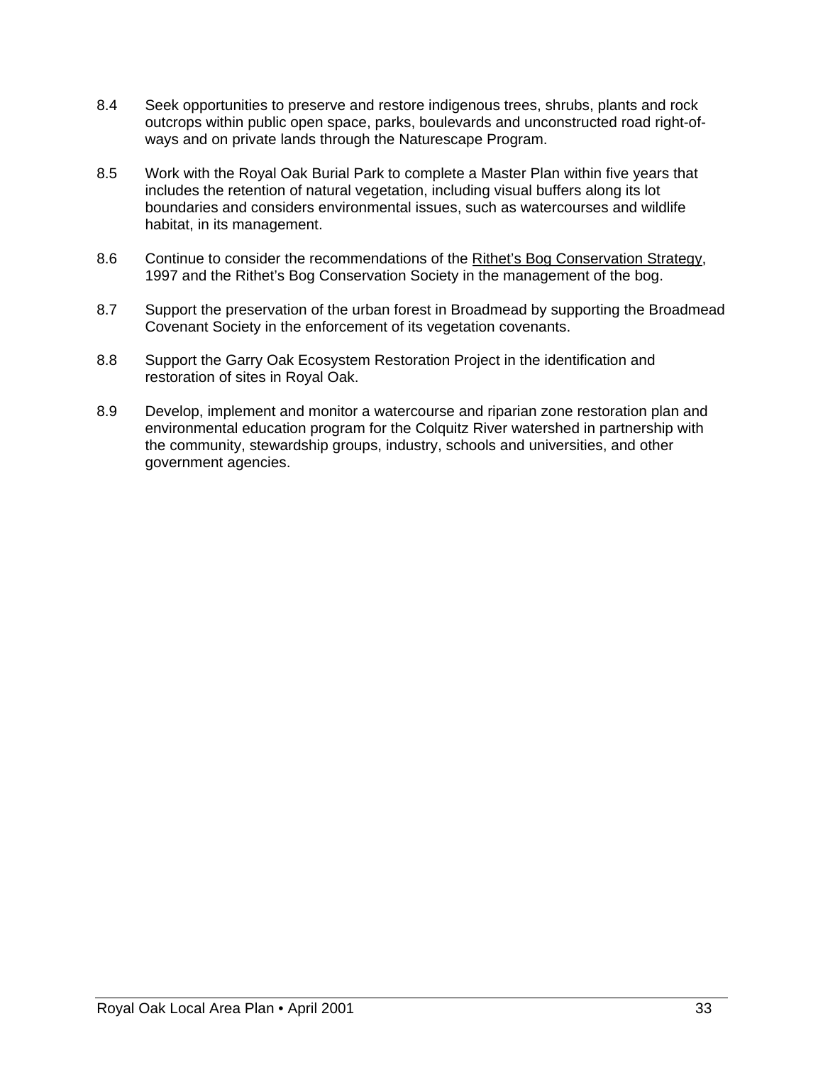8.4 Seek opportunities to preserve and restore indigenous trees, shrubs, plants and rock outcrops within public open space, parks, boulevards and unconstructed road right-of-ways and on private lands through the Naturescape Program.

8.5 Work with the Royal Oak Burial Park to complete a Master Plan within five years that includes the retention of natural vegetation, including visual buffers along its lot boundaries and considers environmental issues, such as watercourses and wildlife habitat, in its management.

8.6 Continue to consider the recommendations of the Rithet's Bog Conservation Strategy, 1997 and the Rithet's Bog Conservation Society in the management of the bog.

8.7 Support the preservation of the urban forest in Broadmead by supporting the Broadmead Covenant Society in the enforcement of its vegetation covenants.

8.8 Support the Garry Oak Ecosystem Restoration Project in the identification and restoration of sites in Royal Oak.

8.9 Develop, implement and monitor a watercourse and riparian zone restoration plan and environmental education program for the Colquitz River watershed in partnership with the community, stewardship groups, industry, schools and universities, and other government agencies.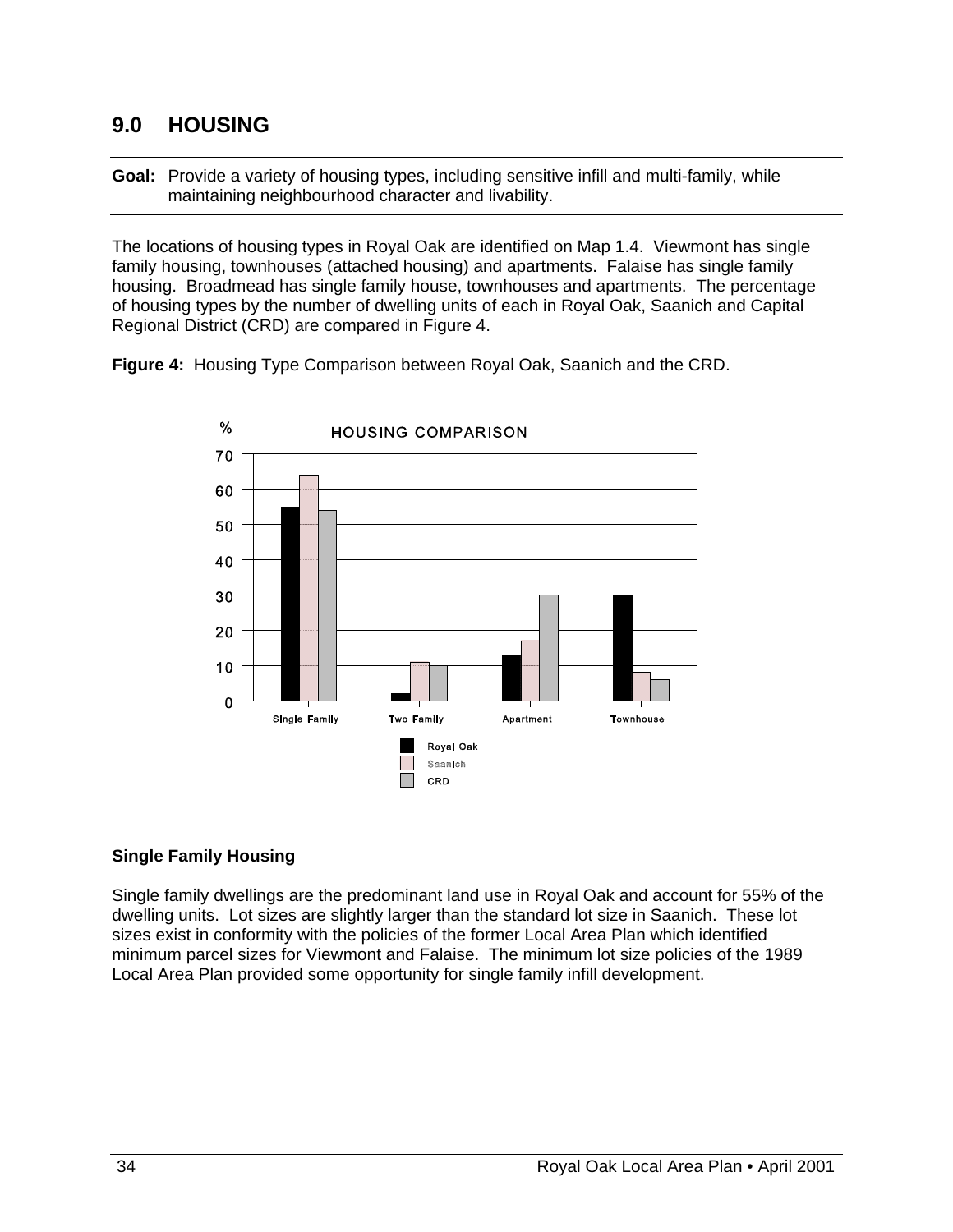## 9.0 HOUSING

---

**Goal:** Provide a variety of housing types, including sensitive infill and multi-family, while maintaining neighbourhood character and livability.

---

The locations of housing types in Royal Oak are identified on Map 1.4. Viewmont has single family housing, townhouses (attached housing) and apartments. Falaise has single family housing. Broadmead has single family house, townhouses and apartments. The percentage of housing types by the number of dwelling units of each in Royal Oak, Saanich and Capital Regional District (CRD) are compared in Figure 4.

**Figure 4:** Housing Type Comparison between Royal Oak, Saanich and the CRD.

HOUSING COMPARISON

| % | Single Family | Two Family | Apartment | Townhouse |
|---|---|---|---|---|
| Royal Oak | 55 | 2 | 13 | 30 |
| Saanich | 64 | 11 | 17 | 8 |
| CRD | 54 | 10 | 30 | 6 |

### Single Family Housing

Single family dwellings are the predominant land use in Royal Oak and account for 55% of the dwelling units. Lot sizes are slightly larger than the standard lot size in Saanich. These lot sizes exist in conformity with the policies of the former Local Area Plan which identified minimum parcel sizes for Viewmont and Falaise. The minimum lot size policies of the 1989 Local Area Plan provided some opportunity for single family infill development.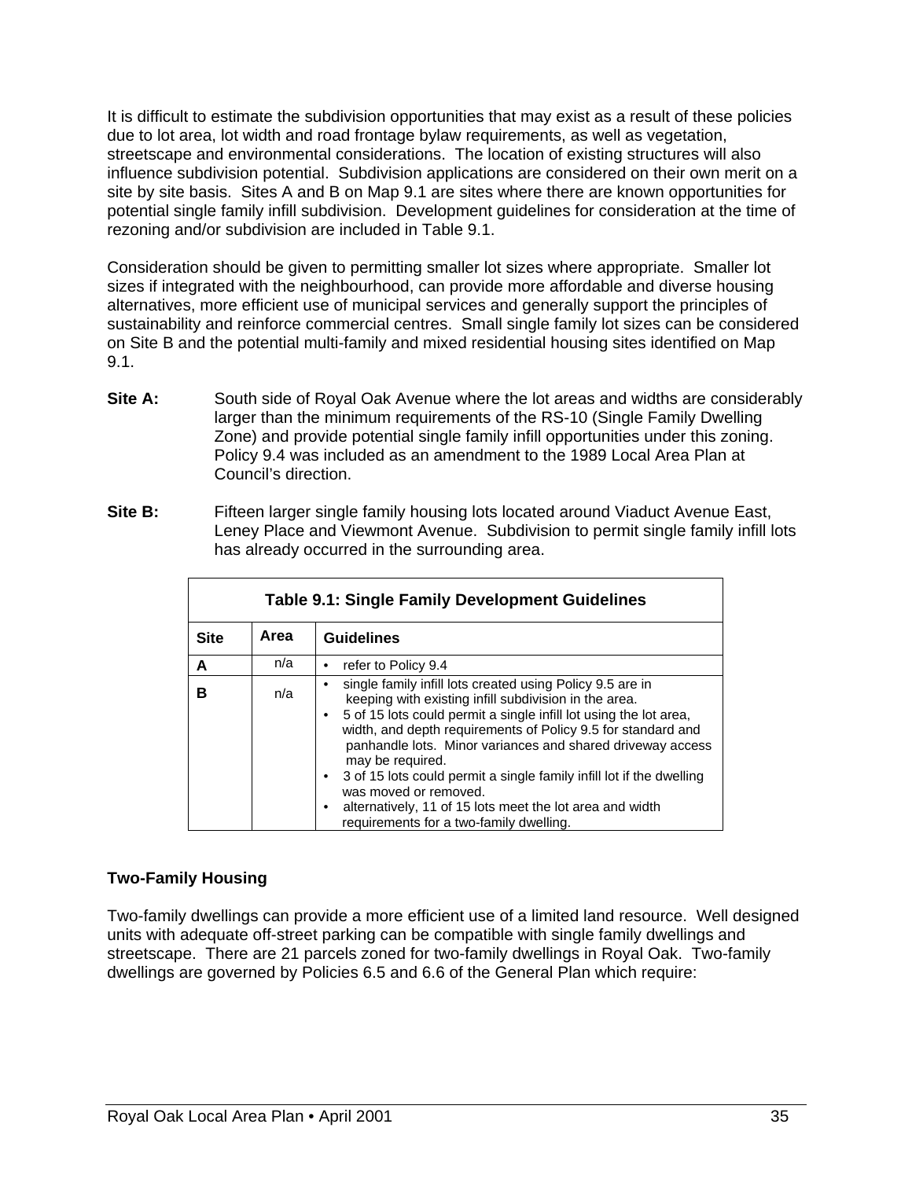It is difficult to estimate the subdivision opportunities that may exist as a result of these policies due to lot area, lot width and road frontage bylaw requirements, as well as vegetation, streetscape and environmental considerations. The location of existing structures will also influence subdivision potential. Subdivision applications are considered on their own merit on a site by site basis. Sites A and B on Map 9.1 are sites where there are known opportunities for potential single family infill subdivision. Development guidelines for consideration at the time of rezoning and/or subdivision are included in Table 9.1.

Consideration should be given to permitting smaller lot sizes where appropriate. Smaller lot sizes if integrated with the neighbourhood, can provide more affordable and diverse housing alternatives, more efficient use of municipal services and generally support the principles of sustainability and reinforce commercial centres. Small single family lot sizes can be considered on Site B and the potential multi-family and mixed residential housing sites identified on Map 9.1.

**Site A:** South side of Royal Oak Avenue where the lot areas and widths are considerably larger than the minimum requirements of the RS-10 (Single Family Dwelling Zone) and provide potential single family infill opportunities under this zoning. Policy 9.4 was included as an amendment to the 1989 Local Area Plan at Council's direction.

**Site B:** Fifteen larger single family housing lots located around Viaduct Avenue East, Leney Place and Viewmont Avenue. Subdivision to permit single family infill lots has already occurred in the surrounding area.

**Table 9.1: Single Family Development Guidelines**

| Site | Area | Guidelines |
|---|---|---|
| A | n/a | • refer to Policy 9.4 |
| B | n/a | • single family infill lots created using Policy 9.5 are in keeping with existing infill subdivision in the area.<br>• 5 of 15 lots could permit a single infill lot using the lot area, width, and depth requirements of Policy 9.5 for standard and panhandle lots. Minor variances and shared driveway access may be required.<br>• 3 of 15 lots could permit a single family infill lot if the dwelling was moved or removed.<br>• alternatively, 11 of 15 lots meet the lot area and width requirements for a two-family dwelling. |

**Two-Family Housing**

Two-family dwellings can provide a more efficient use of a limited land resource. Well designed units with adequate off-street parking can be compatible with single family dwellings and streetscape. There are 21 parcels zoned for two-family dwellings in Royal Oak. Two-family dwellings are governed by Policies 6.5 and 6.6 of the General Plan which require: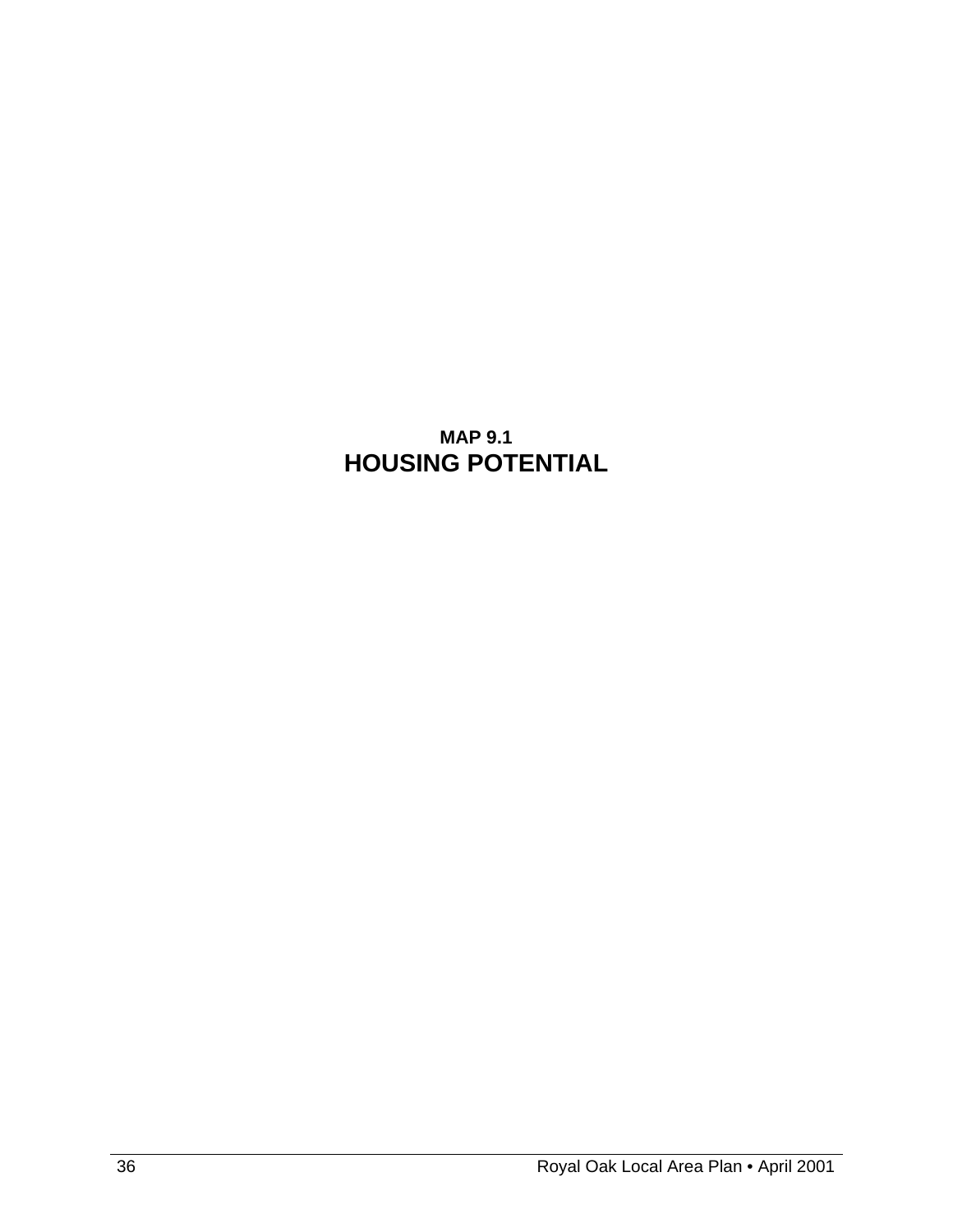**MAP 9.1**

## HOUSING POTENTIAL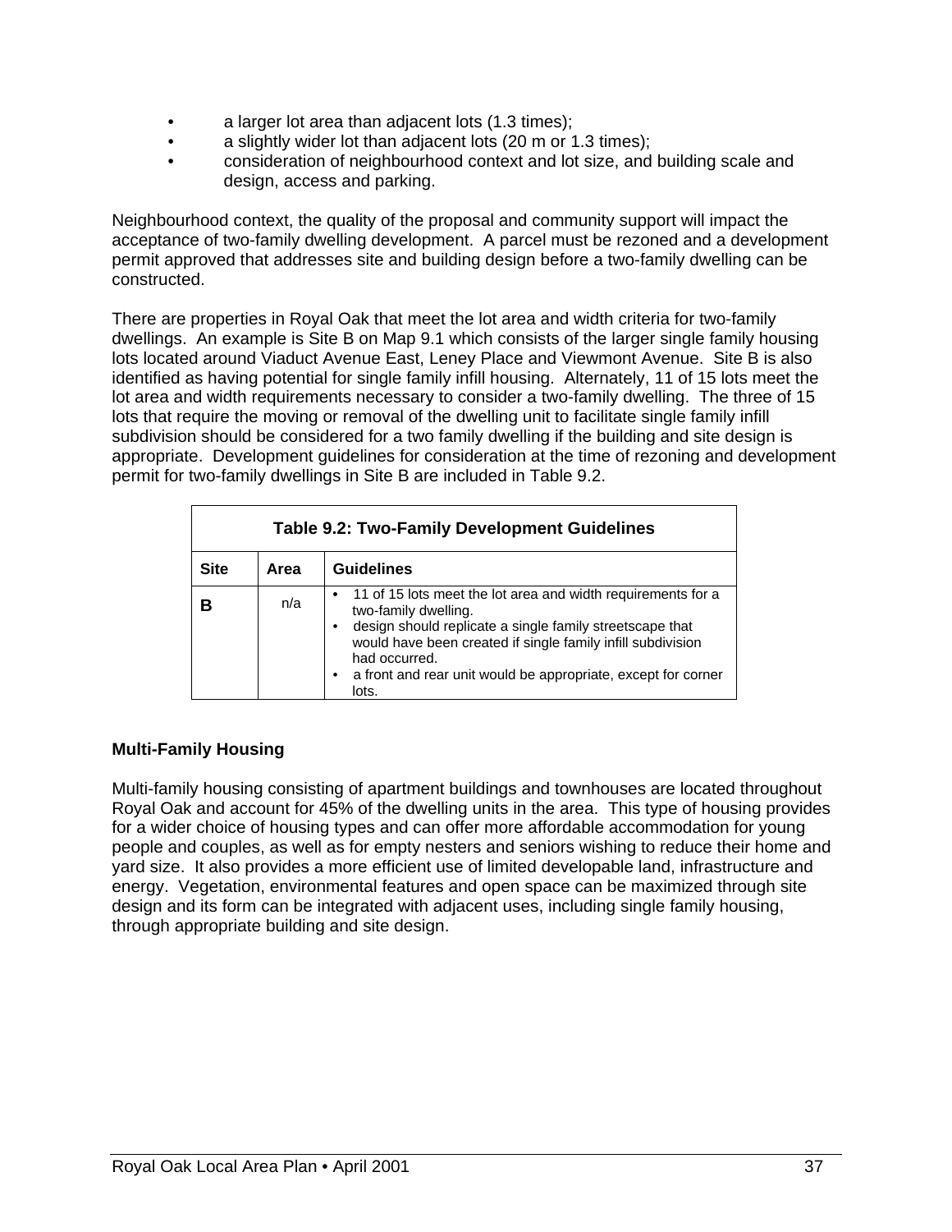- a larger lot area than adjacent lots (1.3 times);
- a slightly wider lot than adjacent lots (20 m or 1.3 times);
- consideration of neighbourhood context and lot size, and building scale and design, access and parking.

Neighbourhood context, the quality of the proposal and community support will impact the acceptance of two-family dwelling development. A parcel must be rezoned and a development permit approved that addresses site and building design before a two-family dwelling can be constructed.

There are properties in Royal Oak that meet the lot area and width criteria for two-family dwellings. An example is Site B on Map 9.1 which consists of the larger single family housing lots located around Viaduct Avenue East, Leney Place and Viewmont Avenue. Site B is also identified as having potential for single family infill housing. Alternately, 11 of 15 lots meet the lot area and width requirements necessary to consider a two-family dwelling. The three of 15 lots that require the moving or removal of the dwelling unit to facilitate single family infill subdivision should be considered for a two family dwelling if the building and site design is appropriate. Development guidelines for consideration at the time of rezoning and development permit for two-family dwellings in Site B are included in Table 9.2.

**Table 9.2: Two-Family Development Guidelines**

| Site | Area | Guidelines |
|---|---|---|
| **B** | n/a | • 11 of 15 lots meet the lot area and width requirements for a two-family dwelling.<br>• design should replicate a single family streetscape that would have been created if single family infill subdivision had occurred.<br>• a front and rear unit would be appropriate, except for corner lots. |

### Multi-Family Housing

Multi-family housing consisting of apartment buildings and townhouses are located throughout Royal Oak and account for 45% of the dwelling units in the area. This type of housing provides for a wider choice of housing types and can offer more affordable accommodation for young people and couples, as well as for empty nesters and seniors wishing to reduce their home and yard size. It also provides a more efficient use of limited developable land, infrastructure and energy. Vegetation, environmental features and open space can be maximized through site design and its form can be integrated with adjacent uses, including single family housing, through appropriate building and site design.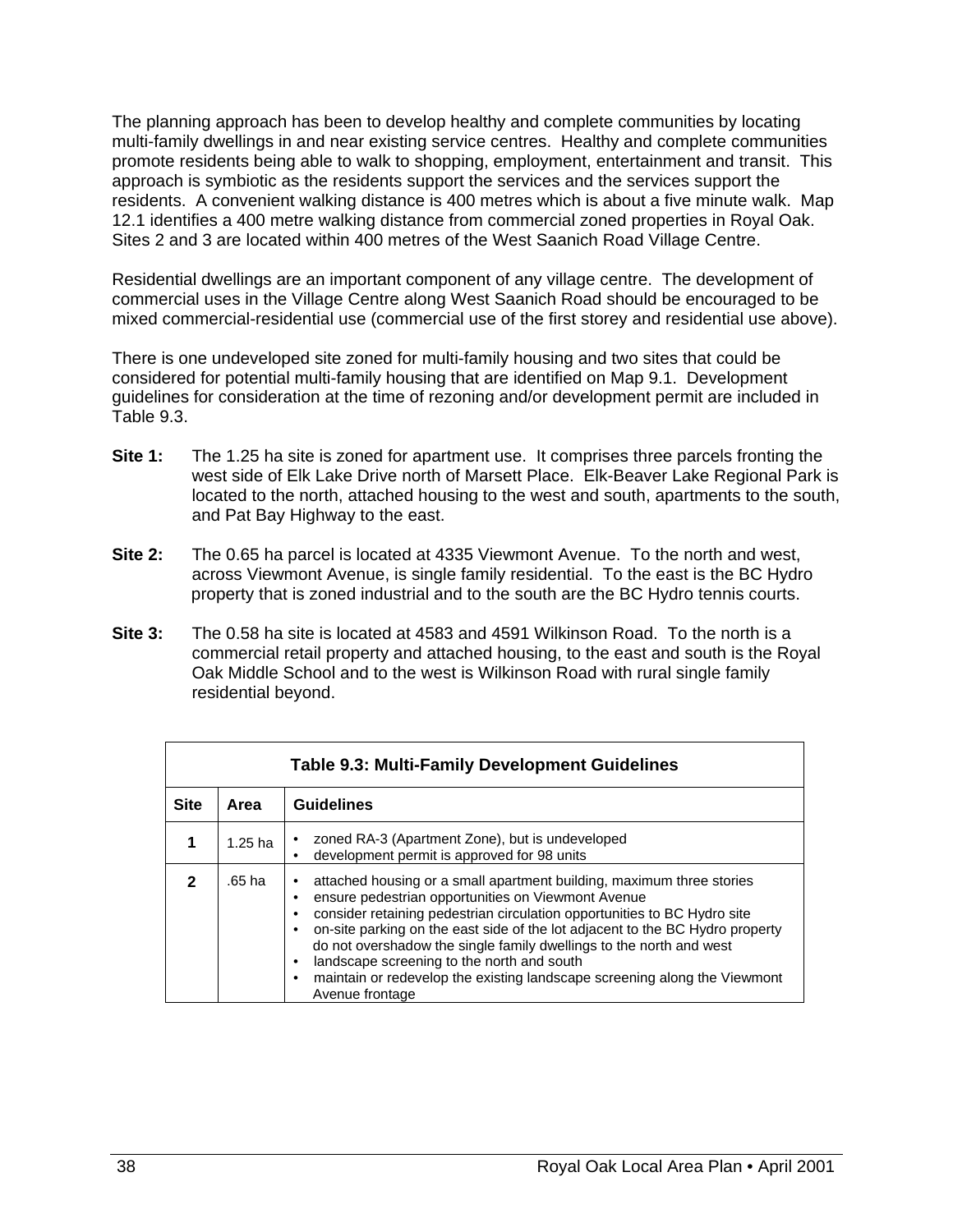The planning approach has been to develop healthy and complete communities by locating multi-family dwellings in and near existing service centres. Healthy and complete communities promote residents being able to walk to shopping, employment, entertainment and transit. This approach is symbiotic as the residents support the services and the services support the residents. A convenient walking distance is 400 metres which is about a five minute walk. Map 12.1 identifies a 400 metre walking distance from commercial zoned properties in Royal Oak. Sites 2 and 3 are located within 400 metres of the West Saanich Road Village Centre.

Residential dwellings are an important component of any village centre. The development of commercial uses in the Village Centre along West Saanich Road should be encouraged to be mixed commercial-residential use (commercial use of the first storey and residential use above).

There is one undeveloped site zoned for multi-family housing and two sites that could be considered for potential multi-family housing that are identified on Map 9.1. Development guidelines for consideration at the time of rezoning and/or development permit are included in Table 9.3.

**Site 1:** The 1.25 ha site is zoned for apartment use. It comprises three parcels fronting the west side of Elk Lake Drive north of Marsett Place. Elk-Beaver Lake Regional Park is located to the north, attached housing to the west and south, apartments to the south, and Pat Bay Highway to the east.

**Site 2:** The 0.65 ha parcel is located at 4335 Viewmont Avenue. To the north and west, across Viewmont Avenue, is single family residential. To the east is the BC Hydro property that is zoned industrial and to the south are the BC Hydro tennis courts.

**Site 3:** The 0.58 ha site is located at 4583 and 4591 Wilkinson Road. To the north is a commercial retail property and attached housing, to the east and south is the Royal Oak Middle School and to the west is Wilkinson Road with rural single family residential beyond.

**Table 9.3: Multi-Family Development Guidelines**

| Site | Area | Guidelines |
|---|---|---|
| **1** | 1.25 ha | • zoned RA-3 (Apartment Zone), but is undeveloped<br>• development permit is approved for 98 units |
| **2** | .65 ha | • attached housing or a small apartment building, maximum three stories<br>• ensure pedestrian opportunities on Viewmont Avenue<br>• consider retaining pedestrian circulation opportunities to BC Hydro site<br>• on-site parking on the east side of the lot adjacent to the BC Hydro property do not overshadow the single family dwellings to the north and west<br>• landscape screening to the north and south<br>• maintain or redevelop the existing landscape screening along the Viewmont Avenue frontage |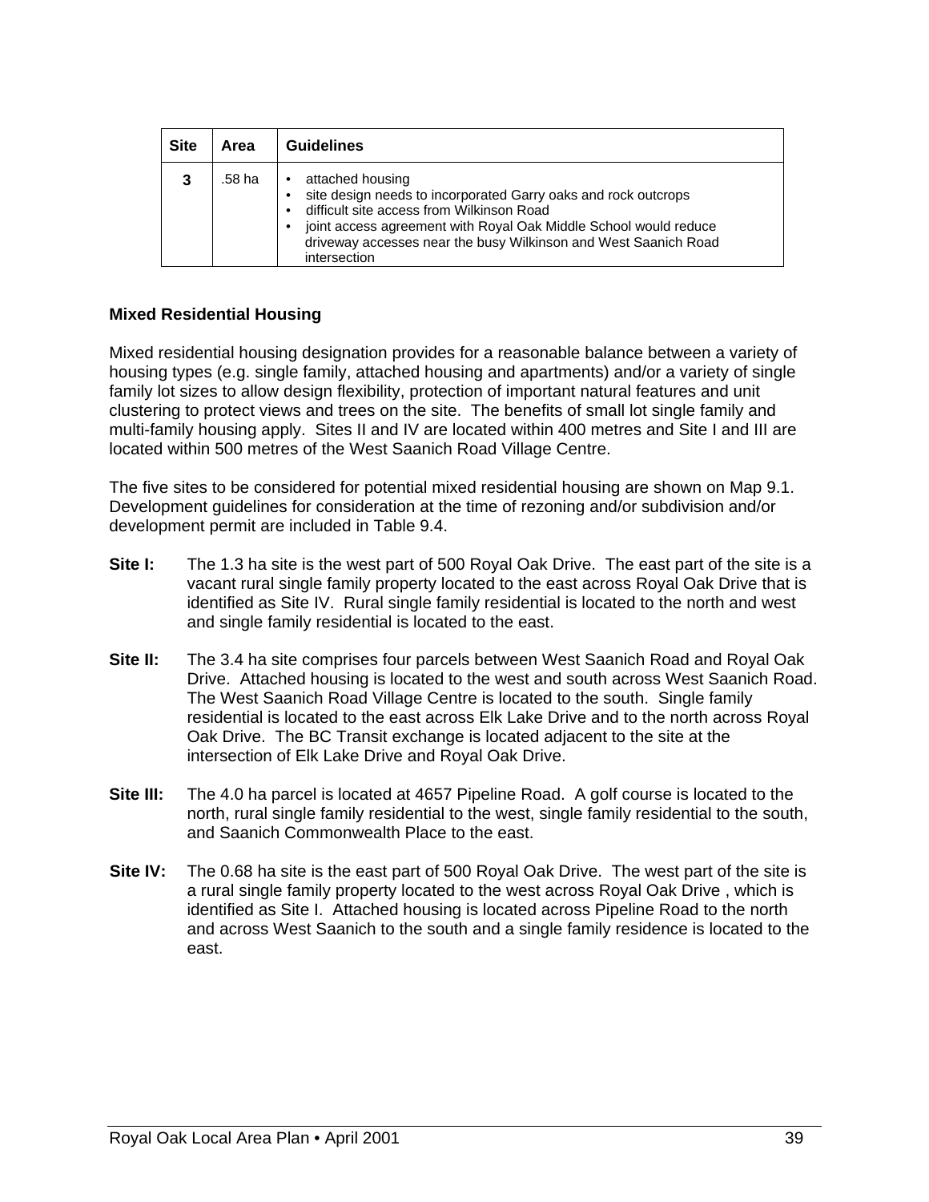| Site | Area | Guidelines |
|---|---|---|
| **3** | .58 ha | • attached housing<br>• site design needs to incorporated Garry oaks and rock outcrops<br>• difficult site access from Wilkinson Road<br>• joint access agreement with Royal Oak Middle School would reduce driveway accesses near the busy Wilkinson and West Saanich Road intersection |

### Mixed Residential Housing

Mixed residential housing designation provides for a reasonable balance between a variety of housing types (e.g. single family, attached housing and apartments) and/or a variety of single family lot sizes to allow design flexibility, protection of important natural features and unit clustering to protect views and trees on the site. The benefits of small lot single family and multi-family housing apply. Sites II and IV are located within 400 metres and Site I and III are located within 500 metres of the West Saanich Road Village Centre.

The five sites to be considered for potential mixed residential housing are shown on Map 9.1. Development guidelines for consideration at the time of rezoning and/or subdivision and/or development permit are included in Table 9.4.

**Site I:** The 1.3 ha site is the west part of 500 Royal Oak Drive. The east part of the site is a vacant rural single family property located to the east across Royal Oak Drive that is identified as Site IV. Rural single family residential is located to the north and west and single family residential is located to the east.

**Site II:** The 3.4 ha site comprises four parcels between West Saanich Road and Royal Oak Drive. Attached housing is located to the west and south across West Saanich Road. The West Saanich Road Village Centre is located to the south. Single family residential is located to the east across Elk Lake Drive and to the north across Royal Oak Drive. The BC Transit exchange is located adjacent to the site at the intersection of Elk Lake Drive and Royal Oak Drive.

**Site III:** The 4.0 ha parcel is located at 4657 Pipeline Road. A golf course is located to the north, rural single family residential to the west, single family residential to the south, and Saanich Commonwealth Place to the east.

**Site IV:** The 0.68 ha site is the east part of 500 Royal Oak Drive. The west part of the site is a rural single family property located to the west across Royal Oak Drive , which is identified as Site I. Attached housing is located across Pipeline Road to the north and across West Saanich to the south and a single family residence is located to the east.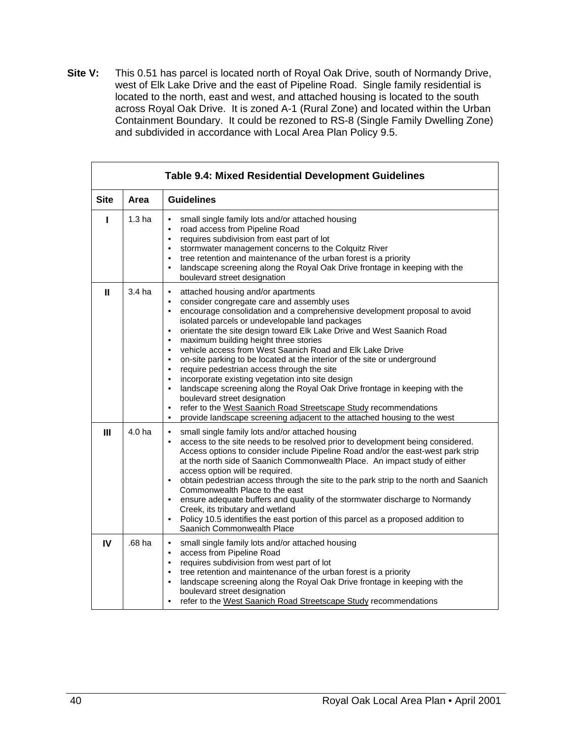**Site V:** This 0.51 has parcel is located north of Royal Oak Drive, south of Normandy Drive, west of Elk Lake Drive and the east of Pipeline Road. Single family residential is located to the north, east and west, and attached housing is located to the south across Royal Oak Drive. It is zoned A-1 (Rural Zone) and located within the Urban Containment Boundary. It could be rezoned to RS-8 (Single Family Dwelling Zone) and subdivided in accordance with Local Area Plan Policy 9.5.

**Table 9.4: Mixed Residential Development Guidelines**

| Site | Area | Guidelines |
|---|---|---|
| I | 1.3 ha | • small single family lots and/or attached housing<br>• road access from Pipeline Road<br>• requires subdivision from east part of lot<br>• stormwater management concerns to the Colquitz River<br>• tree retention and maintenance of the urban forest is a priority<br>• landscape screening along the Royal Oak Drive frontage in keeping with the boulevard street designation |
| II | 3.4 ha | • attached housing and/or apartments<br>• consider congregate care and assembly uses<br>• encourage consolidation and a comprehensive development proposal to avoid isolated parcels or undevelopable land packages<br>• orientate the site design toward Elk Lake Drive and West Saanich Road<br>• maximum building height three stories<br>• vehicle access from West Saanich Road and Elk Lake Drive<br>• on-site parking to be located at the interior of the site or underground<br>• require pedestrian access through the site<br>• incorporate existing vegetation into site design<br>• landscape screening along the Royal Oak Drive frontage in keeping with the boulevard street designation<br>• refer to the West Saanich Road Streetscape Study recommendations<br>• provide landscape screening adjacent to the attached housing to the west |
| III | 4.0 ha | • small single family lots and/or attached housing<br>• access to the site needs to be resolved prior to development being considered. Access options to consider include Pipeline Road and/or the east-west park strip at the north side of Saanich Commonwealth Place. An impact study of either access option will be required.<br>• obtain pedestrian access through the site to the park strip to the north and Saanich Commonwealth Place to the east<br>• ensure adequate buffers and quality of the stormwater discharge to Normandy Creek, its tributary and wetland<br>• Policy 10.5 identifies the east portion of this parcel as a proposed addition to Saanich Commonwealth Place |
| IV | .68 ha | • small single family lots and/or attached housing<br>• access from Pipeline Road<br>• requires subdivision from west part of lot<br>• tree retention and maintenance of the urban forest is a priority<br>• landscape screening along the Royal Oak Drive frontage in keeping with the boulevard street designation<br>• refer to the West Saanich Road Streetscape Study recommendations |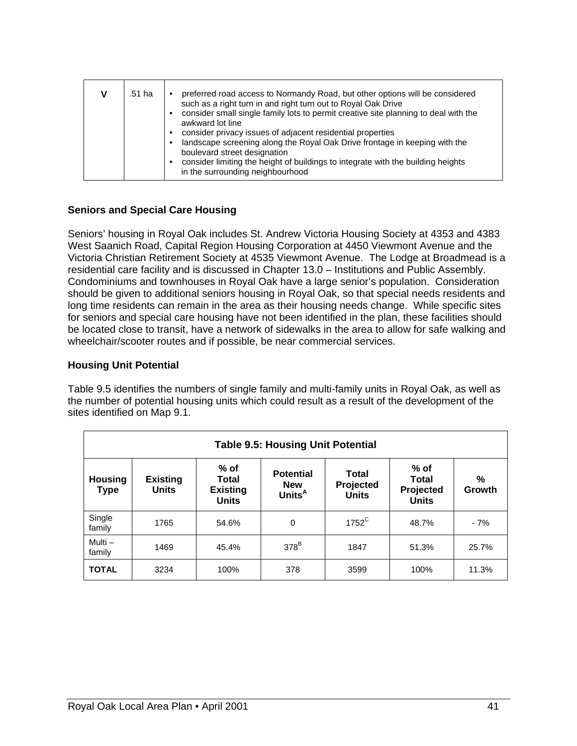| V | .51 ha | • preferred road access to Normandy Road, but other options will be considered such as a right turn in and right turn out to Royal Oak Drive<br>• consider small single family lots to permit creative site planning to deal with the awkward lot line<br>• consider privacy issues of adjacent residential properties<br>• landscape screening along the Royal Oak Drive frontage in keeping with the boulevard street designation<br>• consider limiting the height of buildings to integrate with the building heights in the surrounding neighbourhood |
|---|---|---|

**Seniors and Special Care Housing**

Seniors' housing in Royal Oak includes St. Andrew Victoria Housing Society at 4353 and 4383 West Saanich Road, Capital Region Housing Corporation at 4450 Viewmont Avenue and the Victoria Christian Retirement Society at 4535 Viewmont Avenue. The Lodge at Broadmead is a residential care facility and is discussed in Chapter 13.0 – Institutions and Public Assembly. Condominiums and townhouses in Royal Oak have a large senior's population. Consideration should be given to additional seniors housing in Royal Oak, so that special needs residents and long time residents can remain in the area as their housing needs change. While specific sites for seniors and special care housing have not been identified in the plan, these facilities should be located close to transit, have a network of sidewalks in the area to allow for safe walking and wheelchair/scooter routes and if possible, be near commercial services.

**Housing Unit Potential**

Table 9.5 identifies the numbers of single family and multi-family units in Royal Oak, as well as the number of potential housing units which could result as a result of the development of the sites identified on Map 9.1.

**Table 9.5: Housing Unit Potential**

| Housing Type | Existing Units | % of Total Existing Units | Potential New Units[A] | Total Projected Units | % of Total Projected Units | % Growth |
|---|---|---|---|---|---|---|
| Single family | 1765 | 54.6% | 0 | 1752[C] | 48.7% | - 7% |
| Multi – family | 1469 | 45.4% | 378[B] | 1847 | 51.3% | 25.7% |
| **TOTAL** | 3234 | 100% | 378 | 3599 | 100% | 11.3% |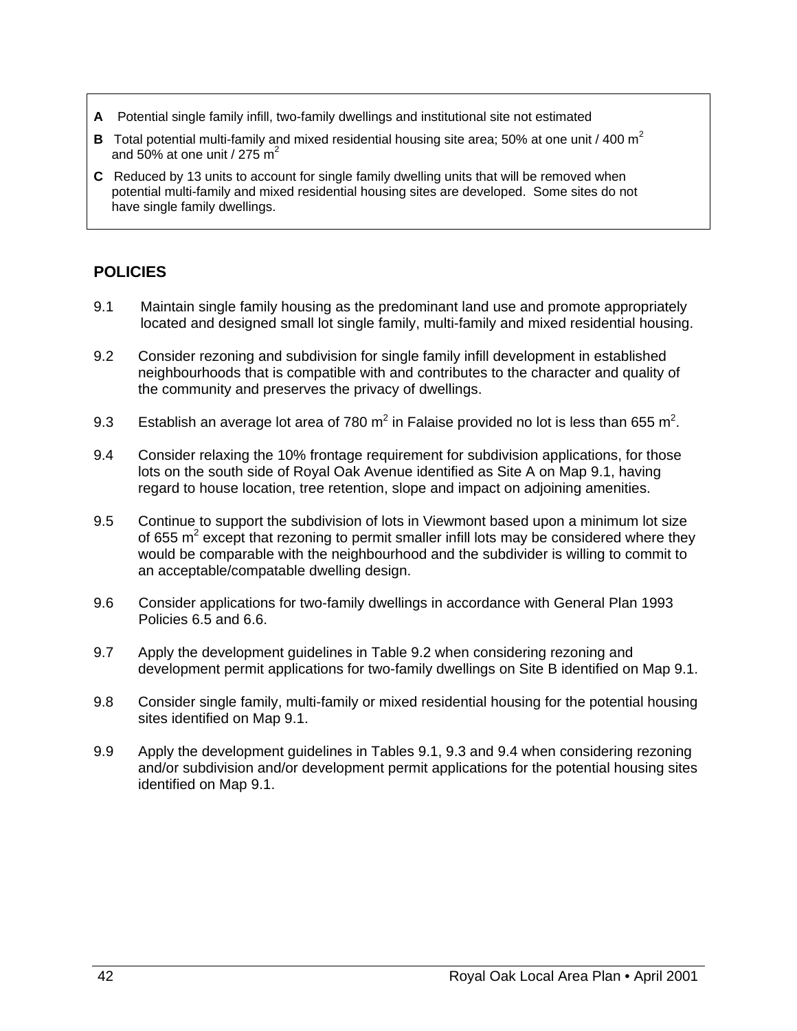**A** Potential single family infill, two-family dwellings and institutional site not estimated

**B** Total potential multi-family and mixed residential housing site area; 50% at one unit / 400 $m^2$ and 50% at one unit / 275 $m^2$

**C** Reduced by 13 units to account for single family dwelling units that will be removed when potential multi-family and mixed residential housing sites are developed. Some sites do not have single family dwellings.

## POLICIES

9.1 Maintain single family housing as the predominant land use and promote appropriately located and designed small lot single family, multi-family and mixed residential housing.

9.2 Consider rezoning and subdivision for single family infill development in established neighbourhoods that is compatible with and contributes to the character and quality of the community and preserves the privacy of dwellings.

9.3 Establish an average lot area of 780 $m^2$ in Falaise provided no lot is less than 655 $m^2$.

9.4 Consider relaxing the 10% frontage requirement for subdivision applications, for those lots on the south side of Royal Oak Avenue identified as Site A on Map 9.1, having regard to house location, tree retention, slope and impact on adjoining amenities.

9.5 Continue to support the subdivision of lots in Viewmont based upon a minimum lot size of 655 $m^2$ except that rezoning to permit smaller infill lots may be considered where they would be comparable with the neighbourhood and the subdivider is willing to commit to an acceptable/compatable dwelling design.

9.6 Consider applications for two-family dwellings in accordance with General Plan 1993 Policies 6.5 and 6.6.

9.7 Apply the development guidelines in Table 9.2 when considering rezoning and development permit applications for two-family dwellings on Site B identified on Map 9.1.

9.8 Consider single family, multi-family or mixed residential housing for the potential housing sites identified on Map 9.1.

9.9 Apply the development guidelines in Tables 9.1, 9.3 and 9.4 when considering rezoning and/or subdivision and/or development permit applications for the potential housing sites identified on Map 9.1.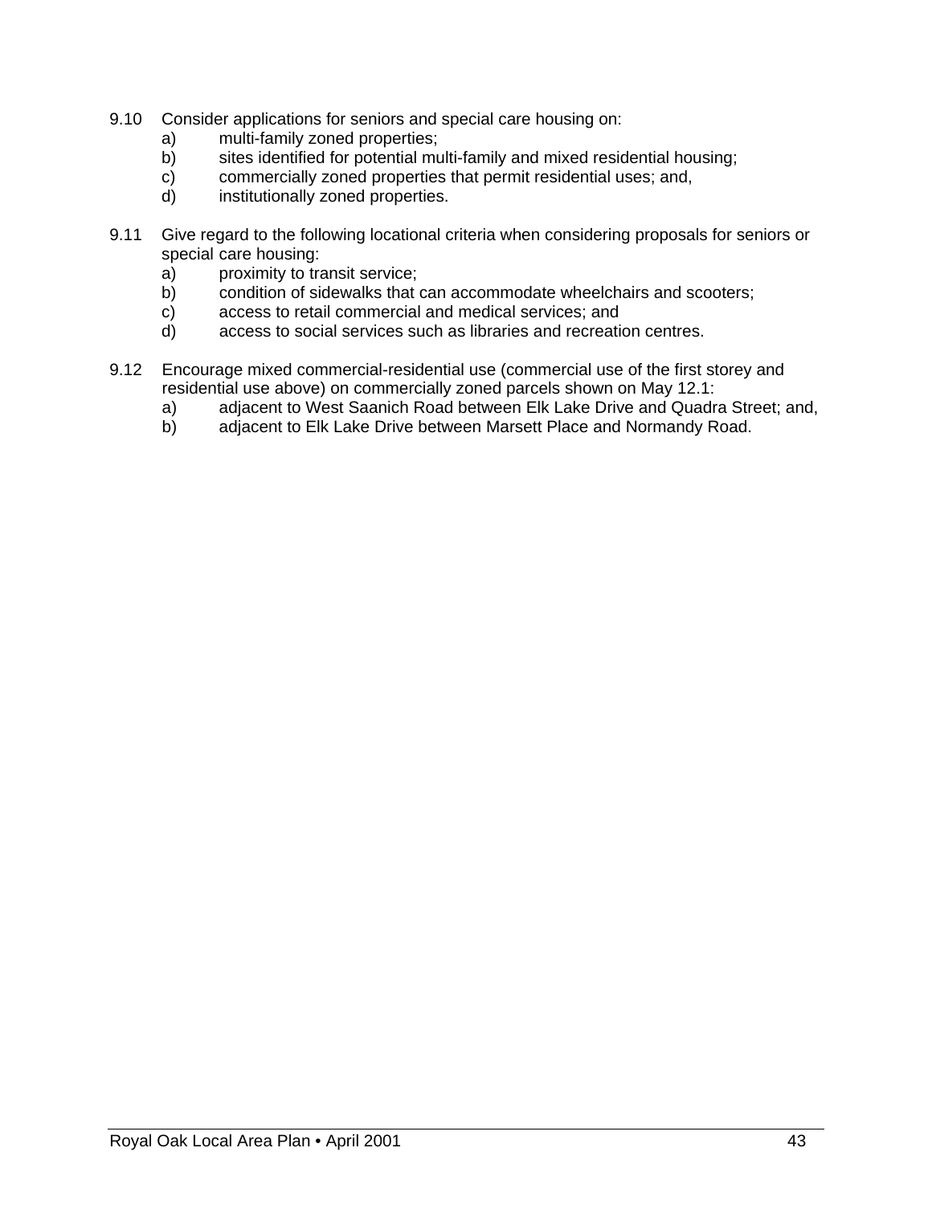9.10 Consider applications for seniors and special care housing on:
- a) multi-family zoned properties;
- b) sites identified for potential multi-family and mixed residential housing;
- c) commercially zoned properties that permit residential uses; and,
- d) institutionally zoned properties.

9.11 Give regard to the following locational criteria when considering proposals for seniors or special care housing:
- a) proximity to transit service;
- b) condition of sidewalks that can accommodate wheelchairs and scooters;
- c) access to retail commercial and medical services; and
- d) access to social services such as libraries and recreation centres.

9.12 Encourage mixed commercial-residential use (commercial use of the first storey and residential use above) on commercially zoned parcels shown on May 12.1:
- a) adjacent to West Saanich Road between Elk Lake Drive and Quadra Street; and,
- b) adjacent to Elk Lake Drive between Marsett Place and Normandy Road.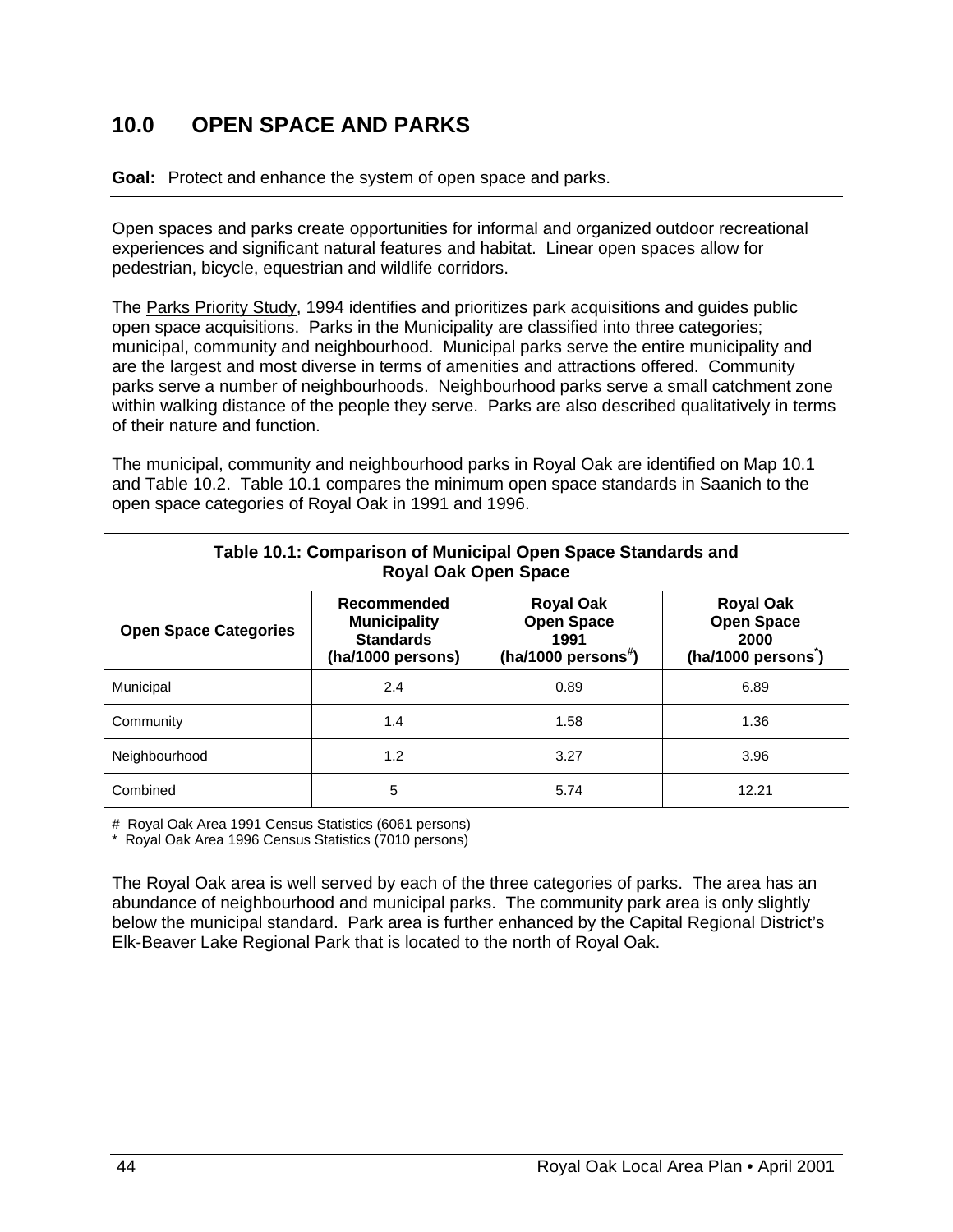# 10.0 OPEN SPACE AND PARKS

**Goal:** Protect and enhance the system of open space and parks.

Open spaces and parks create opportunities for informal and organized outdoor recreational experiences and significant natural features and habitat. Linear open spaces allow for pedestrian, bicycle, equestrian and wildlife corridors.

The Parks Priority Study, 1994 identifies and prioritizes park acquisitions and guides public open space acquisitions. Parks in the Municipality are classified into three categories; municipal, community and neighbourhood. Municipal parks serve the entire municipality and are the largest and most diverse in terms of amenities and attractions offered. Community parks serve a number of neighbourhoods. Neighbourhood parks serve a small catchment zone within walking distance of the people they serve. Parks are also described qualitatively in terms of their nature and function.

The municipal, community and neighbourhood parks in Royal Oak are identified on Map 10.1 and Table 10.2. Table 10.1 compares the minimum open space standards in Saanich to the open space categories of Royal Oak in 1991 and 1996.

**Table 10.1: Comparison of Municipal Open Space Standards and Royal Oak Open Space**

| Open Space Categories | Recommended Municipality Standards (ha/1000 persons) | Royal Oak Open Space 1991 (ha/1000 persons#) | Royal Oak Open Space 2000 (ha/1000 persons*) |
|---|---|---|---|
| Municipal | 2.4 | 0.89 | 6.89 |
| Community | 1.4 | 1.58 | 1.36 |
| Neighbourhood | 1.2 | 3.27 | 3.96 |
| Combined | 5 | 5.74 | 12.21 |

# Royal Oak Area 1991 Census Statistics (6061 persons)
* Royal Oak Area 1996 Census Statistics (7010 persons)

The Royal Oak area is well served by each of the three categories of parks. The area has an abundance of neighbourhood and municipal parks. The community park area is only slightly below the municipal standard. Park area is further enhanced by the Capital Regional District's Elk-Beaver Lake Regional Park that is located to the north of Royal Oak.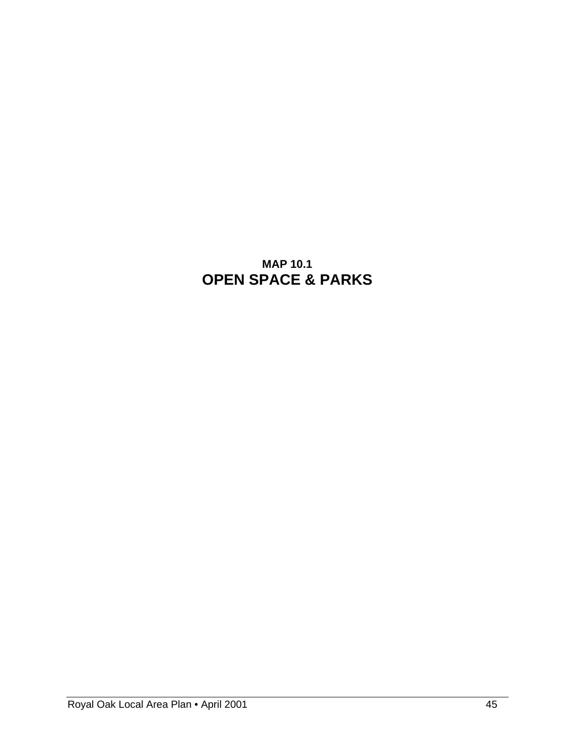## MAP 10.1
# OPEN SPACE & PARKS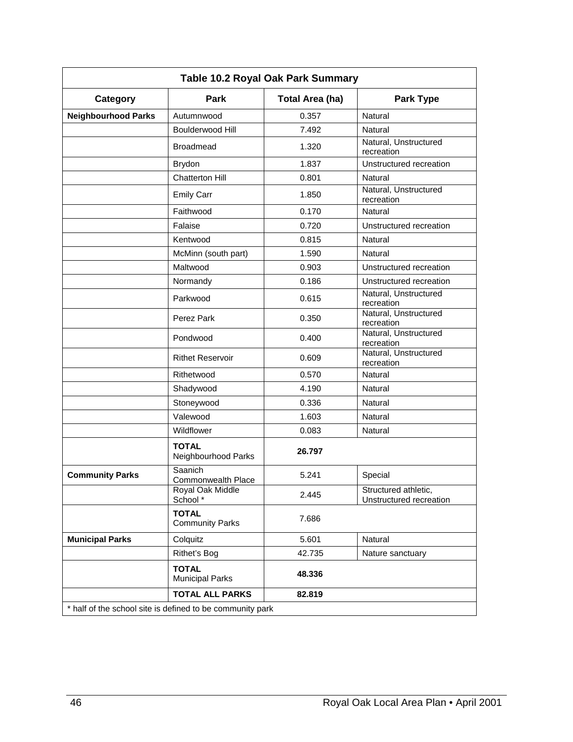| Table 10.2 Royal Oak Park Summary | | | |
|---|---|---|---|
| **Category** | **Park** | **Total Area (ha)** | **Park Type** |
| **Neighbourhood Parks** | Autumnwood | 0.357 | Natural |
| | Boulderwood Hill | 7.492 | Natural |
| | Broadmead | 1.320 | Natural, Unstructured recreation |
| | Brydon | 1.837 | Unstructured recreation |
| | Chatterton Hill | 0.801 | Natural |
| | Emily Carr | 1.850 | Natural, Unstructured recreation |
| | Faithwood | 0.170 | Natural |
| | Falaise | 0.720 | Unstructured recreation |
| | Kentwood | 0.815 | Natural |
| | McMinn (south part) | 1.590 | Natural |
| | Maltwood | 0.903 | Unstructured recreation |
| | Normandy | 0.186 | Unstructured recreation |
| | Parkwood | 0.615 | Natural, Unstructured recreation |
| | Perez Park | 0.350 | Natural, Unstructured recreation |
| | Pondwood | 0.400 | Natural, Unstructured recreation |
| | Rithet Reservoir | 0.609 | Natural, Unstructured recreation |
| | Rithetwood | 0.570 | Natural |
| | Shadywood | 4.190 | Natural |
| | Stoneywood | 0.336 | Natural |
| | Valewood | 1.603 | Natural |
| | Wildflower | 0.083 | Natural |
| | **TOTAL** Neighbourhood Parks | **26.797** | |
| **Community Parks** | Saanich Commonwealth Place | 5.241 | Special |
| | Royal Oak Middle School * | 2.445 | Structured athletic, Unstructured recreation |
| | **TOTAL** Community Parks | 7.686 | |
| **Municipal Parks** | Colquitz | 5.601 | Natural |
| | Rithet's Bog | 42.735 | Nature sanctuary |
| | **TOTAL** Municipal Parks | **48.336** | |
| | **TOTAL ALL PARKS** | **82.819** | |

\* half of the school site is defined to be community park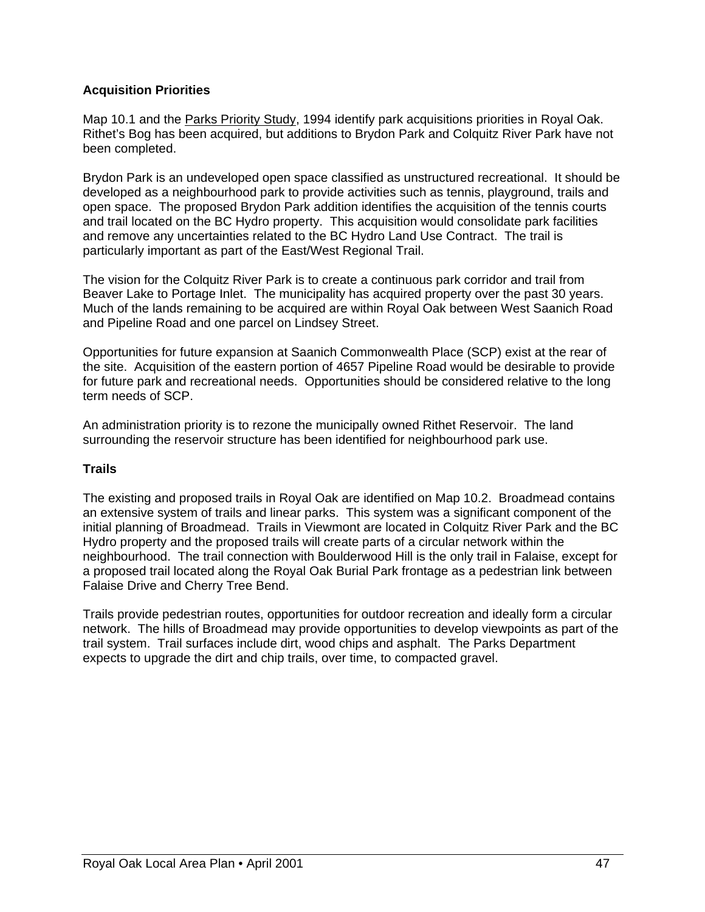**Acquisition Priorities**

Map 10.1 and the Parks Priority Study, 1994 identify park acquisitions priorities in Royal Oak. Rithet's Bog has been acquired, but additions to Brydon Park and Colquitz River Park have not been completed.

Brydon Park is an undeveloped open space classified as unstructured recreational. It should be developed as a neighbourhood park to provide activities such as tennis, playground, trails and open space. The proposed Brydon Park addition identifies the acquisition of the tennis courts and trail located on the BC Hydro property. This acquisition would consolidate park facilities and remove any uncertainties related to the BC Hydro Land Use Contract. The trail is particularly important as part of the East/West Regional Trail.

The vision for the Colquitz River Park is to create a continuous park corridor and trail from Beaver Lake to Portage Inlet. The municipality has acquired property over the past 30 years. Much of the lands remaining to be acquired are within Royal Oak between West Saanich Road and Pipeline Road and one parcel on Lindsey Street.

Opportunities for future expansion at Saanich Commonwealth Place (SCP) exist at the rear of the site. Acquisition of the eastern portion of 4657 Pipeline Road would be desirable to provide for future park and recreational needs. Opportunities should be considered relative to the long term needs of SCP.

An administration priority is to rezone the municipally owned Rithet Reservoir. The land surrounding the reservoir structure has been identified for neighbourhood park use.

**Trails**

The existing and proposed trails in Royal Oak are identified on Map 10.2. Broadmead contains an extensive system of trails and linear parks. This system was a significant component of the initial planning of Broadmead. Trails in Viewmont are located in Colquitz River Park and the BC Hydro property and the proposed trails will create parts of a circular network within the neighbourhood. The trail connection with Boulderwood Hill is the only trail in Falaise, except for a proposed trail located along the Royal Oak Burial Park frontage as a pedestrian link between Falaise Drive and Cherry Tree Bend.

Trails provide pedestrian routes, opportunities for outdoor recreation and ideally form a circular network. The hills of Broadmead may provide opportunities to develop viewpoints as part of the trail system. Trail surfaces include dirt, wood chips and asphalt. The Parks Department expects to upgrade the dirt and chip trails, over time, to compacted gravel.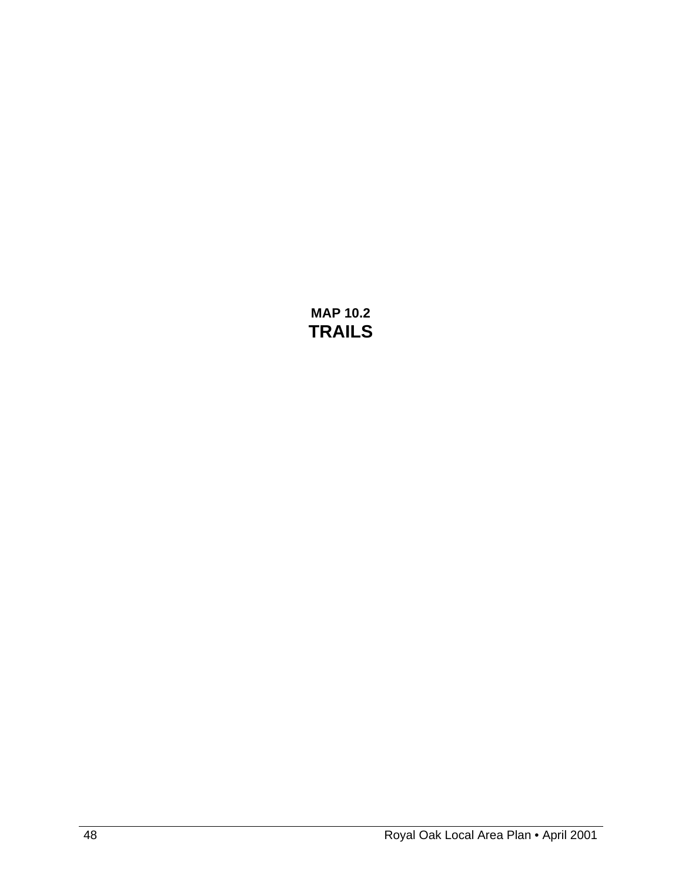**MAP 10.2**

**TRAILS**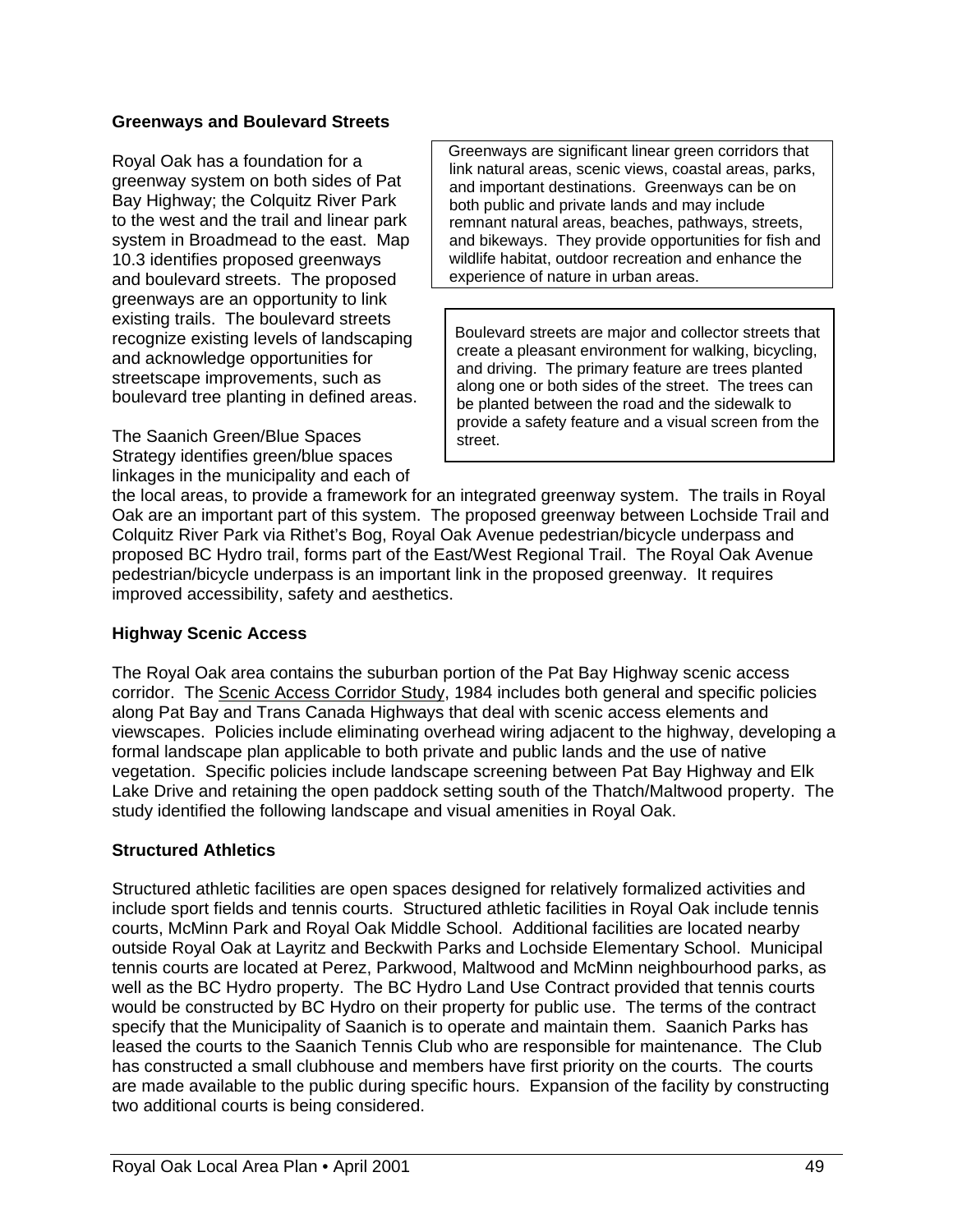**Greenways and Boulevard Streets**

Royal Oak has a foundation for a greenway system on both sides of Pat Bay Highway; the Colquitz River Park to the west and the trail and linear park system in Broadmead to the east. Map 10.3 identifies proposed greenways and boulevard streets. The proposed greenways are an opportunity to link existing trails. The boulevard streets recognize existing levels of landscaping and acknowledge opportunities for streetscape improvements, such as boulevard tree planting in defined areas.

> Greenways are significant linear green corridors that link natural areas, scenic views, coastal areas, parks, and important destinations. Greenways can be on both public and private lands and may include remnant natural areas, beaches, pathways, streets, and bikeways. They provide opportunities for fish and wildlife habitat, outdoor recreation and enhance the experience of nature in urban areas.

> Boulevard streets are major and collector streets that create a pleasant environment for walking, bicycling, and driving. The primary feature are trees planted along one or both sides of the street. The trees can be planted between the road and the sidewalk to provide a safety feature and a visual screen from the street.

The Saanich Green/Blue Spaces Strategy identifies green/blue spaces linkages in the municipality and each of the local areas, to provide a framework for an integrated greenway system. The trails in Royal Oak are an important part of this system. The proposed greenway between Lochside Trail and Colquitz River Park via Rithet's Bog, Royal Oak Avenue pedestrian/bicycle underpass and proposed BC Hydro trail, forms part of the East/West Regional Trail. The Royal Oak Avenue pedestrian/bicycle underpass is an important link in the proposed greenway. It requires improved accessibility, safety and aesthetics.

**Highway Scenic Access**

The Royal Oak area contains the suburban portion of the Pat Bay Highway scenic access corridor. The Scenic Access Corridor Study, 1984 includes both general and specific policies along Pat Bay and Trans Canada Highways that deal with scenic access elements and viewscapes. Policies include eliminating overhead wiring adjacent to the highway, developing a formal landscape plan applicable to both private and public lands and the use of native vegetation. Specific policies include landscape screening between Pat Bay Highway and Elk Lake Drive and retaining the open paddock setting south of the Thatch/Maltwood property. The study identified the following landscape and visual amenities in Royal Oak.

**Structured Athletics**

Structured athletic facilities are open spaces designed for relatively formalized activities and include sport fields and tennis courts. Structured athletic facilities in Royal Oak include tennis courts, McMinn Park and Royal Oak Middle School. Additional facilities are located nearby outside Royal Oak at Layritz and Beckwith Parks and Lochside Elementary School. Municipal tennis courts are located at Perez, Parkwood, Maltwood and McMinn neighbourhood parks, as well as the BC Hydro property. The BC Hydro Land Use Contract provided that tennis courts would be constructed by BC Hydro on their property for public use. The terms of the contract specify that the Municipality of Saanich is to operate and maintain them. Saanich Parks has leased the courts to the Saanich Tennis Club who are responsible for maintenance. The Club has constructed a small clubhouse and members have first priority on the courts. The courts are made available to the public during specific hours. Expansion of the facility by constructing two additional courts is being considered.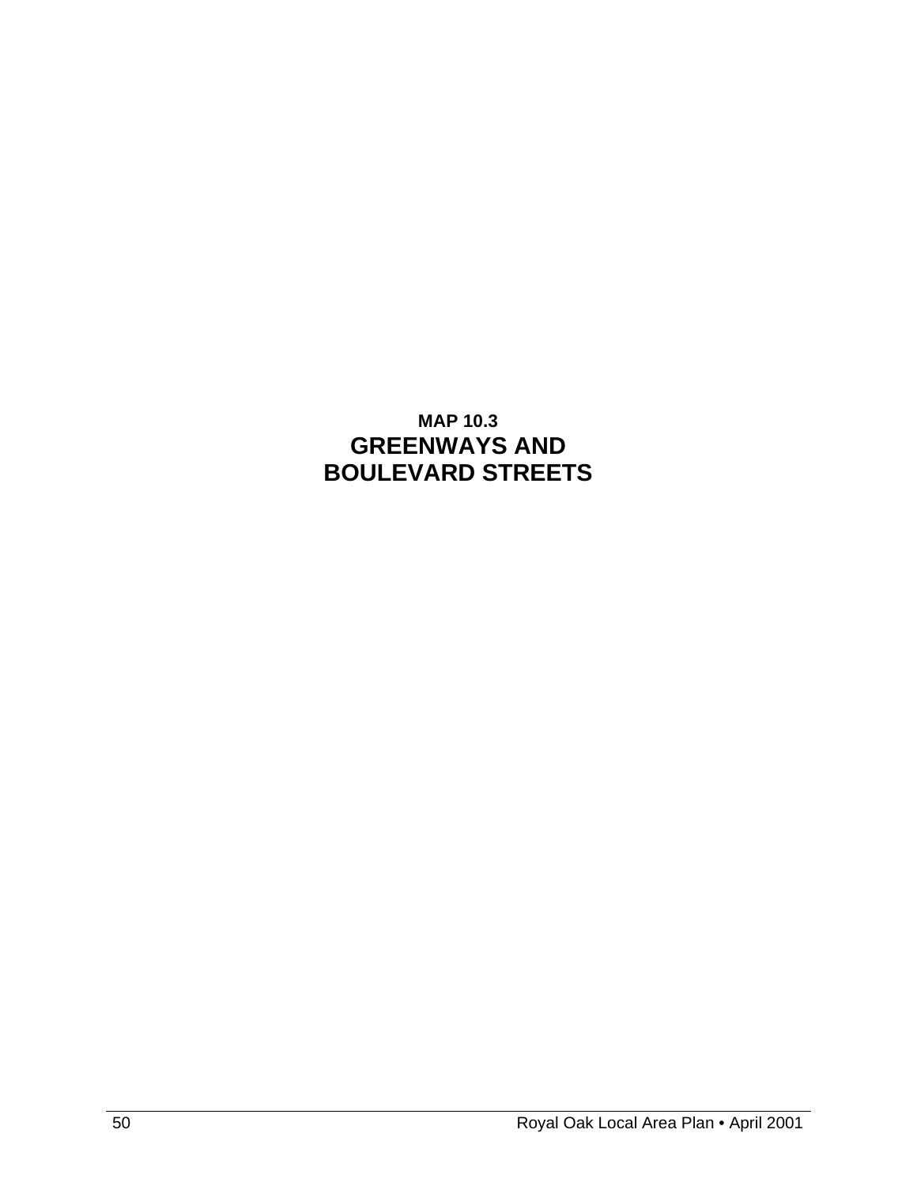**MAP 10.3**

# GREENWAYS AND BOULEVARD STREETS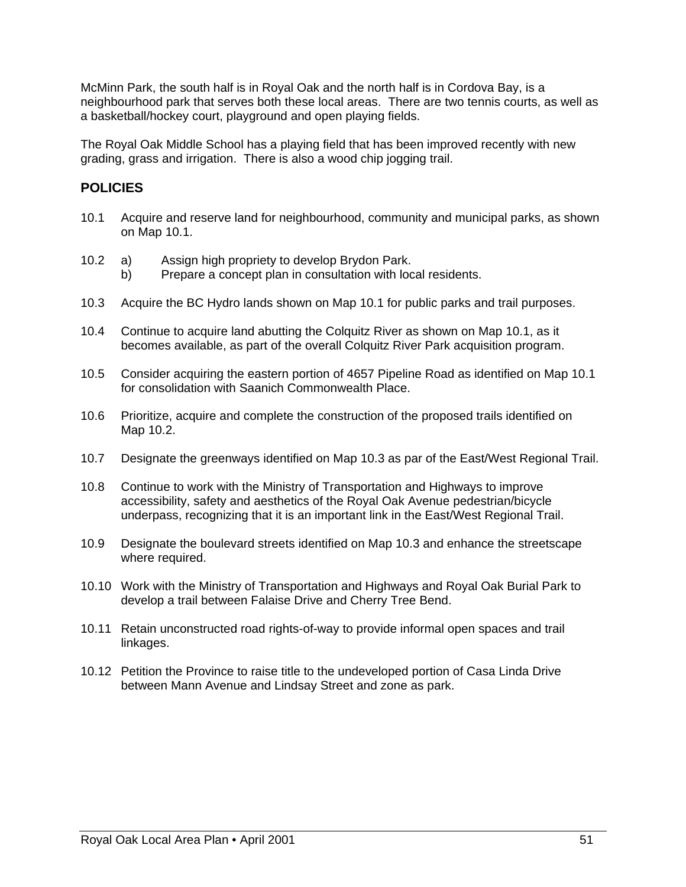McMinn Park, the south half is in Royal Oak and the north half is in Cordova Bay, is a neighbourhood park that serves both these local areas. There are two tennis courts, as well as a basketball/hockey court, playground and open playing fields.

The Royal Oak Middle School has a playing field that has been improved recently with new grading, grass and irrigation. There is also a wood chip jogging trail.

## POLICIES

10.1 Acquire and reserve land for neighbourhood, community and municipal parks, as shown on Map 10.1.

10.2 a) Assign high propriety to develop Brydon Park.
 b) Prepare a concept plan in consultation with local residents.

10.3 Acquire the BC Hydro lands shown on Map 10.1 for public parks and trail purposes.

10.4 Continue to acquire land abutting the Colquitz River as shown on Map 10.1, as it becomes available, as part of the overall Colquitz River Park acquisition program.

10.5 Consider acquiring the eastern portion of 4657 Pipeline Road as identified on Map 10.1 for consolidation with Saanich Commonwealth Place.

10.6 Prioritize, acquire and complete the construction of the proposed trails identified on Map 10.2.

10.7 Designate the greenways identified on Map 10.3 as par of the East/West Regional Trail.

10.8 Continue to work with the Ministry of Transportation and Highways to improve accessibility, safety and aesthetics of the Royal Oak Avenue pedestrian/bicycle underpass, recognizing that it is an important link in the East/West Regional Trail.

10.9 Designate the boulevard streets identified on Map 10.3 and enhance the streetscape where required.

10.10 Work with the Ministry of Transportation and Highways and Royal Oak Burial Park to develop a trail between Falaise Drive and Cherry Tree Bend.

10.11 Retain unconstructed road rights-of-way to provide informal open spaces and trail linkages.

10.12 Petition the Province to raise title to the undeveloped portion of Casa Linda Drive between Mann Avenue and Lindsay Street and zone as park.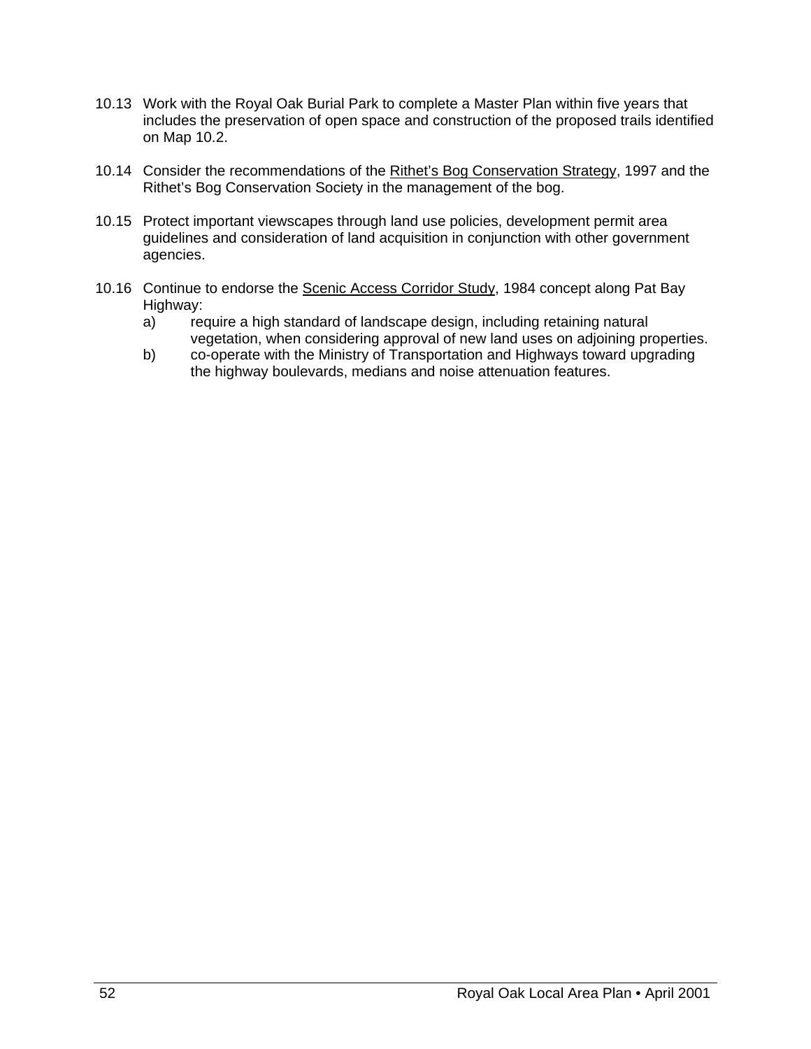10.13 Work with the Royal Oak Burial Park to complete a Master Plan within five years that includes the preservation of open space and construction of the proposed trails identified on Map 10.2.

10.14 Consider the recommendations of the <u>Rithet's Bog Conservation Strategy</u>, 1997 and the Rithet's Bog Conservation Society in the management of the bog.

10.15 Protect important viewscapes through land use policies, development permit area guidelines and consideration of land acquisition in conjunction with other government agencies.

10.16 Continue to endorse the <u>Scenic Access Corridor Study</u>, 1984 concept along Pat Bay Highway:

a) require a high standard of landscape design, including retaining natural vegetation, when considering approval of new land uses on adjoining properties.

b) co-operate with the Ministry of Transportation and Highways toward upgrading the highway boulevards, medians and noise attenuation features.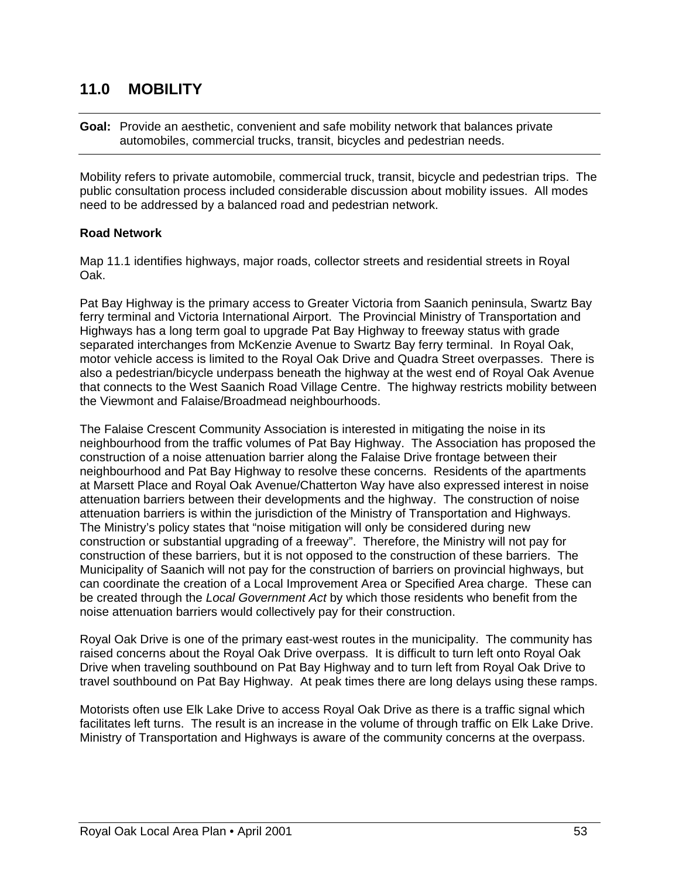## 11.0 MOBILITY

**Goal:** Provide an aesthetic, convenient and safe mobility network that balances private automobiles, commercial trucks, transit, bicycles and pedestrian needs.

Mobility refers to private automobile, commercial truck, transit, bicycle and pedestrian trips. The public consultation process included considerable discussion about mobility issues. All modes need to be addressed by a balanced road and pedestrian network.

**Road Network**

Map 11.1 identifies highways, major roads, collector streets and residential streets in Royal Oak.

Pat Bay Highway is the primary access to Greater Victoria from Saanich peninsula, Swartz Bay ferry terminal and Victoria International Airport. The Provincial Ministry of Transportation and Highways has a long term goal to upgrade Pat Bay Highway to freeway status with grade separated interchanges from McKenzie Avenue to Swartz Bay ferry terminal. In Royal Oak, motor vehicle access is limited to the Royal Oak Drive and Quadra Street overpasses. There is also a pedestrian/bicycle underpass beneath the highway at the west end of Royal Oak Avenue that connects to the West Saanich Road Village Centre. The highway restricts mobility between the Viewmont and Falaise/Broadmead neighbourhoods.

The Falaise Crescent Community Association is interested in mitigating the noise in its neighbourhood from the traffic volumes of Pat Bay Highway. The Association has proposed the construction of a noise attenuation barrier along the Falaise Drive frontage between their neighbourhood and Pat Bay Highway to resolve these concerns. Residents of the apartments at Marsett Place and Royal Oak Avenue/Chatterton Way have also expressed interest in noise attenuation barriers between their developments and the highway. The construction of noise attenuation barriers is within the jurisdiction of the Ministry of Transportation and Highways. The Ministry's policy states that "noise mitigation will only be considered during new construction or substantial upgrading of a freeway". Therefore, the Ministry will not pay for construction of these barriers, but it is not opposed to the construction of these barriers. The Municipality of Saanich will not pay for the construction of barriers on provincial highways, but can coordinate the creation of a Local Improvement Area or Specified Area charge. These can be created through the *Local Government Act* by which those residents who benefit from the noise attenuation barriers would collectively pay for their construction.

Royal Oak Drive is one of the primary east-west routes in the municipality. The community has raised concerns about the Royal Oak Drive overpass. It is difficult to turn left onto Royal Oak Drive when traveling southbound on Pat Bay Highway and to turn left from Royal Oak Drive to travel southbound on Pat Bay Highway. At peak times there are long delays using these ramps.

Motorists often use Elk Lake Drive to access Royal Oak Drive as there is a traffic signal which facilitates left turns. The result is an increase in the volume of through traffic on Elk Lake Drive. Ministry of Transportation and Highways is aware of the community concerns at the overpass.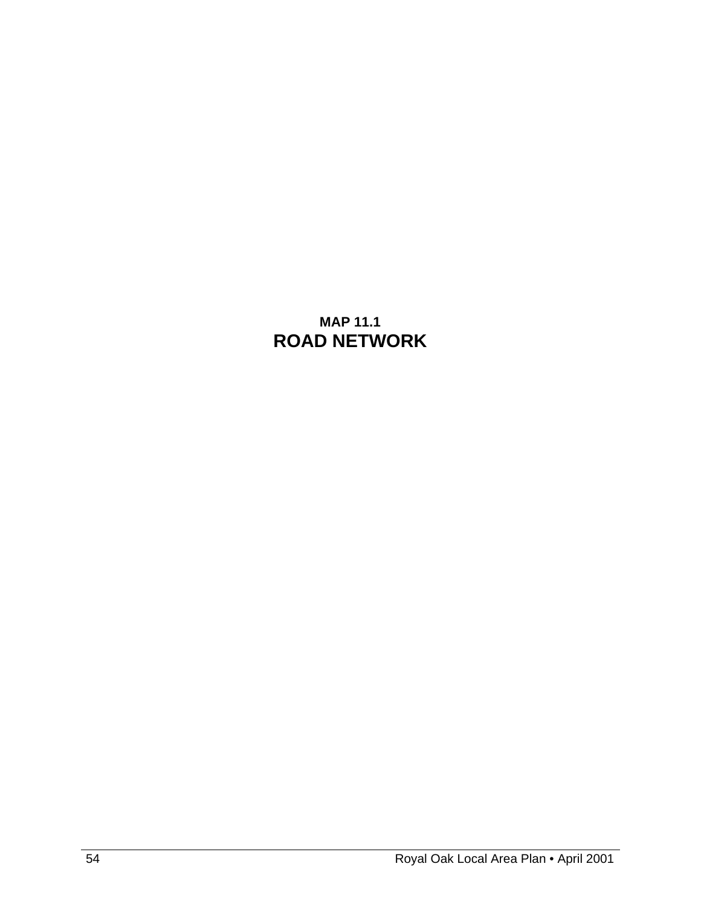**MAP 11.1**

## ROAD NETWORK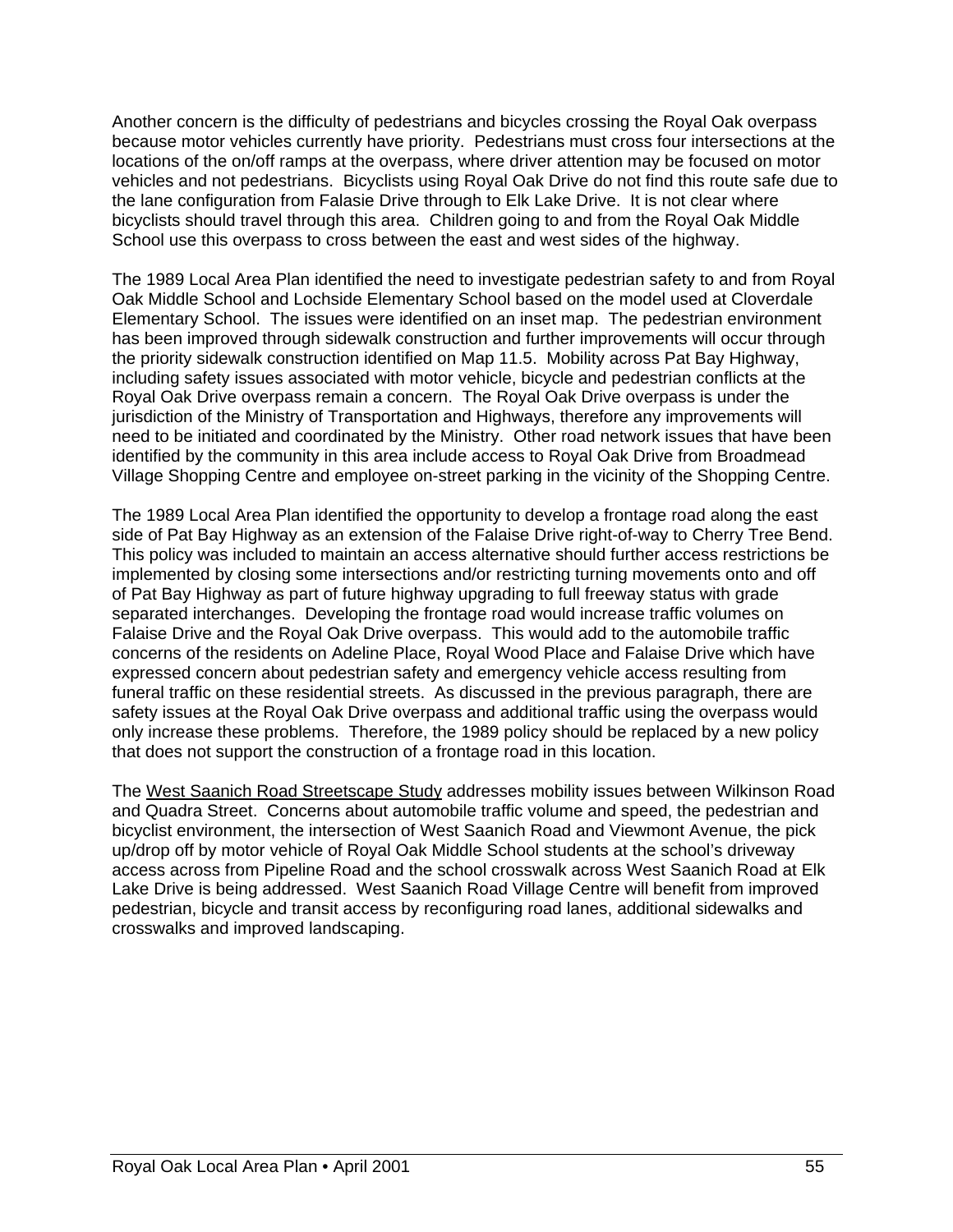Another concern is the difficulty of pedestrians and bicycles crossing the Royal Oak overpass because motor vehicles currently have priority. Pedestrians must cross four intersections at the locations of the on/off ramps at the overpass, where driver attention may be focused on motor vehicles and not pedestrians. Bicyclists using Royal Oak Drive do not find this route safe due to the lane configuration from Falasie Drive through to Elk Lake Drive. It is not clear where bicyclists should travel through this area. Children going to and from the Royal Oak Middle School use this overpass to cross between the east and west sides of the highway.

The 1989 Local Area Plan identified the need to investigate pedestrian safety to and from Royal Oak Middle School and Lochside Elementary School based on the model used at Cloverdale Elementary School. The issues were identified on an inset map. The pedestrian environment has been improved through sidewalk construction and further improvements will occur through the priority sidewalk construction identified on Map 11.5. Mobility across Pat Bay Highway, including safety issues associated with motor vehicle, bicycle and pedestrian conflicts at the Royal Oak Drive overpass remain a concern. The Royal Oak Drive overpass is under the jurisdiction of the Ministry of Transportation and Highways, therefore any improvements will need to be initiated and coordinated by the Ministry. Other road network issues that have been identified by the community in this area include access to Royal Oak Drive from Broadmead Village Shopping Centre and employee on-street parking in the vicinity of the Shopping Centre.

The 1989 Local Area Plan identified the opportunity to develop a frontage road along the east side of Pat Bay Highway as an extension of the Falaise Drive right-of-way to Cherry Tree Bend. This policy was included to maintain an access alternative should further access restrictions be implemented by closing some intersections and/or restricting turning movements onto and off of Pat Bay Highway as part of future highway upgrading to full freeway status with grade separated interchanges. Developing the frontage road would increase traffic volumes on Falaise Drive and the Royal Oak Drive overpass. This would add to the automobile traffic concerns of the residents on Adeline Place, Royal Wood Place and Falaise Drive which have expressed concern about pedestrian safety and emergency vehicle access resulting from funeral traffic on these residential streets. As discussed in the previous paragraph, there are safety issues at the Royal Oak Drive overpass and additional traffic using the overpass would only increase these problems. Therefore, the 1989 policy should be replaced by a new policy that does not support the construction of a frontage road in this location.

The West Saanich Road Streetscape Study addresses mobility issues between Wilkinson Road and Quadra Street. Concerns about automobile traffic volume and speed, the pedestrian and bicyclist environment, the intersection of West Saanich Road and Viewmont Avenue, the pick up/drop off by motor vehicle of Royal Oak Middle School students at the school's driveway access across from Pipeline Road and the school crosswalk across West Saanich Road at Elk Lake Drive is being addressed. West Saanich Road Village Centre will benefit from improved pedestrian, bicycle and transit access by reconfiguring road lanes, additional sidewalks and crosswalks and improved landscaping.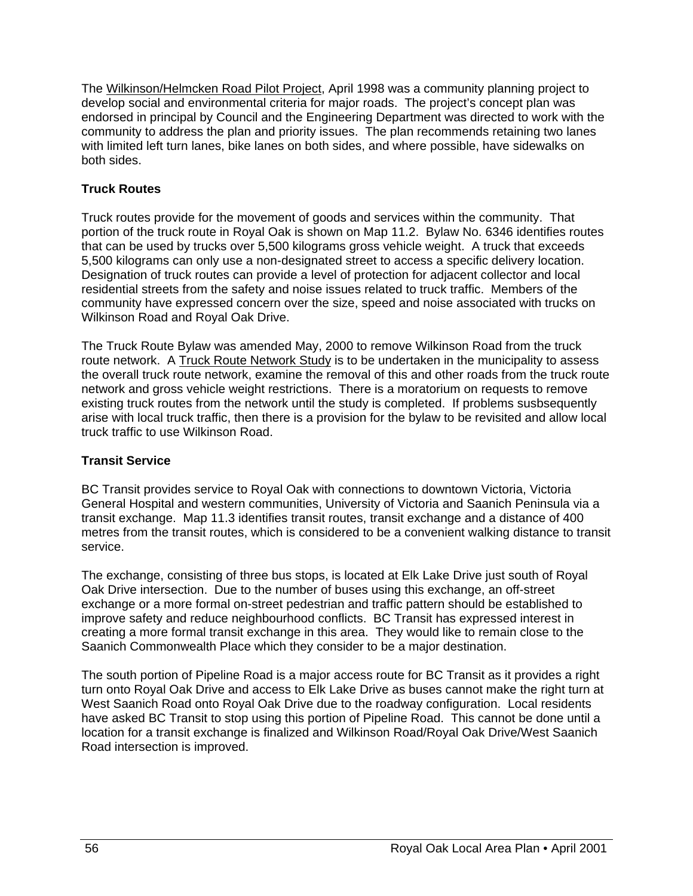The Wilkinson/Helmcken Road Pilot Project, April 1998 was a community planning project to develop social and environmental criteria for major roads. The project's concept plan was endorsed in principal by Council and the Engineering Department was directed to work with the community to address the plan and priority issues. The plan recommends retaining two lanes with limited left turn lanes, bike lanes on both sides, and where possible, have sidewalks on both sides.

**Truck Routes**

Truck routes provide for the movement of goods and services within the community. That portion of the truck route in Royal Oak is shown on Map 11.2. Bylaw No. 6346 identifies routes that can be used by trucks over 5,500 kilograms gross vehicle weight. A truck that exceeds 5,500 kilograms can only use a non-designated street to access a specific delivery location. Designation of truck routes can provide a level of protection for adjacent collector and local residential streets from the safety and noise issues related to truck traffic. Members of the community have expressed concern over the size, speed and noise associated with trucks on Wilkinson Road and Royal Oak Drive.

The Truck Route Bylaw was amended May, 2000 to remove Wilkinson Road from the truck route network. A Truck Route Network Study is to be undertaken in the municipality to assess the overall truck route network, examine the removal of this and other roads from the truck route network and gross vehicle weight restrictions. There is a moratorium on requests to remove existing truck routes from the network until the study is completed. If problems susbsequently arise with local truck traffic, then there is a provision for the bylaw to be revisited and allow local truck traffic to use Wilkinson Road.

**Transit Service**

BC Transit provides service to Royal Oak with connections to downtown Victoria, Victoria General Hospital and western communities, University of Victoria and Saanich Peninsula via a transit exchange. Map 11.3 identifies transit routes, transit exchange and a distance of 400 metres from the transit routes, which is considered to be a convenient walking distance to transit service.

The exchange, consisting of three bus stops, is located at Elk Lake Drive just south of Royal Oak Drive intersection. Due to the number of buses using this exchange, an off-street exchange or a more formal on-street pedestrian and traffic pattern should be established to improve safety and reduce neighbourhood conflicts. BC Transit has expressed interest in creating a more formal transit exchange in this area. They would like to remain close to the Saanich Commonwealth Place which they consider to be a major destination.

The south portion of Pipeline Road is a major access route for BC Transit as it provides a right turn onto Royal Oak Drive and access to Elk Lake Drive as buses cannot make the right turn at West Saanich Road onto Royal Oak Drive due to the roadway configuration. Local residents have asked BC Transit to stop using this portion of Pipeline Road. This cannot be done until a location for a transit exchange is finalized and Wilkinson Road/Royal Oak Drive/West Saanich Road intersection is improved.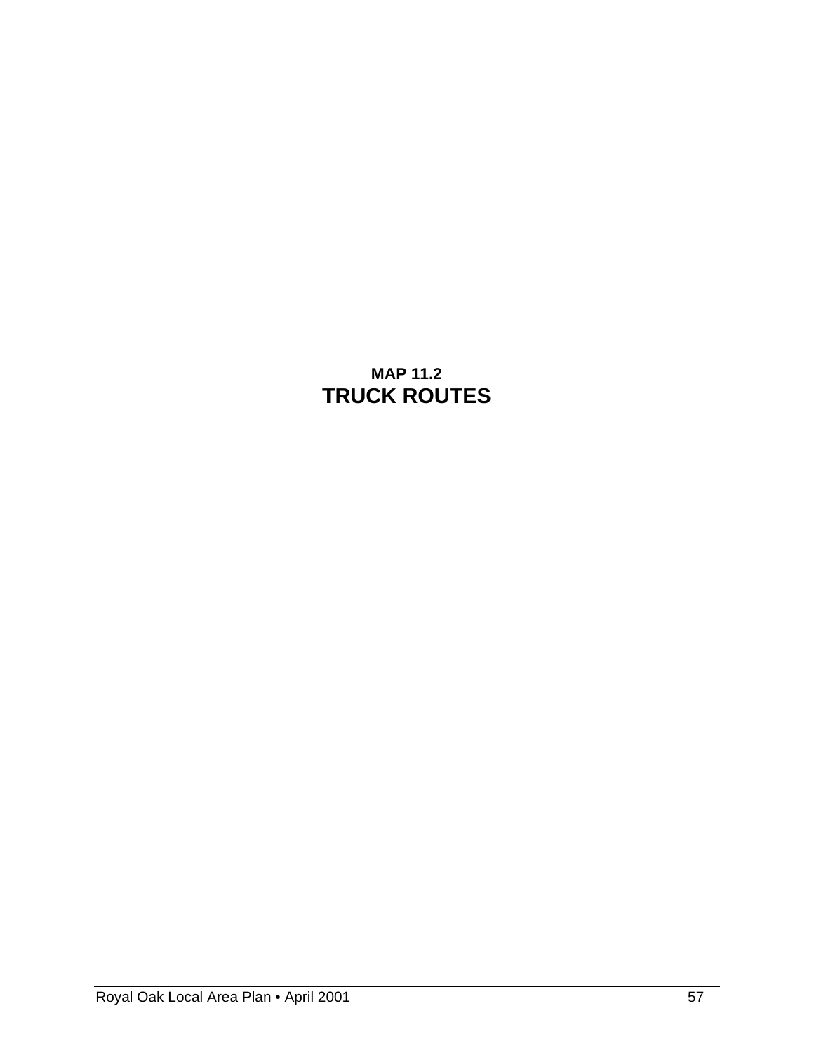**MAP 11.2**

# TRUCK ROUTES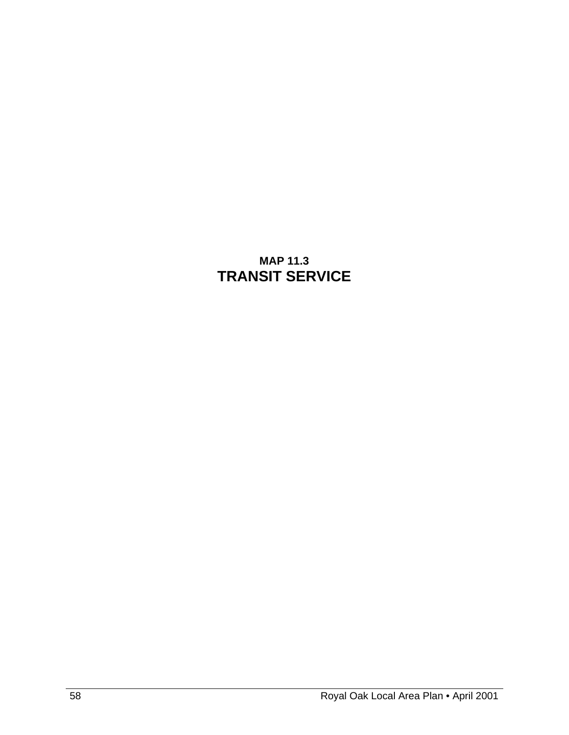**MAP 11.3**

# TRANSIT SERVICE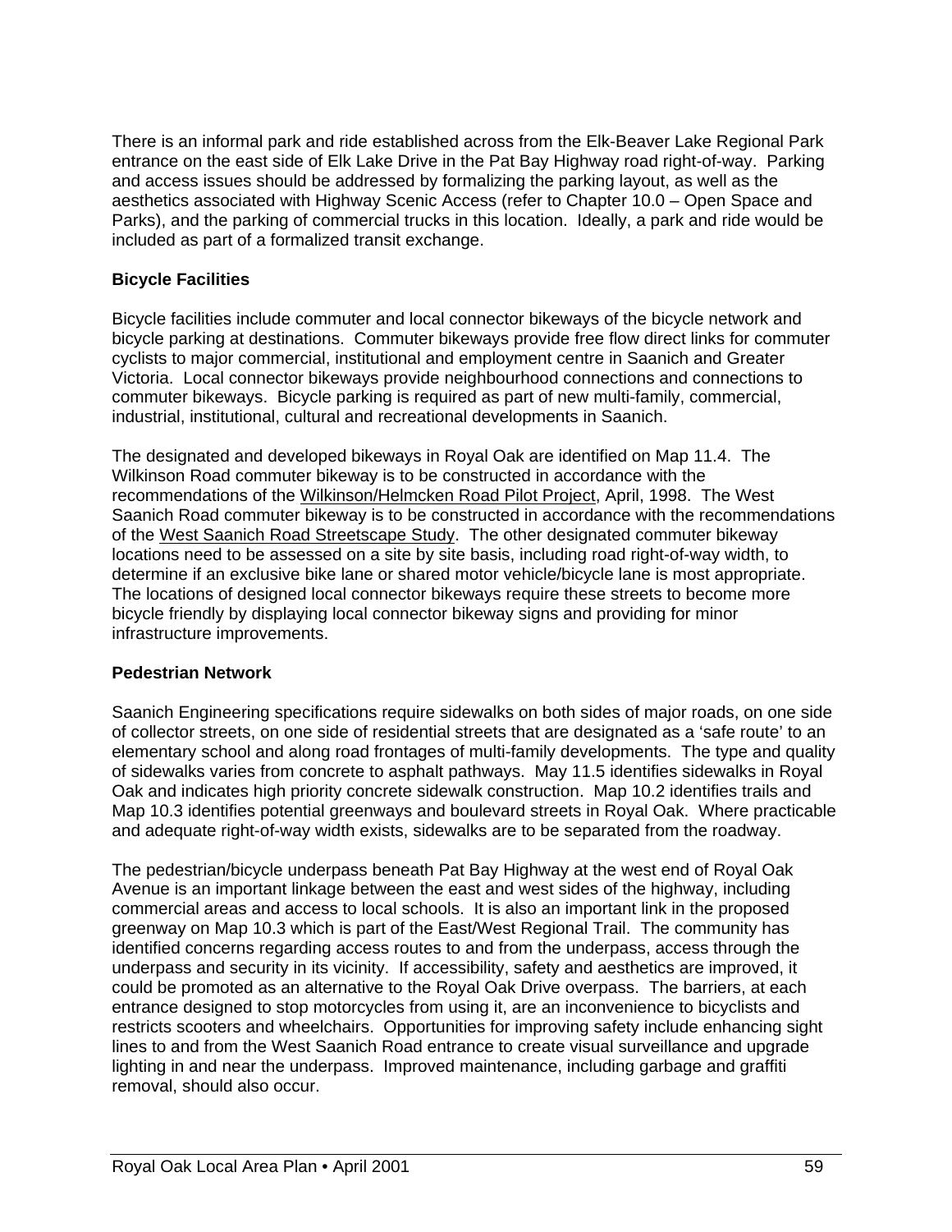There is an informal park and ride established across from the Elk-Beaver Lake Regional Park entrance on the east side of Elk Lake Drive in the Pat Bay Highway road right-of-way. Parking and access issues should be addressed by formalizing the parking layout, as well as the aesthetics associated with Highway Scenic Access (refer to Chapter 10.0 – Open Space and Parks), and the parking of commercial trucks in this location. Ideally, a park and ride would be included as part of a formalized transit exchange.

**Bicycle Facilities**

Bicycle facilities include commuter and local connector bikeways of the bicycle network and bicycle parking at destinations. Commuter bikeways provide free flow direct links for commuter cyclists to major commercial, institutional and employment centre in Saanich and Greater Victoria. Local connector bikeways provide neighbourhood connections and connections to commuter bikeways. Bicycle parking is required as part of new multi-family, commercial, industrial, institutional, cultural and recreational developments in Saanich.

The designated and developed bikeways in Royal Oak are identified on Map 11.4. The Wilkinson Road commuter bikeway is to be constructed in accordance with the recommendations of the Wilkinson/Helmcken Road Pilot Project, April, 1998. The West Saanich Road commuter bikeway is to be constructed in accordance with the recommendations of the West Saanich Road Streetscape Study. The other designated commuter bikeway locations need to be assessed on a site by site basis, including road right-of-way width, to determine if an exclusive bike lane or shared motor vehicle/bicycle lane is most appropriate. The locations of designed local connector bikeways require these streets to become more bicycle friendly by displaying local connector bikeway signs and providing for minor infrastructure improvements.

**Pedestrian Network**

Saanich Engineering specifications require sidewalks on both sides of major roads, on one side of collector streets, on one side of residential streets that are designated as a 'safe route' to an elementary school and along road frontages of multi-family developments. The type and quality of sidewalks varies from concrete to asphalt pathways. May 11.5 identifies sidewalks in Royal Oak and indicates high priority concrete sidewalk construction. Map 10.2 identifies trails and Map 10.3 identifies potential greenways and boulevard streets in Royal Oak. Where practicable and adequate right-of-way width exists, sidewalks are to be separated from the roadway.

The pedestrian/bicycle underpass beneath Pat Bay Highway at the west end of Royal Oak Avenue is an important linkage between the east and west sides of the highway, including commercial areas and access to local schools. It is also an important link in the proposed greenway on Map 10.3 which is part of the East/West Regional Trail. The community has identified concerns regarding access routes to and from the underpass, access through the underpass and security in its vicinity. If accessibility, safety and aesthetics are improved, it could be promoted as an alternative to the Royal Oak Drive overpass. The barriers, at each entrance designed to stop motorcycles from using it, are an inconvenience to bicyclists and restricts scooters and wheelchairs. Opportunities for improving safety include enhancing sight lines to and from the West Saanich Road entrance to create visual surveillance and upgrade lighting in and near the underpass. Improved maintenance, including garbage and graffiti removal, should also occur.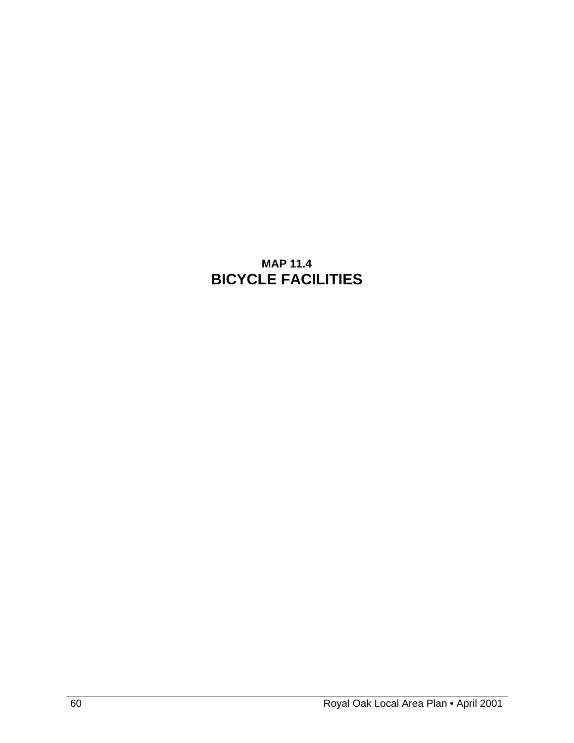**MAP 11.4**

## BICYCLE FACILITIES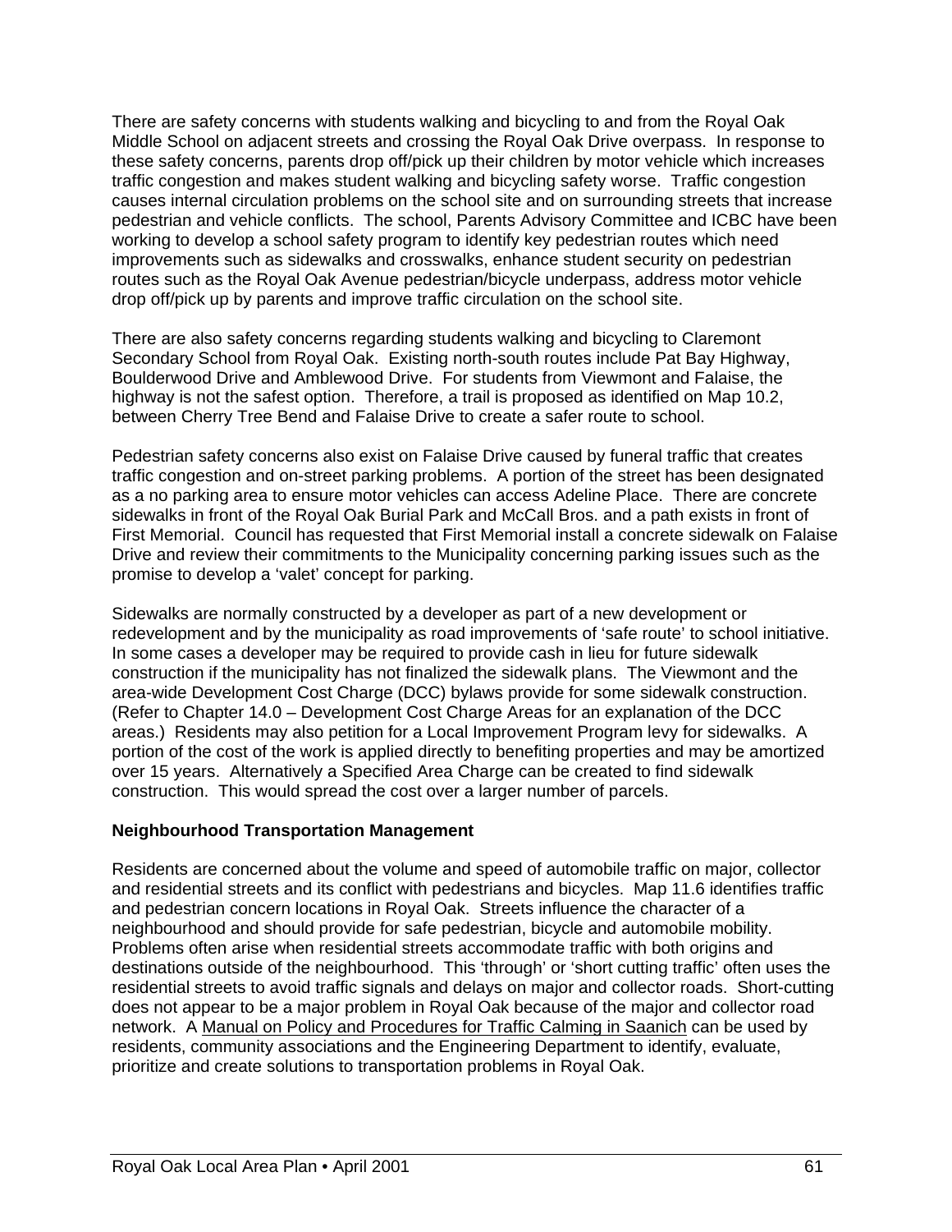There are safety concerns with students walking and bicycling to and from the Royal Oak Middle School on adjacent streets and crossing the Royal Oak Drive overpass. In response to these safety concerns, parents drop off/pick up their children by motor vehicle which increases traffic congestion and makes student walking and bicycling safety worse. Traffic congestion causes internal circulation problems on the school site and on surrounding streets that increase pedestrian and vehicle conflicts. The school, Parents Advisory Committee and ICBC have been working to develop a school safety program to identify key pedestrian routes which need improvements such as sidewalks and crosswalks, enhance student security on pedestrian routes such as the Royal Oak Avenue pedestrian/bicycle underpass, address motor vehicle drop off/pick up by parents and improve traffic circulation on the school site.

There are also safety concerns regarding students walking and bicycling to Claremont Secondary School from Royal Oak. Existing north-south routes include Pat Bay Highway, Boulderwood Drive and Amblewood Drive. For students from Viewmont and Falaise, the highway is not the safest option. Therefore, a trail is proposed as identified on Map 10.2, between Cherry Tree Bend and Falaise Drive to create a safer route to school.

Pedestrian safety concerns also exist on Falaise Drive caused by funeral traffic that creates traffic congestion and on-street parking problems. A portion of the street has been designated as a no parking area to ensure motor vehicles can access Adeline Place. There are concrete sidewalks in front of the Royal Oak Burial Park and McCall Bros. and a path exists in front of First Memorial. Council has requested that First Memorial install a concrete sidewalk on Falaise Drive and review their commitments to the Municipality concerning parking issues such as the promise to develop a 'valet' concept for parking.

Sidewalks are normally constructed by a developer as part of a new development or redevelopment and by the municipality as road improvements of 'safe route' to school initiative. In some cases a developer may be required to provide cash in lieu for future sidewalk construction if the municipality has not finalized the sidewalk plans. The Viewmont and the area-wide Development Cost Charge (DCC) bylaws provide for some sidewalk construction. (Refer to Chapter 14.0 – Development Cost Charge Areas for an explanation of the DCC areas.) Residents may also petition for a Local Improvement Program levy for sidewalks. A portion of the cost of the work is applied directly to benefiting properties and may be amortized over 15 years. Alternatively a Specified Area Charge can be created to find sidewalk construction. This would spread the cost over a larger number of parcels.

**Neighbourhood Transportation Management**

Residents are concerned about the volume and speed of automobile traffic on major, collector and residential streets and its conflict with pedestrians and bicycles. Map 11.6 identifies traffic and pedestrian concern locations in Royal Oak. Streets influence the character of a neighbourhood and should provide for safe pedestrian, bicycle and automobile mobility. Problems often arise when residential streets accommodate traffic with both origins and destinations outside of the neighbourhood. This 'through' or 'short cutting traffic' often uses the residential streets to avoid traffic signals and delays on major and collector roads. Short-cutting does not appear to be a major problem in Royal Oak because of the major and collector road network. A Manual on Policy and Procedures for Traffic Calming in Saanich can be used by residents, community associations and the Engineering Department to identify, evaluate, prioritize and create solutions to transportation problems in Royal Oak.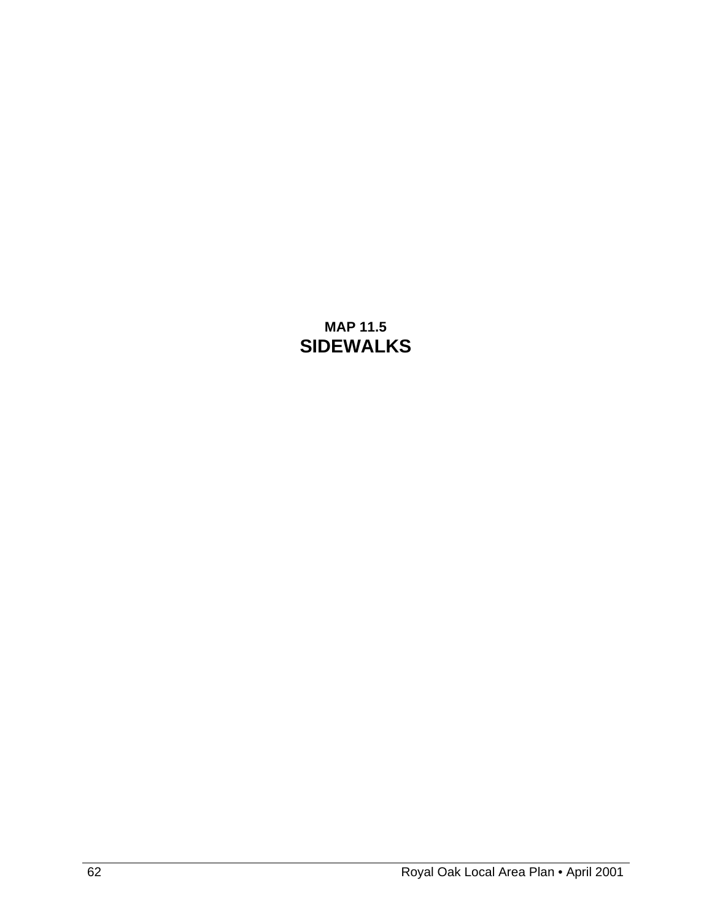**MAP 11.5**

## SIDEWALKS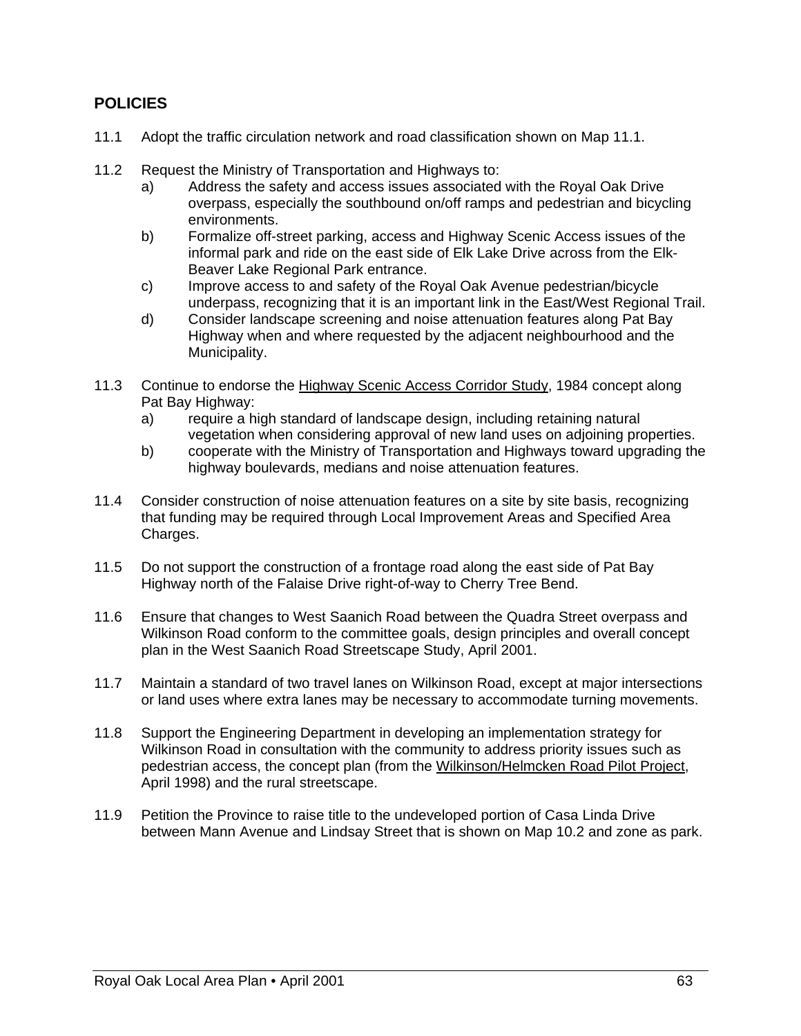## POLICIES

11.1 Adopt the traffic circulation network and road classification shown on Map 11.1.

11.2 Request the Ministry of Transportation and Highways to:

   a) Address the safety and access issues associated with the Royal Oak Drive overpass, especially the southbound on/off ramps and pedestrian and bicycling environments.
   b) Formalize off-street parking, access and Highway Scenic Access issues of the informal park and ride on the east side of Elk Lake Drive across from the Elk-Beaver Lake Regional Park entrance.
   c) Improve access to and safety of the Royal Oak Avenue pedestrian/bicycle underpass, recognizing that it is an important link in the East/West Regional Trail.
   d) Consider landscape screening and noise attenuation features along Pat Bay Highway when and where requested by the adjacent neighbourhood and the Municipality.

11.3 Continue to endorse the Highway Scenic Access Corridor Study, 1984 concept along Pat Bay Highway:

   a) require a high standard of landscape design, including retaining natural vegetation when considering approval of new land uses on adjoining properties.
   b) cooperate with the Ministry of Transportation and Highways toward upgrading the highway boulevards, medians and noise attenuation features.

11.4 Consider construction of noise attenuation features on a site by site basis, recognizing that funding may be required through Local Improvement Areas and Specified Area Charges.

11.5 Do not support the construction of a frontage road along the east side of Pat Bay Highway north of the Falaise Drive right-of-way to Cherry Tree Bend.

11.6 Ensure that changes to West Saanich Road between the Quadra Street overpass and Wilkinson Road conform to the committee goals, design principles and overall concept plan in the West Saanich Road Streetscape Study, April 2001.

11.7 Maintain a standard of two travel lanes on Wilkinson Road, except at major intersections or land uses where extra lanes may be necessary to accommodate turning movements.

11.8 Support the Engineering Department in developing an implementation strategy for Wilkinson Road in consultation with the community to address priority issues such as pedestrian access, the concept plan (from the Wilkinson/Helmcken Road Pilot Project, April 1998) and the rural streetscape.

11.9 Petition the Province to raise title to the undeveloped portion of Casa Linda Drive between Mann Avenue and Lindsay Street that is shown on Map 10.2 and zone as park.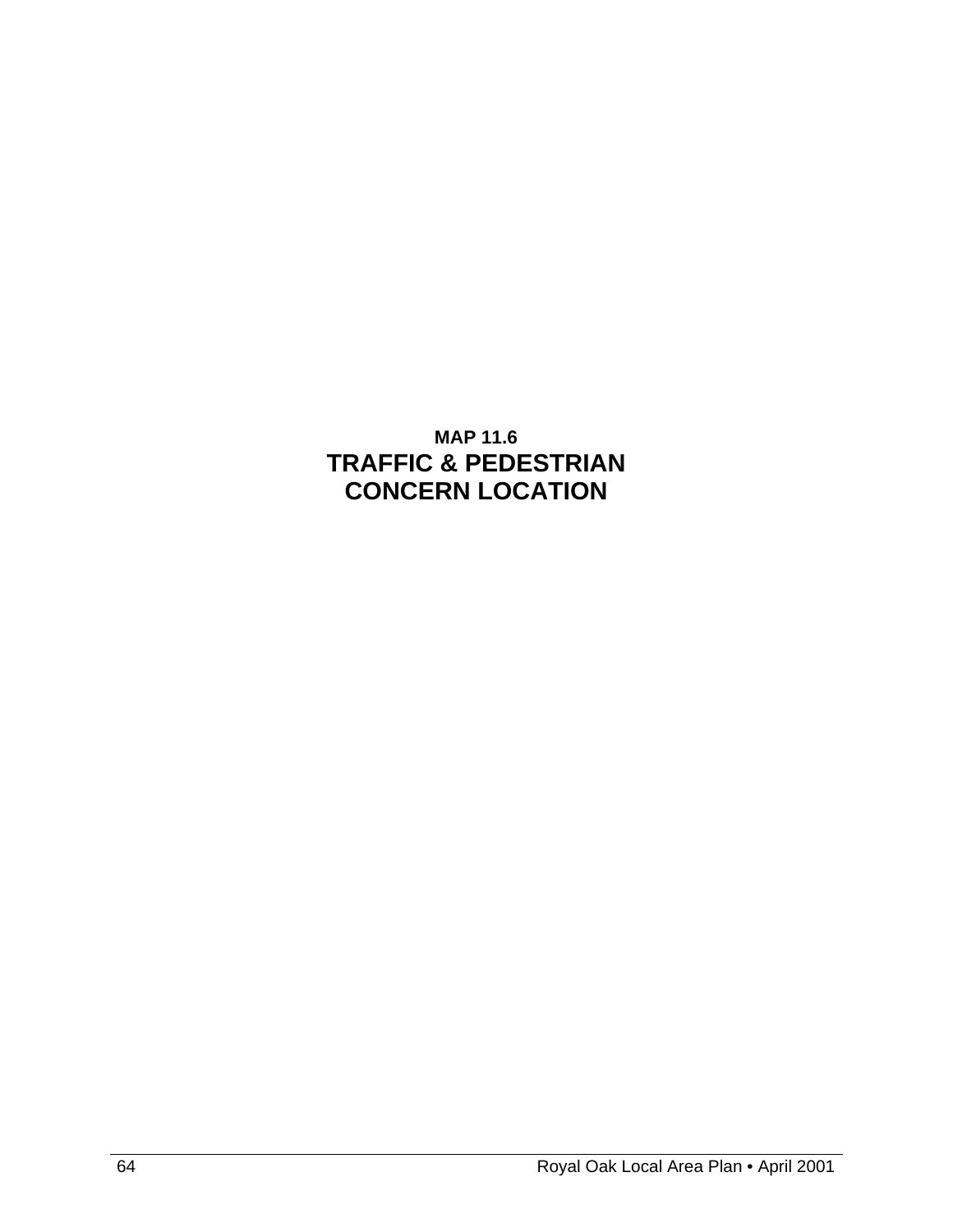**MAP 11.6**

## TRAFFIC & PEDESTRIAN CONCERN LOCATION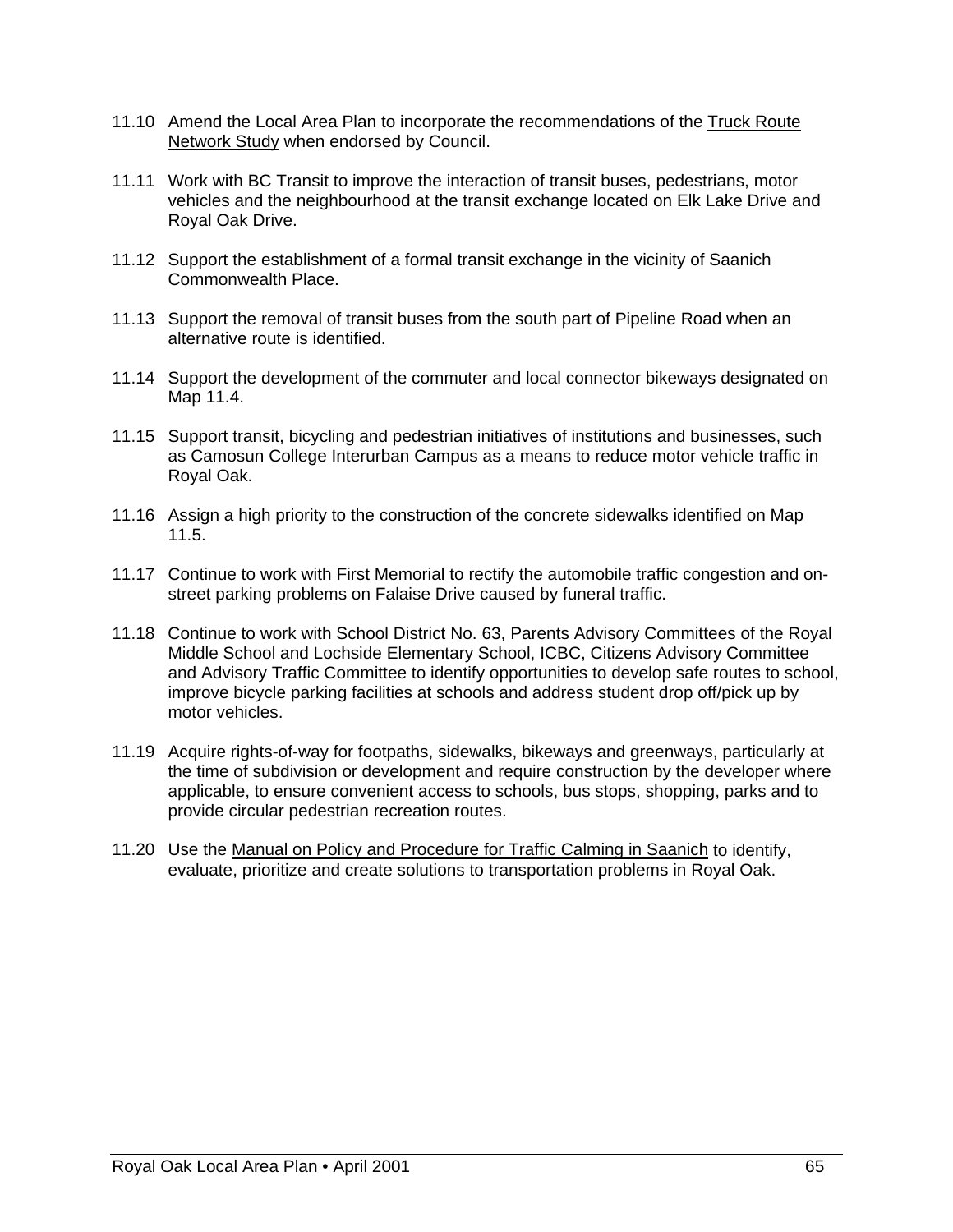11.10 Amend the Local Area Plan to incorporate the recommendations of the <u>Truck Route Network Study</u> when endorsed by Council.

11.11 Work with BC Transit to improve the interaction of transit buses, pedestrians, motor vehicles and the neighbourhood at the transit exchange located on Elk Lake Drive and Royal Oak Drive.

11.12 Support the establishment of a formal transit exchange in the vicinity of Saanich Commonwealth Place.

11.13 Support the removal of transit buses from the south part of Pipeline Road when an alternative route is identified.

11.14 Support the development of the commuter and local connector bikeways designated on Map 11.4.

11.15 Support transit, bicycling and pedestrian initiatives of institutions and businesses, such as Camosun College Interurban Campus as a means to reduce motor vehicle traffic in Royal Oak.

11.16 Assign a high priority to the construction of the concrete sidewalks identified on Map 11.5.

11.17 Continue to work with First Memorial to rectify the automobile traffic congestion and on-street parking problems on Falaise Drive caused by funeral traffic.

11.18 Continue to work with School District No. 63, Parents Advisory Committees of the Royal Middle School and Lochside Elementary School, ICBC, Citizens Advisory Committee and Advisory Traffic Committee to identify opportunities to develop safe routes to school, improve bicycle parking facilities at schools and address student drop off/pick up by motor vehicles.

11.19 Acquire rights-of-way for footpaths, sidewalks, bikeways and greenways, particularly at the time of subdivision or development and require construction by the developer where applicable, to ensure convenient access to schools, bus stops, shopping, parks and to provide circular pedestrian recreation routes.

11.20 Use the <u>Manual on Policy and Procedure for Traffic Calming in Saanich</u> to identify, evaluate, prioritize and create solutions to transportation problems in Royal Oak.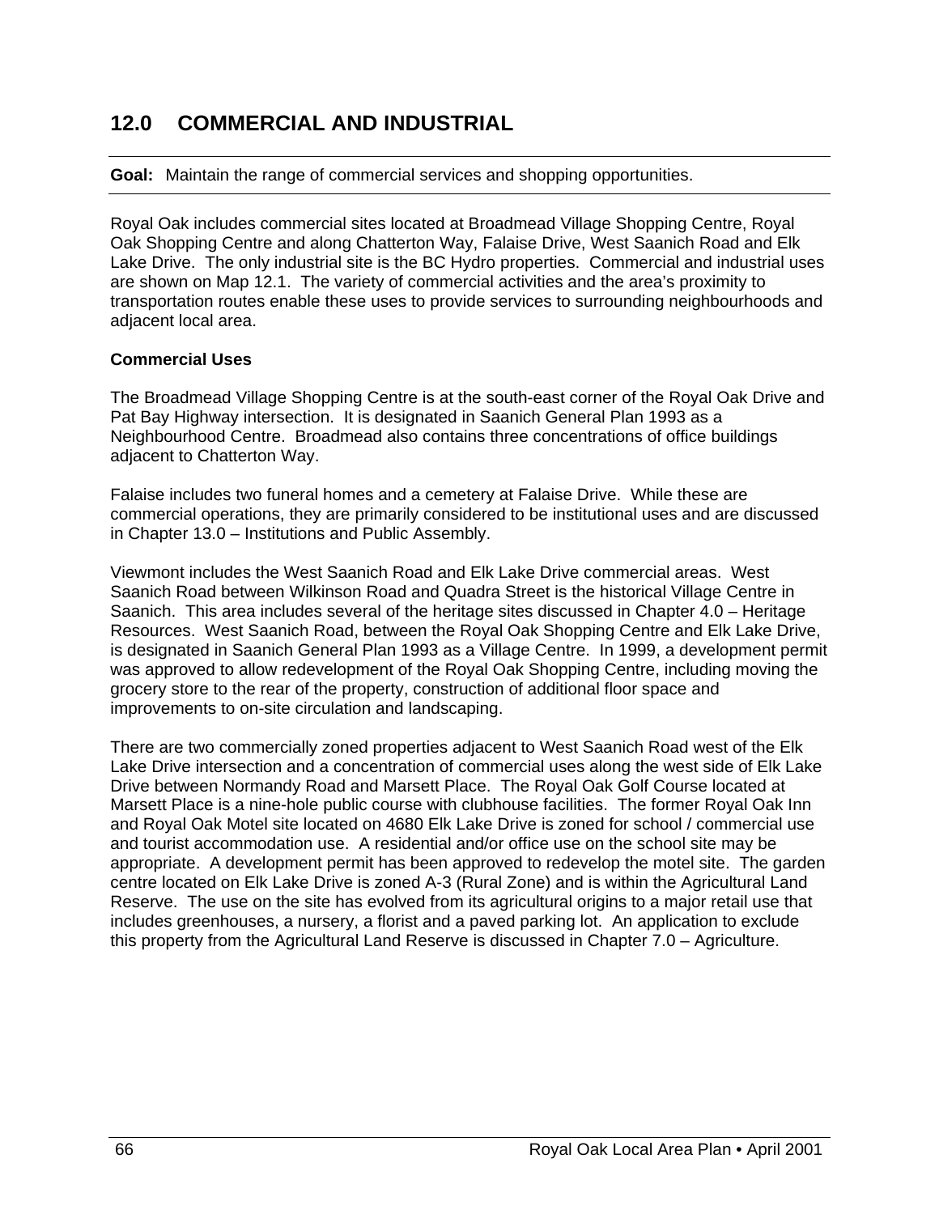# 12.0 COMMERCIAL AND INDUSTRIAL

**Goal:** Maintain the range of commercial services and shopping opportunities.

Royal Oak includes commercial sites located at Broadmead Village Shopping Centre, Royal Oak Shopping Centre and along Chatterton Way, Falaise Drive, West Saanich Road and Elk Lake Drive. The only industrial site is the BC Hydro properties. Commercial and industrial uses are shown on Map 12.1. The variety of commercial activities and the area's proximity to transportation routes enable these uses to provide services to surrounding neighbourhoods and adjacent local area.

**Commercial Uses**

The Broadmead Village Shopping Centre is at the south-east corner of the Royal Oak Drive and Pat Bay Highway intersection. It is designated in Saanich General Plan 1993 as a Neighbourhood Centre. Broadmead also contains three concentrations of office buildings adjacent to Chatterton Way.

Falaise includes two funeral homes and a cemetery at Falaise Drive. While these are commercial operations, they are primarily considered to be institutional uses and are discussed in Chapter 13.0 – Institutions and Public Assembly.

Viewmont includes the West Saanich Road and Elk Lake Drive commercial areas. West Saanich Road between Wilkinson Road and Quadra Street is the historical Village Centre in Saanich. This area includes several of the heritage sites discussed in Chapter 4.0 – Heritage Resources. West Saanich Road, between the Royal Oak Shopping Centre and Elk Lake Drive, is designated in Saanich General Plan 1993 as a Village Centre. In 1999, a development permit was approved to allow redevelopment of the Royal Oak Shopping Centre, including moving the grocery store to the rear of the property, construction of additional floor space and improvements to on-site circulation and landscaping.

There are two commercially zoned properties adjacent to West Saanich Road west of the Elk Lake Drive intersection and a concentration of commercial uses along the west side of Elk Lake Drive between Normandy Road and Marsett Place. The Royal Oak Golf Course located at Marsett Place is a nine-hole public course with clubhouse facilities. The former Royal Oak Inn and Royal Oak Motel site located on 4680 Elk Lake Drive is zoned for school / commercial use and tourist accommodation use. A residential and/or office use on the school site may be appropriate. A development permit has been approved to redevelop the motel site. The garden centre located on Elk Lake Drive is zoned A-3 (Rural Zone) and is within the Agricultural Land Reserve. The use on the site has evolved from its agricultural origins to a major retail use that includes greenhouses, a nursery, a florist and a paved parking lot. An application to exclude this property from the Agricultural Land Reserve is discussed in Chapter 7.0 – Agriculture.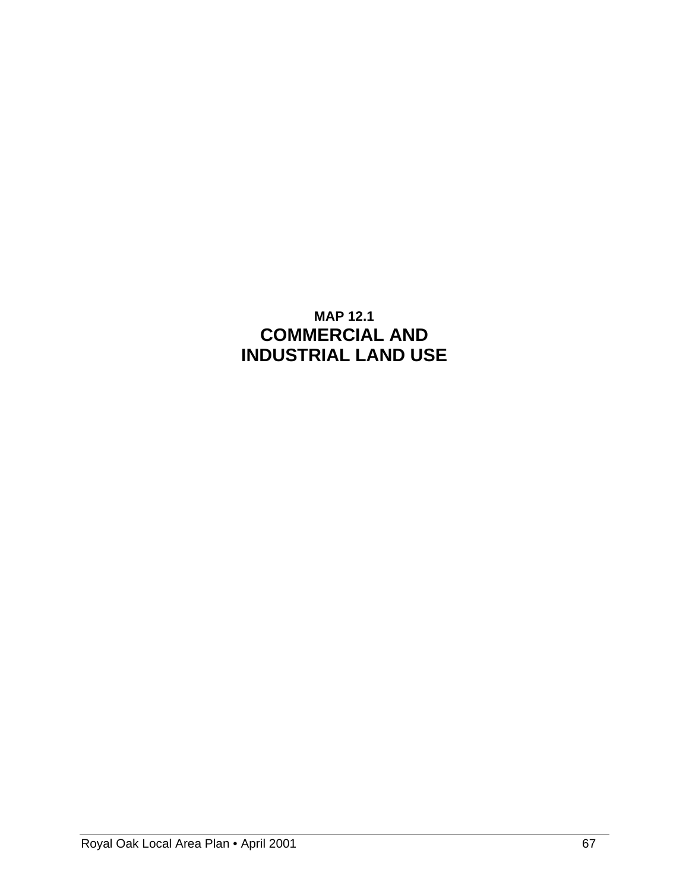**MAP 12.1**

# COMMERCIAL AND INDUSTRIAL LAND USE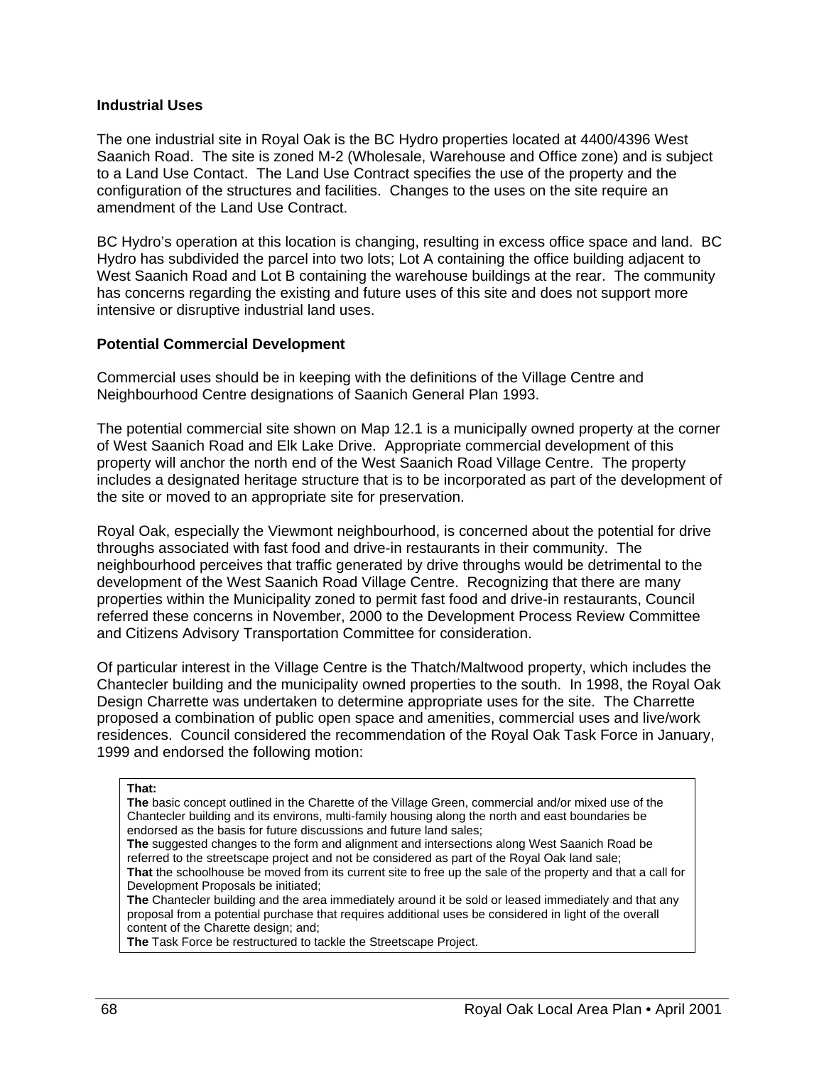**Industrial Uses**

The one industrial site in Royal Oak is the BC Hydro properties located at 4400/4396 West Saanich Road. The site is zoned M-2 (Wholesale, Warehouse and Office zone) and is subject to a Land Use Contact. The Land Use Contract specifies the use of the property and the configuration of the structures and facilities. Changes to the uses on the site require an amendment of the Land Use Contract.

BC Hydro's operation at this location is changing, resulting in excess office space and land. BC Hydro has subdivided the parcel into two lots; Lot A containing the office building adjacent to West Saanich Road and Lot B containing the warehouse buildings at the rear. The community has concerns regarding the existing and future uses of this site and does not support more intensive or disruptive industrial land uses.

**Potential Commercial Development**

Commercial uses should be in keeping with the definitions of the Village Centre and Neighbourhood Centre designations of Saanich General Plan 1993.

The potential commercial site shown on Map 12.1 is a municipally owned property at the corner of West Saanich Road and Elk Lake Drive. Appropriate commercial development of this property will anchor the north end of the West Saanich Road Village Centre. The property includes a designated heritage structure that is to be incorporated as part of the development of the site or moved to an appropriate site for preservation.

Royal Oak, especially the Viewmont neighbourhood, is concerned about the potential for drive throughs associated with fast food and drive-in restaurants in their community. The neighbourhood perceives that traffic generated by drive throughs would be detrimental to the development of the West Saanich Road Village Centre. Recognizing that there are many properties within the Municipality zoned to permit fast food and drive-in restaurants, Council referred these concerns in November, 2000 to the Development Process Review Committee and Citizens Advisory Transportation Committee for consideration.

Of particular interest in the Village Centre is the Thatch/Maltwood property, which includes the Chantecler building and the municipality owned properties to the south. In 1998, the Royal Oak Design Charrette was undertaken to determine appropriate uses for the site. The Charrette proposed a combination of public open space and amenities, commercial uses and live/work residences. Council considered the recommendation of the Royal Oak Task Force in January, 1999 and endorsed the following motion:

> **That:**
> **The** basic concept outlined in the Charette of the Village Green, commercial and/or mixed use of the Chantecler building and its environs, multi-family housing along the north and east boundaries be endorsed as the basis for future discussions and future land sales;
> **The** suggested changes to the form and alignment and intersections along West Saanich Road be referred to the streetscape project and not be considered as part of the Royal Oak land sale;
> **That** the schoolhouse be moved from its current site to free up the sale of the property and that a call for Development Proposals be initiated;
> **The** Chantecler building and the area immediately around it be sold or leased immediately and that any proposal from a potential purchase that requires additional uses be considered in light of the overall content of the Charette design; and;
> **The** Task Force be restructured to tackle the Streetscape Project.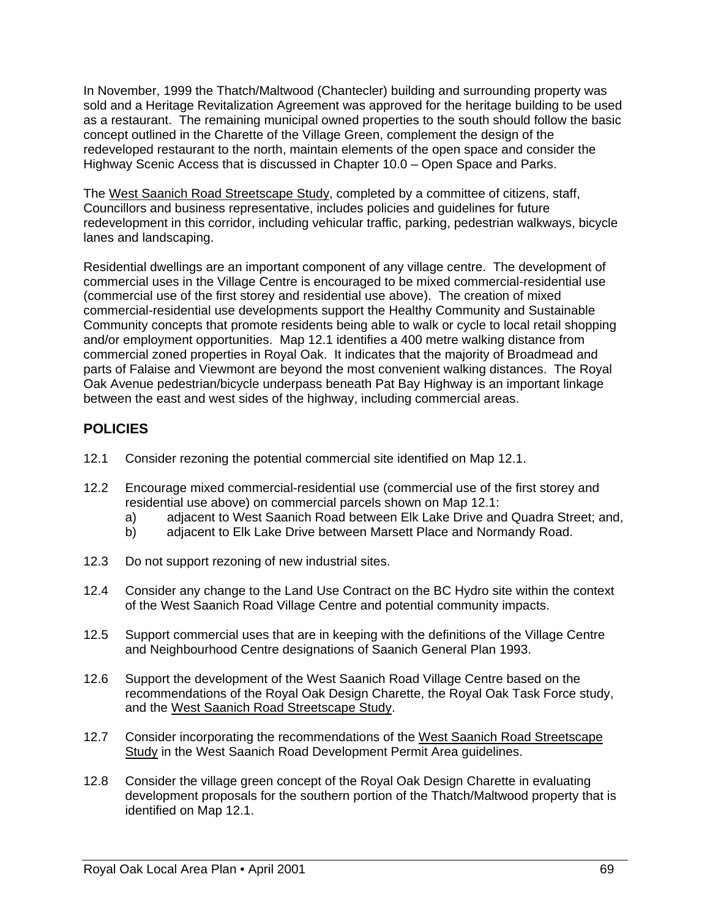In November, 1999 the Thatch/Maltwood (Chantecler) building and surrounding property was sold and a Heritage Revitalization Agreement was approved for the heritage building to be used as a restaurant. The remaining municipal owned properties to the south should follow the basic concept outlined in the Charette of the Village Green, complement the design of the redeveloped restaurant to the north, maintain elements of the open space and consider the Highway Scenic Access that is discussed in Chapter 10.0 – Open Space and Parks.

The West Saanich Road Streetscape Study, completed by a committee of citizens, staff, Councillors and business representative, includes policies and guidelines for future redevelopment in this corridor, including vehicular traffic, parking, pedestrian walkways, bicycle lanes and landscaping.

Residential dwellings are an important component of any village centre. The development of commercial uses in the Village Centre is encouraged to be mixed commercial-residential use (commercial use of the first storey and residential use above). The creation of mixed commercial-residential use developments support the Healthy Community and Sustainable Community concepts that promote residents being able to walk or cycle to local retail shopping and/or employment opportunities. Map 12.1 identifies a 400 metre walking distance from commercial zoned properties in Royal Oak. It indicates that the majority of Broadmead and parts of Falaise and Viewmont are beyond the most convenient walking distances. The Royal Oak Avenue pedestrian/bicycle underpass beneath Pat Bay Highway is an important linkage between the east and west sides of the highway, including commercial areas.

## POLICIES

12.1 Consider rezoning the potential commercial site identified on Map 12.1.

12.2 Encourage mixed commercial-residential use (commercial use of the first storey and residential use above) on commercial parcels shown on Map 12.1:
   a) adjacent to West Saanich Road between Elk Lake Drive and Quadra Street; and,
   b) adjacent to Elk Lake Drive between Marsett Place and Normandy Road.

12.3 Do not support rezoning of new industrial sites.

12.4 Consider any change to the Land Use Contract on the BC Hydro site within the context of the West Saanich Road Village Centre and potential community impacts.

12.5 Support commercial uses that are in keeping with the definitions of the Village Centre and Neighbourhood Centre designations of Saanich General Plan 1993.

12.6 Support the development of the West Saanich Road Village Centre based on the recommendations of the Royal Oak Design Charette, the Royal Oak Task Force study, and the West Saanich Road Streetscape Study.

12.7 Consider incorporating the recommendations of the West Saanich Road Streetscape Study in the West Saanich Road Development Permit Area guidelines.

12.8 Consider the village green concept of the Royal Oak Design Charette in evaluating development proposals for the southern portion of the Thatch/Maltwood property that is identified on Map 12.1.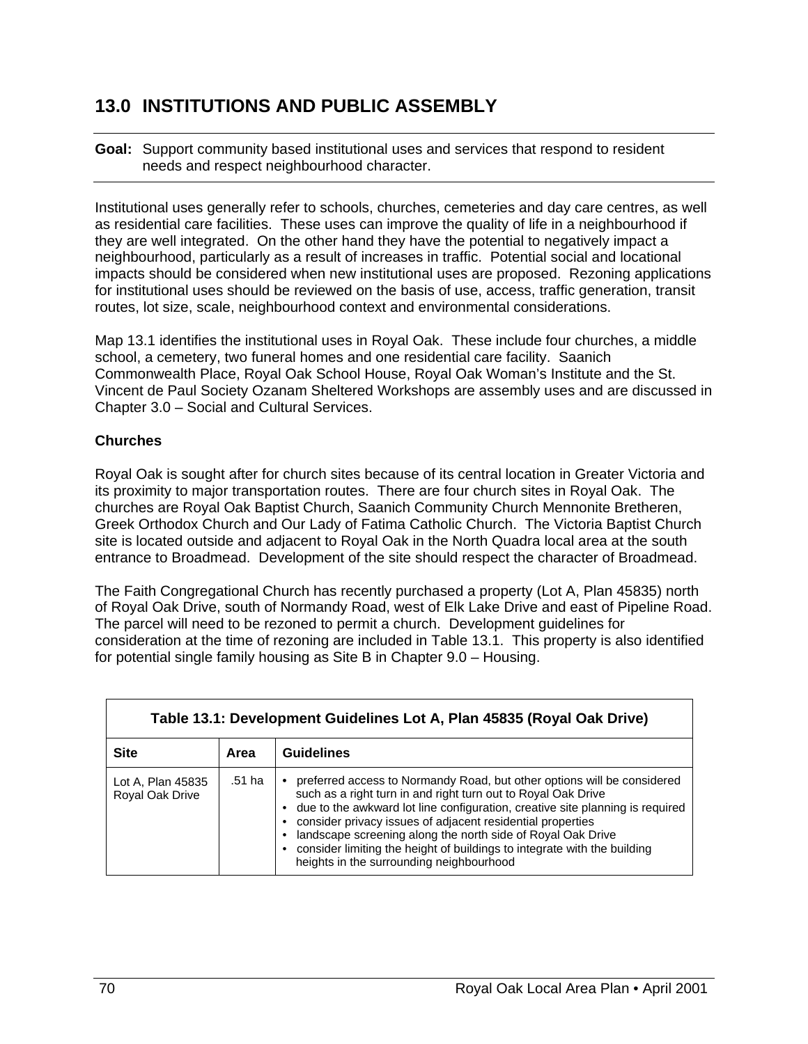# 13.0 INSTITUTIONS AND PUBLIC ASSEMBLY

**Goal:** Support community based institutional uses and services that respond to resident needs and respect neighbourhood character.

Institutional uses generally refer to schools, churches, cemeteries and day care centres, as well as residential care facilities. These uses can improve the quality of life in a neighbourhood if they are well integrated. On the other hand they have the potential to negatively impact a neighbourhood, particularly as a result of increases in traffic. Potential social and locational impacts should be considered when new institutional uses are proposed. Rezoning applications for institutional uses should be reviewed on the basis of use, access, traffic generation, transit routes, lot size, scale, neighbourhood context and environmental considerations.

Map 13.1 identifies the institutional uses in Royal Oak. These include four churches, a middle school, a cemetery, two funeral homes and one residential care facility. Saanich Commonwealth Place, Royal Oak School House, Royal Oak Woman's Institute and the St. Vincent de Paul Society Ozanam Sheltered Workshops are assembly uses and are discussed in Chapter 3.0 – Social and Cultural Services.

**Churches**

Royal Oak is sought after for church sites because of its central location in Greater Victoria and its proximity to major transportation routes. There are four church sites in Royal Oak. The churches are Royal Oak Baptist Church, Saanich Community Church Mennonite Bretheren, Greek Orthodox Church and Our Lady of Fatima Catholic Church. The Victoria Baptist Church site is located outside and adjacent to Royal Oak in the North Quadra local area at the south entrance to Broadmead. Development of the site should respect the character of Broadmead.

The Faith Congregational Church has recently purchased a property (Lot A, Plan 45835) north of Royal Oak Drive, south of Normandy Road, west of Elk Lake Drive and east of Pipeline Road. The parcel will need to be rezoned to permit a church. Development guidelines for consideration at the time of rezoning are included in Table 13.1. This property is also identified for potential single family housing as Site B in Chapter 9.0 – Housing.

**Table 13.1: Development Guidelines Lot A, Plan 45835 (Royal Oak Drive)**

| Site | Area | Guidelines |
|---|---|---|
| Lot A, Plan 45835 Royal Oak Drive | .51 ha | • preferred access to Normandy Road, but other options will be considered such as a right turn in and right turn out to Royal Oak Drive<br>• due to the awkward lot line configuration, creative site planning is required<br>• consider privacy issues of adjacent residential properties<br>• landscape screening along the north side of Royal Oak Drive<br>• consider limiting the height of buildings to integrate with the building heights in the surrounding neighbourhood |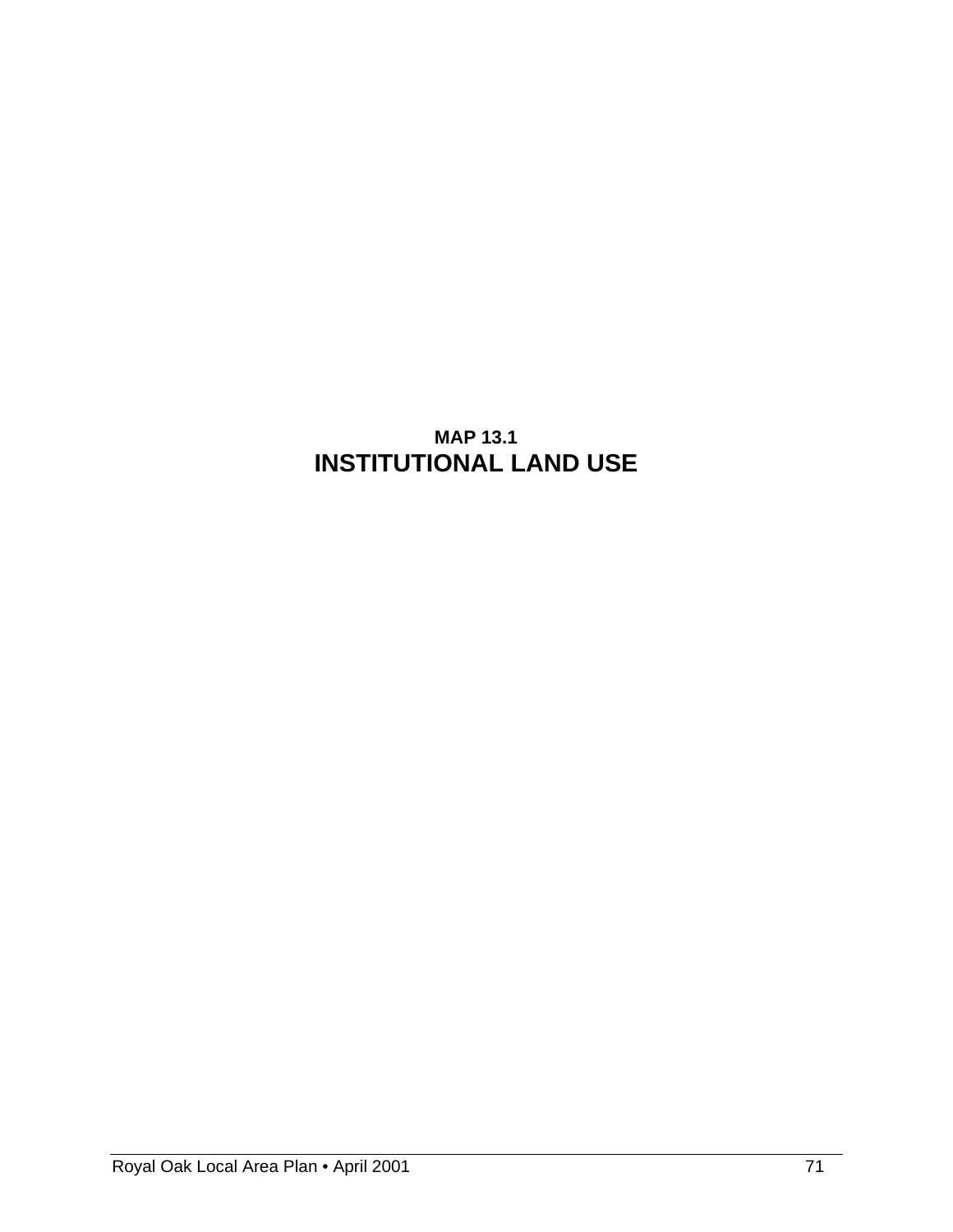## MAP 13.1
# INSTITUTIONAL LAND USE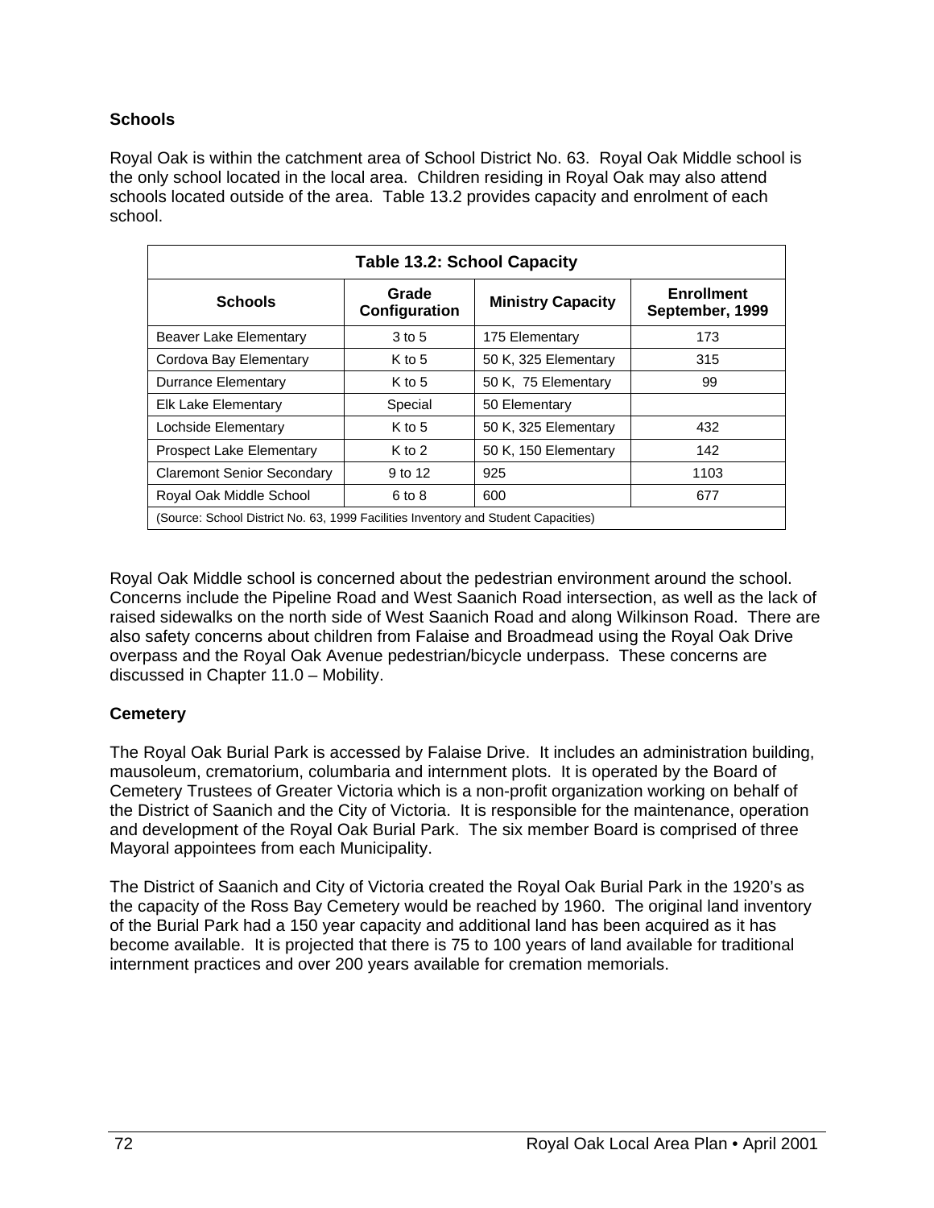## Schools

Royal Oak is within the catchment area of School District No. 63. Royal Oak Middle school is the only school located in the local area. Children residing in Royal Oak may also attend schools located outside of the area. Table 13.2 provides capacity and enrolment of each school.

**Table 13.2: School Capacity**

| Schools | Grade Configuration | Ministry Capacity | Enrollment September, 1999 |
|---|---|---|---|
| Beaver Lake Elementary | 3 to 5 | 175 Elementary | 173 |
| Cordova Bay Elementary | K to 5 | 50 K, 325 Elementary | 315 |
| Durrance Elementary | K to 5 | 50 K, 75 Elementary | 99 |
| Elk Lake Elementary | Special | 50 Elementary | |
| Lochside Elementary | K to 5 | 50 K, 325 Elementary | 432 |
| Prospect Lake Elementary | K to 2 | 50 K, 150 Elementary | 142 |
| Claremont Senior Secondary | 9 to 12 | 925 | 1103 |
| Royal Oak Middle School | 6 to 8 | 600 | 677 |
| (Source: School District No. 63, 1999 Facilities Inventory and Student Capacities) | | | |

Royal Oak Middle school is concerned about the pedestrian environment around the school. Concerns include the Pipeline Road and West Saanich Road intersection, as well as the lack of raised sidewalks on the north side of West Saanich Road and along Wilkinson Road. There are also safety concerns about children from Falaise and Broadmead using the Royal Oak Drive overpass and the Royal Oak Avenue pedestrian/bicycle underpass. These concerns are discussed in Chapter 11.0 – Mobility.

## Cemetery

The Royal Oak Burial Park is accessed by Falaise Drive. It includes an administration building, mausoleum, crematorium, columbaria and internment plots. It is operated by the Board of Cemetery Trustees of Greater Victoria which is a non-profit organization working on behalf of the District of Saanich and the City of Victoria. It is responsible for the maintenance, operation and development of the Royal Oak Burial Park. The six member Board is comprised of three Mayoral appointees from each Municipality.

The District of Saanich and City of Victoria created the Royal Oak Burial Park in the 1920's as the capacity of the Ross Bay Cemetery would be reached by 1960. The original land inventory of the Burial Park had a 150 year capacity and additional land has been acquired as it has become available. It is projected that there is 75 to 100 years of land available for traditional internment practices and over 200 years available for cremation memorials.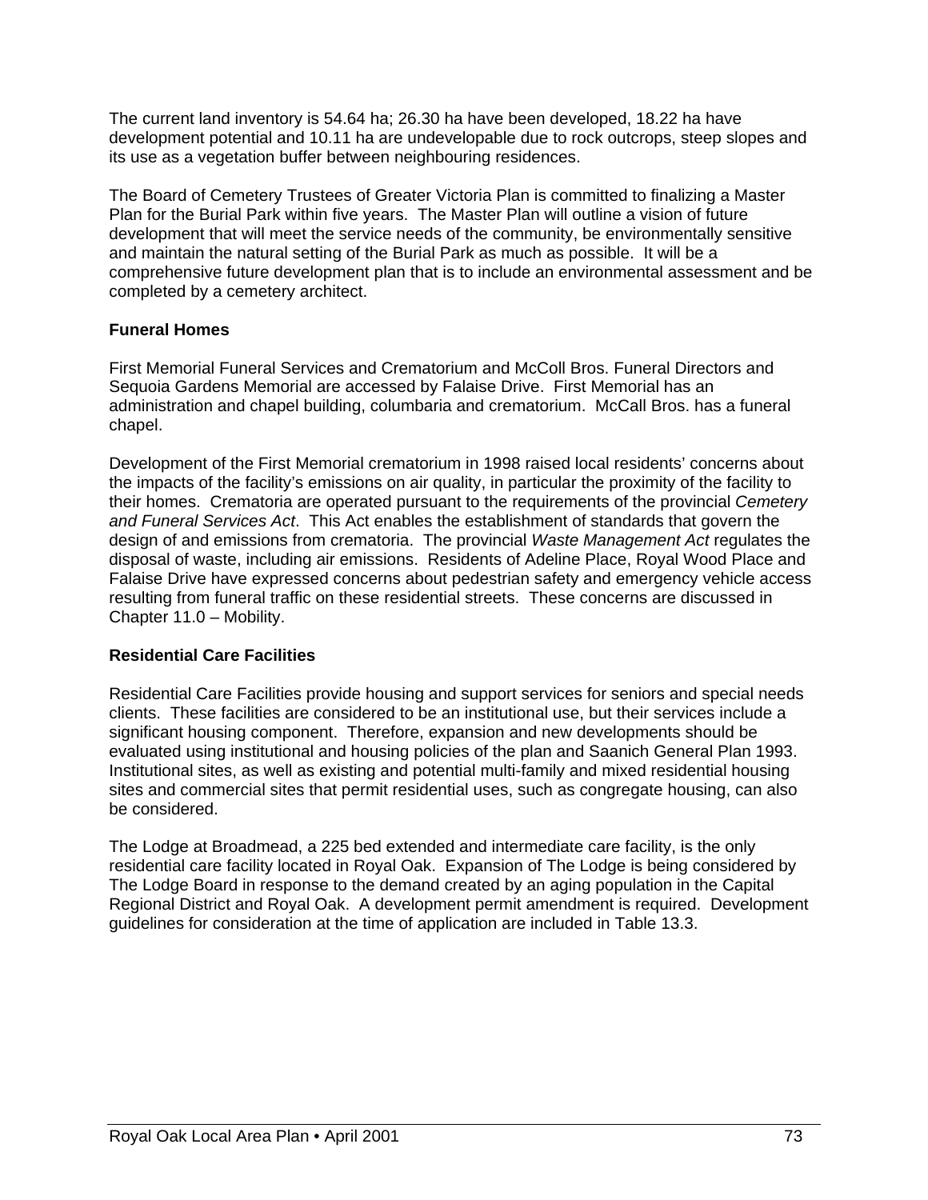The current land inventory is 54.64 ha; 26.30 ha have been developed, 18.22 ha have development potential and 10.11 ha are undevelopable due to rock outcrops, steep slopes and its use as a vegetation buffer between neighbouring residences.

The Board of Cemetery Trustees of Greater Victoria Plan is committed to finalizing a Master Plan for the Burial Park within five years. The Master Plan will outline a vision of future development that will meet the service needs of the community, be environmentally sensitive and maintain the natural setting of the Burial Park as much as possible. It will be a comprehensive future development plan that is to include an environmental assessment and be completed by a cemetery architect.

**Funeral Homes**

First Memorial Funeral Services and Crematorium and McColl Bros. Funeral Directors and Sequoia Gardens Memorial are accessed by Falaise Drive. First Memorial has an administration and chapel building, columbaria and crematorium. McCall Bros. has a funeral chapel.

Development of the First Memorial crematorium in 1998 raised local residents' concerns about the impacts of the facility's emissions on air quality, in particular the proximity of the facility to their homes. Crematoria are operated pursuant to the requirements of the provincial *Cemetery and Funeral Services Act*. This Act enables the establishment of standards that govern the design of and emissions from crematoria. The provincial *Waste Management Act* regulates the disposal of waste, including air emissions. Residents of Adeline Place, Royal Wood Place and Falaise Drive have expressed concerns about pedestrian safety and emergency vehicle access resulting from funeral traffic on these residential streets. These concerns are discussed in Chapter 11.0 – Mobility.

**Residential Care Facilities**

Residential Care Facilities provide housing and support services for seniors and special needs clients. These facilities are considered to be an institutional use, but their services include a significant housing component. Therefore, expansion and new developments should be evaluated using institutional and housing policies of the plan and Saanich General Plan 1993. Institutional sites, as well as existing and potential multi-family and mixed residential housing sites and commercial sites that permit residential uses, such as congregate housing, can also be considered.

The Lodge at Broadmead, a 225 bed extended and intermediate care facility, is the only residential care facility located in Royal Oak. Expansion of The Lodge is being considered by The Lodge Board in response to the demand created by an aging population in the Capital Regional District and Royal Oak. A development permit amendment is required. Development guidelines for consideration at the time of application are included in Table 13.3.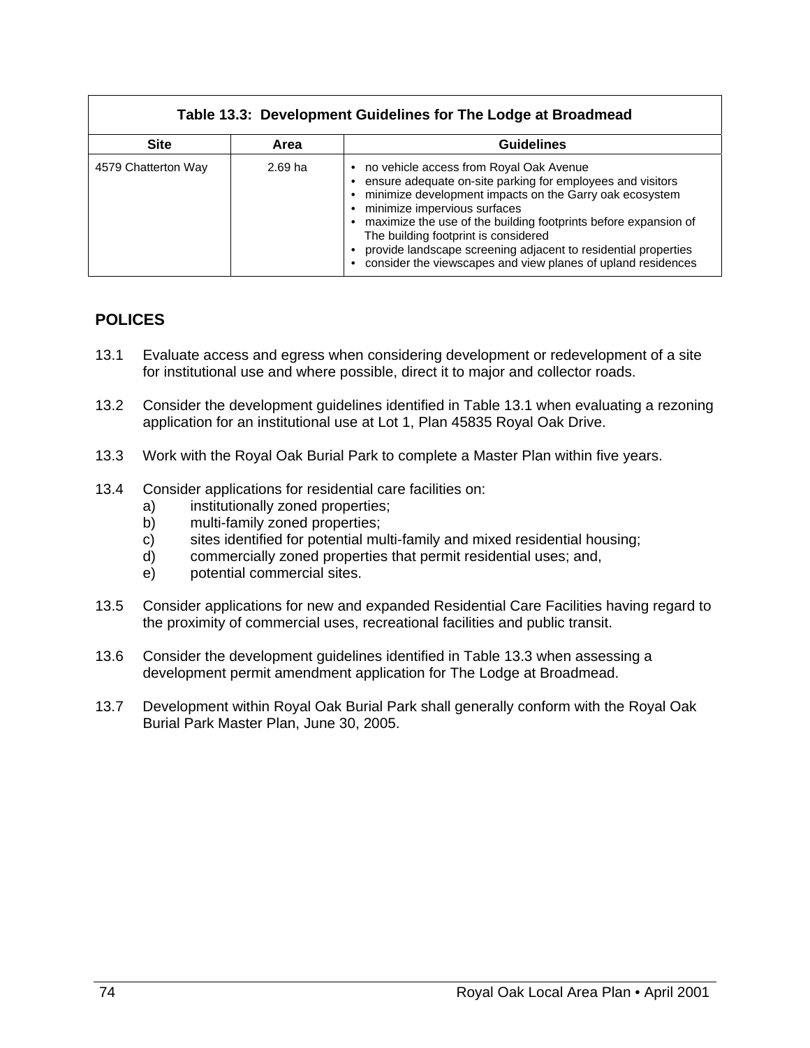| Table 13.3: Development Guidelines for The Lodge at Broadmead | | |
|---|---|---|
| **Site** | **Area** | **Guidelines** |
| 4579 Chatterton Way | 2.69 ha | • no vehicle access from Royal Oak Avenue<br>• ensure adequate on-site parking for employees and visitors<br>• minimize development impacts on the Garry oak ecosystem<br>• minimize impervious surfaces<br>• maximize the use of the building footprints before expansion of The building footprint is considered<br>• provide landscape screening adjacent to residential properties<br>• consider the viewscapes and view planes of upland residences |

## POLICES

13.1 Evaluate access and egress when considering development or redevelopment of a site for institutional use and where possible, direct it to major and collector roads.

13.2 Consider the development guidelines identified in Table 13.1 when evaluating a rezoning application for an institutional use at Lot 1, Plan 45835 Royal Oak Drive.

13.3 Work with the Royal Oak Burial Park to complete a Master Plan within five years.

13.4 Consider applications for residential care facilities on:
  a) institutionally zoned properties;
  b) multi-family zoned properties;
  c) sites identified for potential multi-family and mixed residential housing;
  d) commercially zoned properties that permit residential uses; and,
  e) potential commercial sites.

13.5 Consider applications for new and expanded Residential Care Facilities having regard to the proximity of commercial uses, recreational facilities and public transit.

13.6 Consider the development guidelines identified in Table 13.3 when assessing a development permit amendment application for The Lodge at Broadmead.

13.7 Development within Royal Oak Burial Park shall generally conform with the Royal Oak Burial Park Master Plan, June 30, 2005.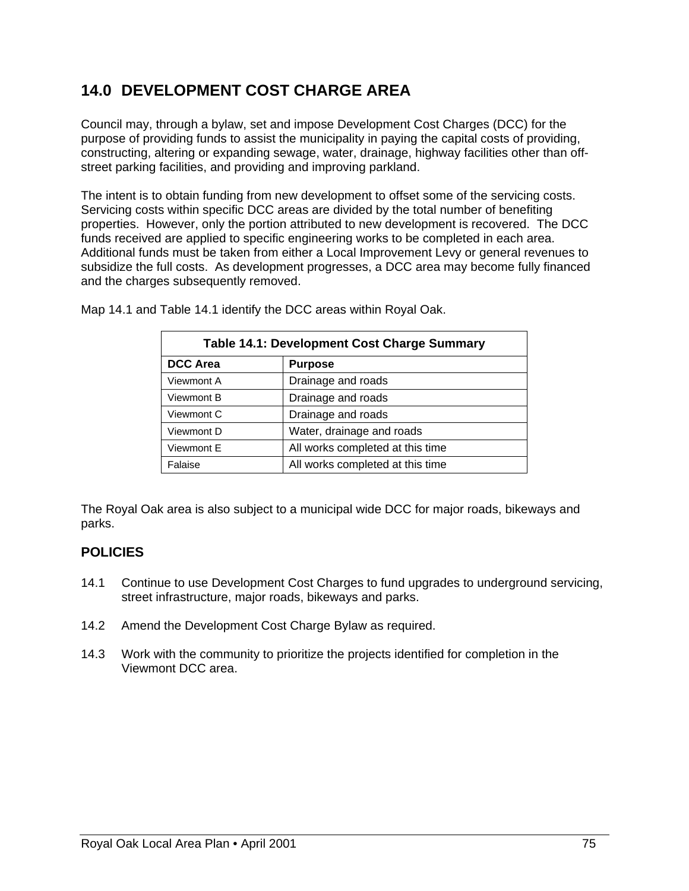# 14.0 DEVELOPMENT COST CHARGE AREA

Council may, through a bylaw, set and impose Development Cost Charges (DCC) for the purpose of providing funds to assist the municipality in paying the capital costs of providing, constructing, altering or expanding sewage, water, drainage, highway facilities other than off-street parking facilities, and providing and improving parkland.

The intent is to obtain funding from new development to offset some of the servicing costs. Servicing costs within specific DCC areas are divided by the total number of benefiting properties. However, only the portion attributed to new development is recovered. The DCC funds received are applied to specific engineering works to be completed in each area. Additional funds must be taken from either a Local Improvement Levy or general revenues to subsidize the full costs. As development progresses, a DCC area may become fully financed and the charges subsequently removed.

Map 14.1 and Table 14.1 identify the DCC areas within Royal Oak.

**Table 14.1: Development Cost Charge Summary**

| DCC Area | Purpose |
|---|---|
| Viewmont A | Drainage and roads |
| Viewmont B | Drainage and roads |
| Viewmont C | Drainage and roads |
| Viewmont D | Water, drainage and roads |
| Viewmont E | All works completed at this time |
| Falaise | All works completed at this time |

The Royal Oak area is also subject to a municipal wide DCC for major roads, bikeways and parks.

## POLICIES

14.1 Continue to use Development Cost Charges to fund upgrades to underground servicing, street infrastructure, major roads, bikeways and parks.

14.2 Amend the Development Cost Charge Bylaw as required.

14.3 Work with the community to prioritize the projects identified for completion in the Viewmont DCC area.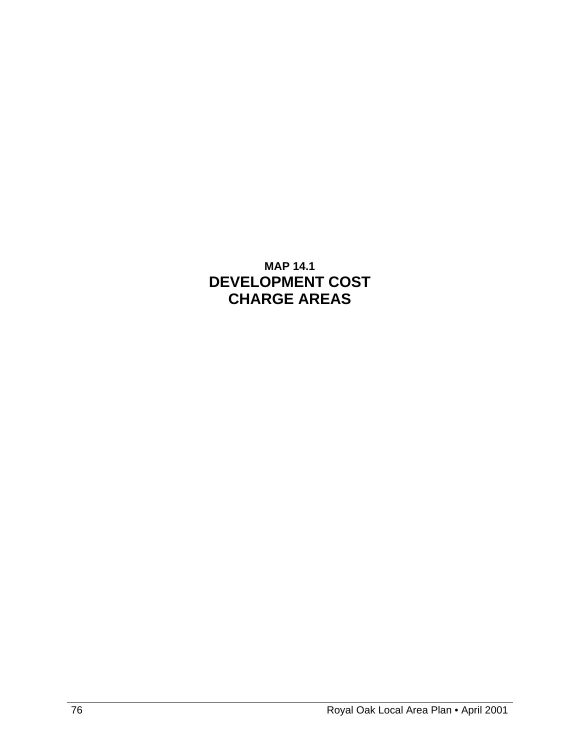**MAP 14.1**

## DEVELOPMENT COST CHARGE AREAS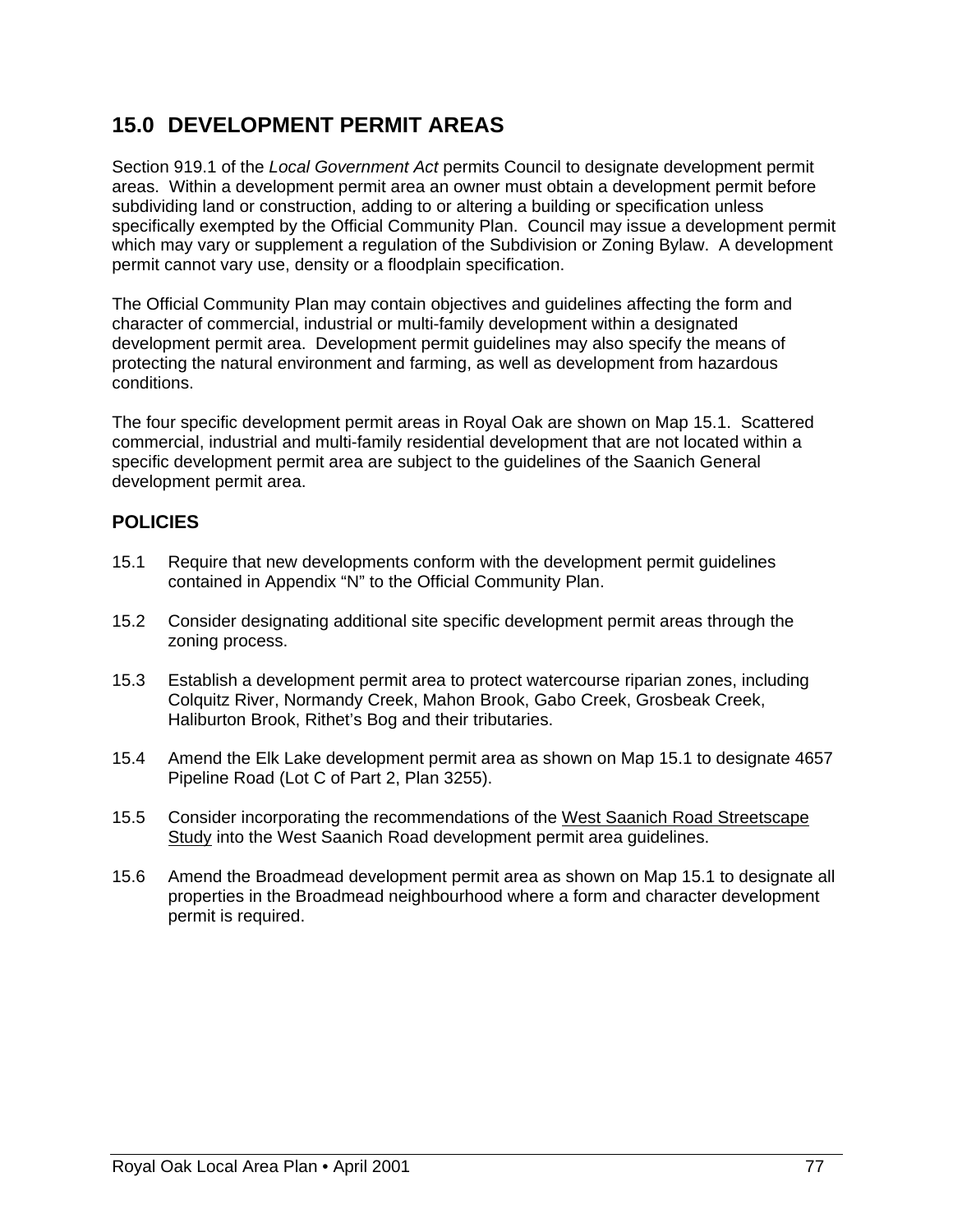## 15.0 DEVELOPMENT PERMIT AREAS

Section 919.1 of the *Local Government Act* permits Council to designate development permit areas. Within a development permit area an owner must obtain a development permit before subdividing land or construction, adding to or altering a building or specification unless specifically exempted by the Official Community Plan. Council may issue a development permit which may vary or supplement a regulation of the Subdivision or Zoning Bylaw. A development permit cannot vary use, density or a floodplain specification.

The Official Community Plan may contain objectives and guidelines affecting the form and character of commercial, industrial or multi-family development within a designated development permit area. Development permit guidelines may also specify the means of protecting the natural environment and farming, as well as development from hazardous conditions.

The four specific development permit areas in Royal Oak are shown on Map 15.1. Scattered commercial, industrial and multi-family residential development that are not located within a specific development permit area are subject to the guidelines of the Saanich General development permit area.

### POLICIES

15.1 Require that new developments conform with the development permit guidelines contained in Appendix "N" to the Official Community Plan.

15.2 Consider designating additional site specific development permit areas through the zoning process.

15.3 Establish a development permit area to protect watercourse riparian zones, including Colquitz River, Normandy Creek, Mahon Brook, Gabo Creek, Grosbeak Creek, Haliburton Brook, Rithet's Bog and their tributaries.

15.4 Amend the Elk Lake development permit area as shown on Map 15.1 to designate 4657 Pipeline Road (Lot C of Part 2, Plan 3255).

15.5 Consider incorporating the recommendations of the West Saanich Road Streetscape Study into the West Saanich Road development permit area guidelines.

15.6 Amend the Broadmead development permit area as shown on Map 15.1 to designate all properties in the Broadmead neighbourhood where a form and character development permit is required.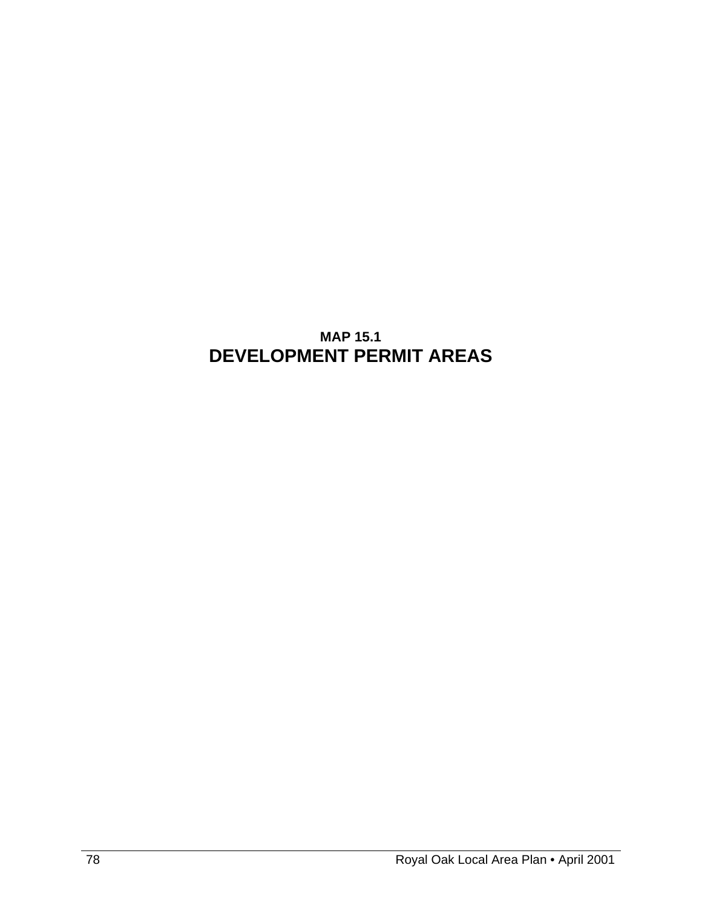**MAP 15.1**

# DEVELOPMENT PERMIT AREAS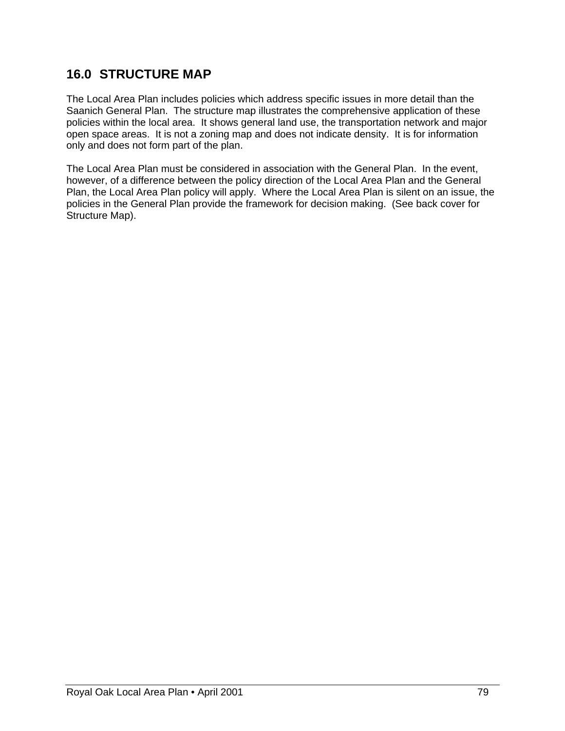## 16.0 STRUCTURE MAP

The Local Area Plan includes policies which address specific issues in more detail than the Saanich General Plan. The structure map illustrates the comprehensive application of these policies within the local area. It shows general land use, the transportation network and major open space areas. It is not a zoning map and does not indicate density. It is for information only and does not form part of the plan.

The Local Area Plan must be considered in association with the General Plan. In the event, however, of a difference between the policy direction of the Local Area Plan and the General Plan, the Local Area Plan policy will apply. Where the Local Area Plan is silent on an issue, the policies in the General Plan provide the framework for decision making. (See back cover for Structure Map).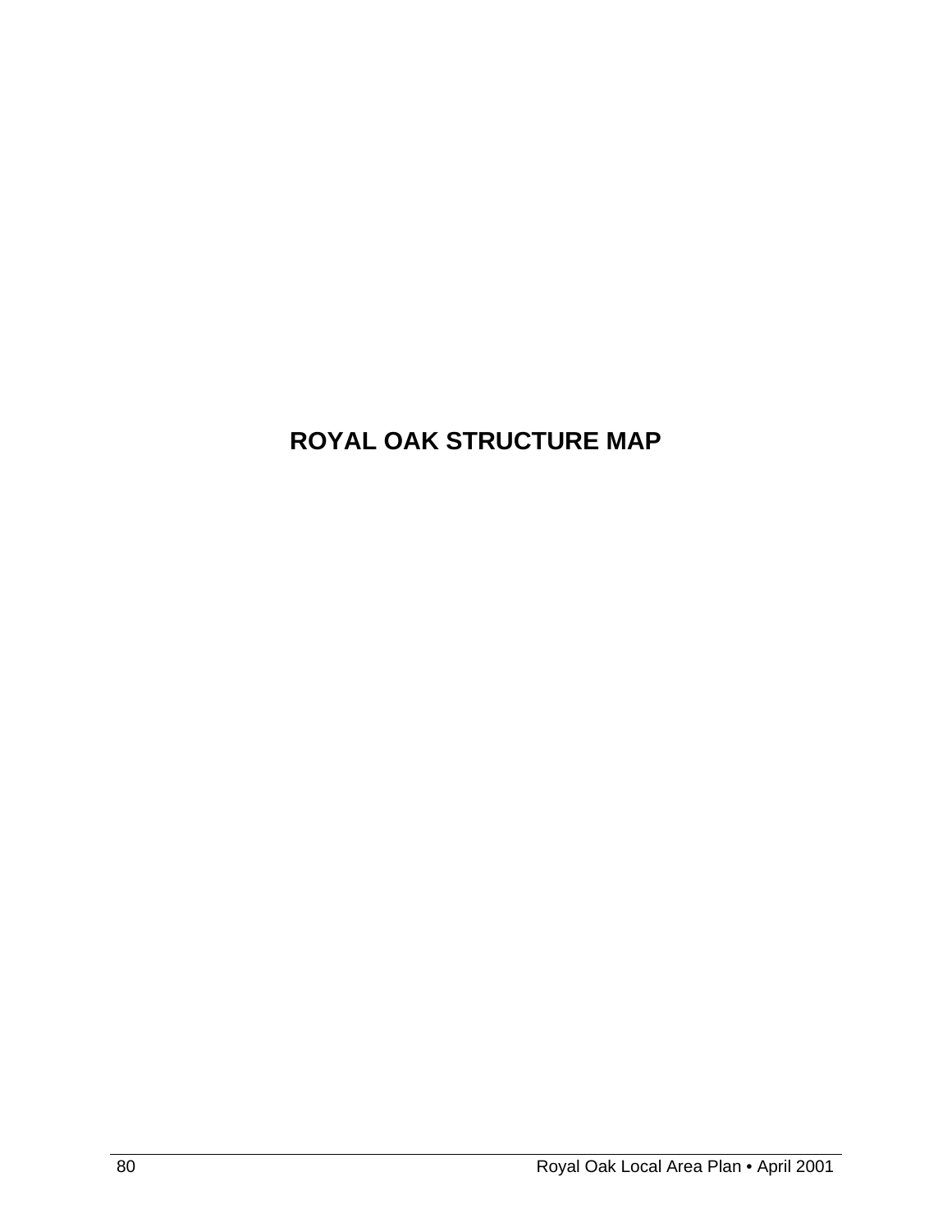# ROYAL OAK STRUCTURE MAP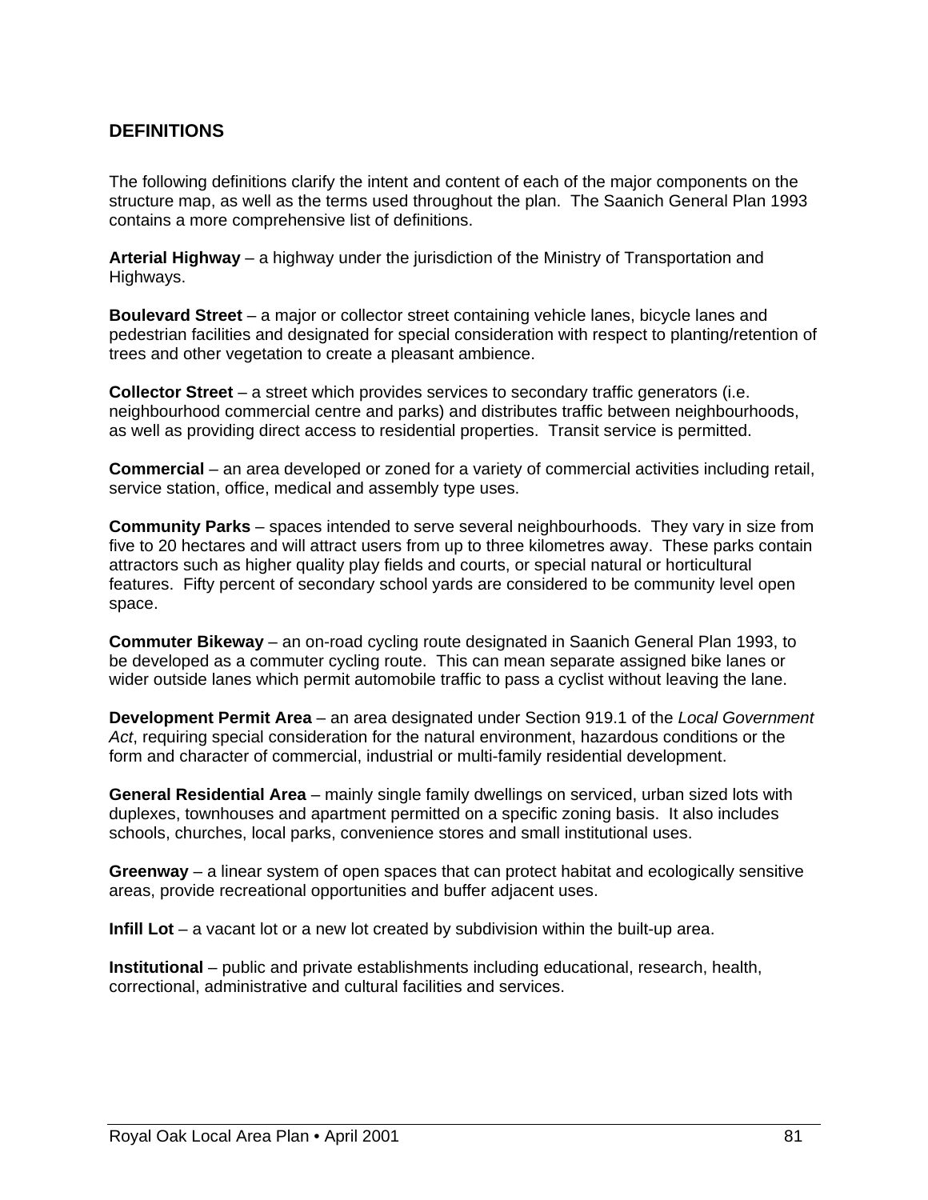## DEFINITIONS

The following definitions clarify the intent and content of each of the major components on the structure map, as well as the terms used throughout the plan. The Saanich General Plan 1993 contains a more comprehensive list of definitions.

**Arterial Highway** – a highway under the jurisdiction of the Ministry of Transportation and Highways.

**Boulevard Street** – a major or collector street containing vehicle lanes, bicycle lanes and pedestrian facilities and designated for special consideration with respect to planting/retention of trees and other vegetation to create a pleasant ambience.

**Collector Street** – a street which provides services to secondary traffic generators (i.e. neighbourhood commercial centre and parks) and distributes traffic between neighbourhoods, as well as providing direct access to residential properties. Transit service is permitted.

**Commercial** – an area developed or zoned for a variety of commercial activities including retail, service station, office, medical and assembly type uses.

**Community Parks** – spaces intended to serve several neighbourhoods. They vary in size from five to 20 hectares and will attract users from up to three kilometres away. These parks contain attractors such as higher quality play fields and courts, or special natural or horticultural features. Fifty percent of secondary school yards are considered to be community level open space.

**Commuter Bikeway** – an on-road cycling route designated in Saanich General Plan 1993, to be developed as a commuter cycling route. This can mean separate assigned bike lanes or wider outside lanes which permit automobile traffic to pass a cyclist without leaving the lane.

**Development Permit Area** – an area designated under Section 919.1 of the *Local Government Act*, requiring special consideration for the natural environment, hazardous conditions or the form and character of commercial, industrial or multi-family residential development.

**General Residential Area** – mainly single family dwellings on serviced, urban sized lots with duplexes, townhouses and apartment permitted on a specific zoning basis. It also includes schools, churches, local parks, convenience stores and small institutional uses.

**Greenway** – a linear system of open spaces that can protect habitat and ecologically sensitive areas, provide recreational opportunities and buffer adjacent uses.

**Infill Lot** – a vacant lot or a new lot created by subdivision within the built-up area.

**Institutional** – public and private establishments including educational, research, health, correctional, administrative and cultural facilities and services.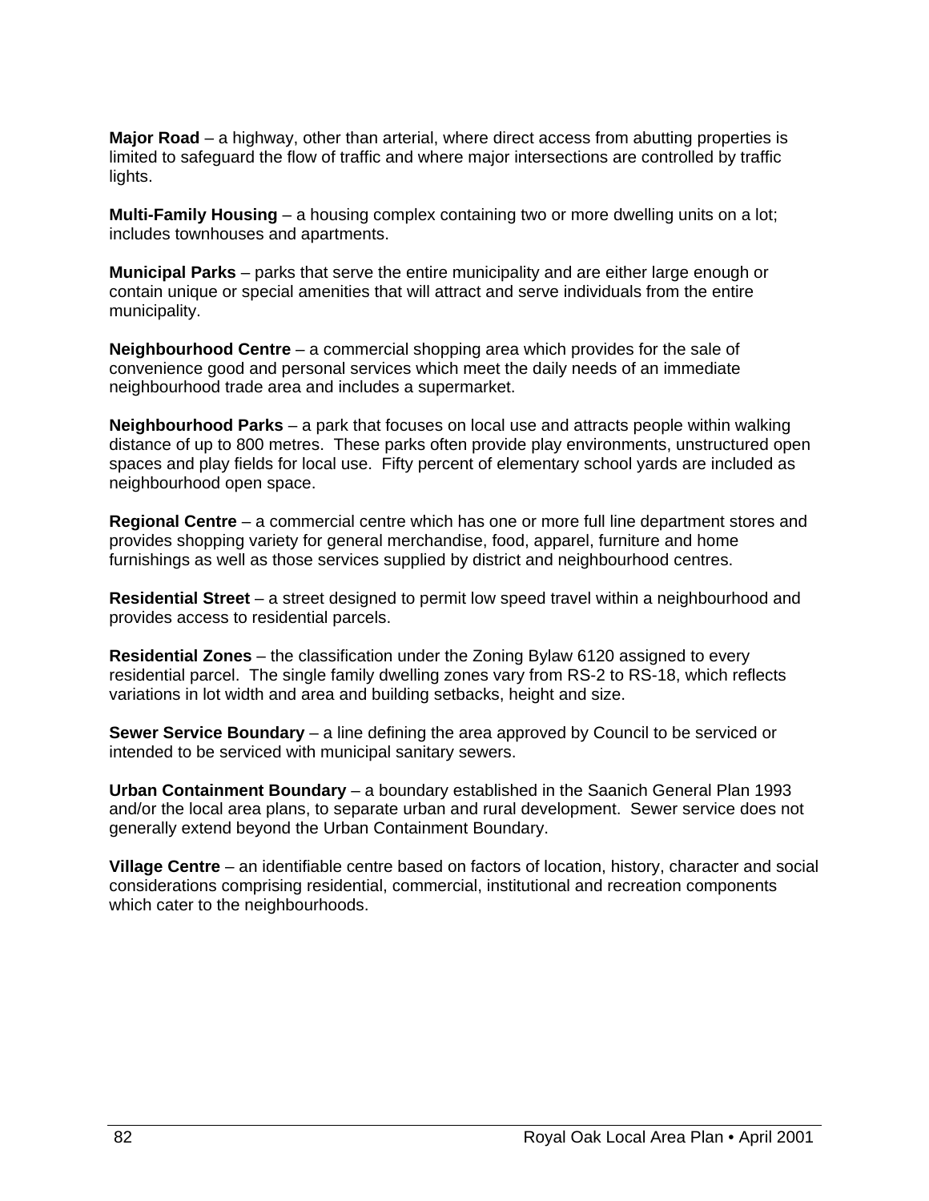**Major Road** – a highway, other than arterial, where direct access from abutting properties is limited to safeguard the flow of traffic and where major intersections are controlled by traffic lights.

**Multi-Family Housing** – a housing complex containing two or more dwelling units on a lot; includes townhouses and apartments.

**Municipal Parks** – parks that serve the entire municipality and are either large enough or contain unique or special amenities that will attract and serve individuals from the entire municipality.

**Neighbourhood Centre** – a commercial shopping area which provides for the sale of convenience good and personal services which meet the daily needs of an immediate neighbourhood trade area and includes a supermarket.

**Neighbourhood Parks** – a park that focuses on local use and attracts people within walking distance of up to 800 metres. These parks often provide play environments, unstructured open spaces and play fields for local use. Fifty percent of elementary school yards are included as neighbourhood open space.

**Regional Centre** – a commercial centre which has one or more full line department stores and provides shopping variety for general merchandise, food, apparel, furniture and home furnishings as well as those services supplied by district and neighbourhood centres.

**Residential Street** – a street designed to permit low speed travel within a neighbourhood and provides access to residential parcels.

**Residential Zones** – the classification under the Zoning Bylaw 6120 assigned to every residential parcel. The single family dwelling zones vary from RS-2 to RS-18, which reflects variations in lot width and area and building setbacks, height and size.

**Sewer Service Boundary** – a line defining the area approved by Council to be serviced or intended to be serviced with municipal sanitary sewers.

**Urban Containment Boundary** – a boundary established in the Saanich General Plan 1993 and/or the local area plans, to separate urban and rural development. Sewer service does not generally extend beyond the Urban Containment Boundary.

**Village Centre** – an identifiable centre based on factors of location, history, character and social considerations comprising residential, commercial, institutional and recreation components which cater to the neighbourhoods.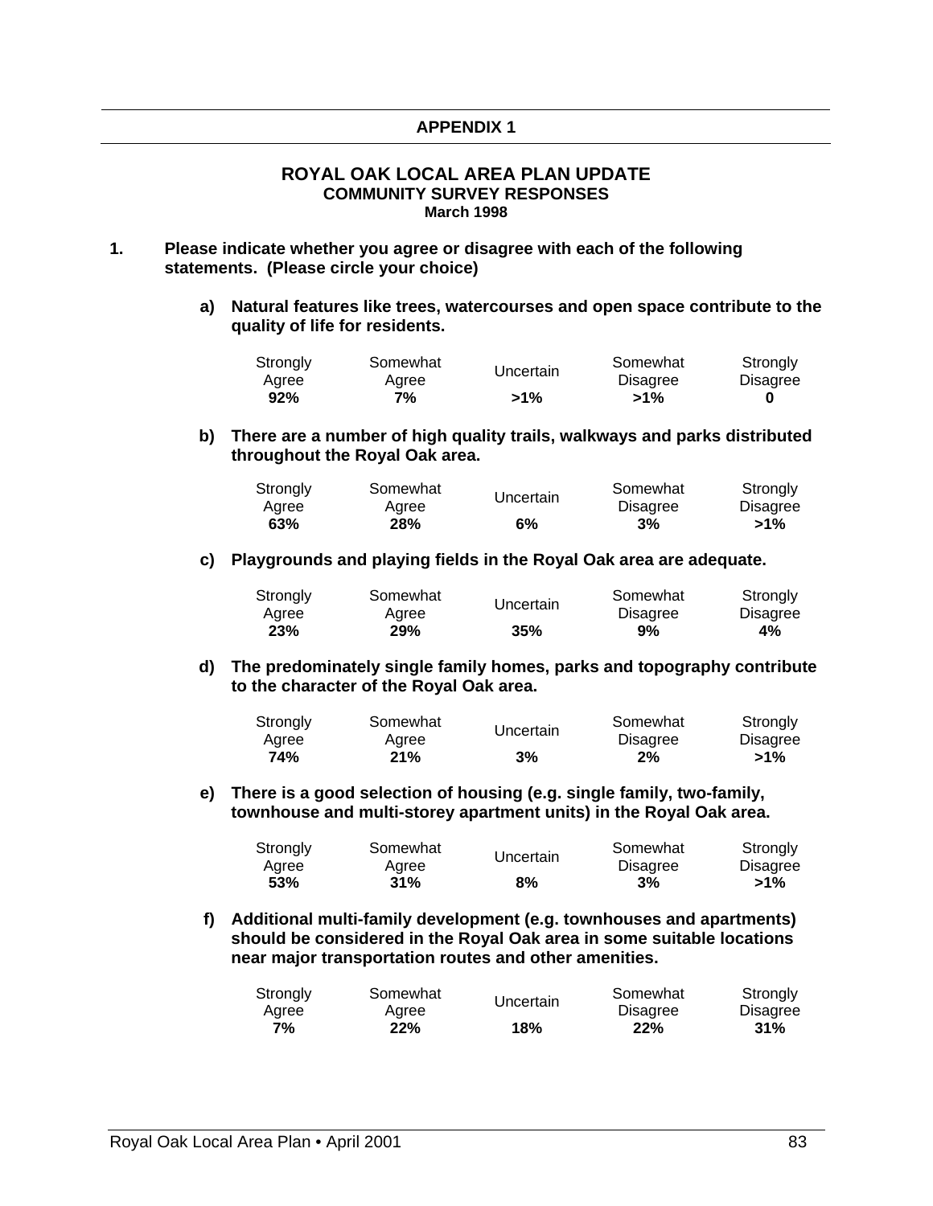## APPENDIX 1

# ROYAL OAK LOCAL AREA PLAN UPDATE

### COMMUNITY SURVEY RESPONSES

**March 1998**

**1. Please indicate whether you agree or disagree with each of the following statements. (Please circle your choice)**

**a) Natural features like trees, watercourses and open space contribute to the quality of life for residents.**

| Strongly Agree | Somewhat Agree | Uncertain | Somewhat Disagree | Strongly Disagree |
|---|---|---|---|---|
| **92%** | **7%** | **>1%** | **>1%** | **0** |

**b) There are a number of high quality trails, walkways and parks distributed throughout the Royal Oak area.**

| Strongly Agree | Somewhat Agree | Uncertain | Somewhat Disagree | Strongly Disagree |
|---|---|---|---|---|
| **63%** | **28%** | **6%** | **3%** | **>1%** |

**c) Playgrounds and playing fields in the Royal Oak area are adequate.**

| Strongly Agree | Somewhat Agree | Uncertain | Somewhat Disagree | Strongly Disagree |
|---|---|---|---|---|
| **23%** | **29%** | **35%** | **9%** | **4%** |

**d) The predominately single family homes, parks and topography contribute to the character of the Royal Oak area.**

| Strongly Agree | Somewhat Agree | Uncertain | Somewhat Disagree | Strongly Disagree |
|---|---|---|---|---|
| **74%** | **21%** | **3%** | **2%** | **>1%** |

**e) There is a good selection of housing (e.g. single family, two-family, townhouse and multi-storey apartment units) in the Royal Oak area.**

| Strongly Agree | Somewhat Agree | Uncertain | Somewhat Disagree | Strongly Disagree |
|---|---|---|---|---|
| **53%** | **31%** | **8%** | **3%** | **>1%** |

**f) Additional multi-family development (e.g. townhouses and apartments) should be considered in the Royal Oak area in some suitable locations near major transportation routes and other amenities.**

| Strongly Agree | Somewhat Agree | Uncertain | Somewhat Disagree | Strongly Disagree |
|---|---|---|---|---|
| **7%** | **22%** | **18%** | **22%** | **31%** |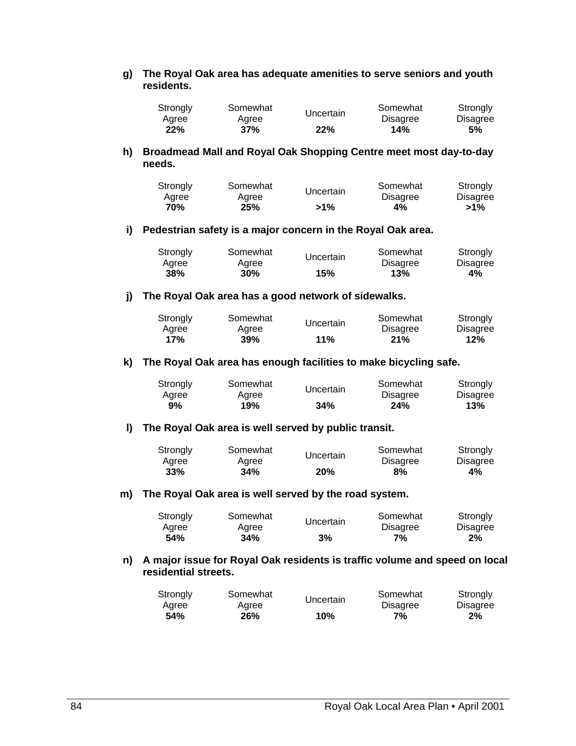**g) The Royal Oak area has adequate amenities to serve seniors and youth residents.**

| Strongly Agree | Somewhat Agree | Uncertain | Somewhat Disagree | Strongly Disagree |
|---|---|---|---|---|
| **22%** | **37%** | **22%** | **14%** | **5%** |

**h) Broadmead Mall and Royal Oak Shopping Centre meet most day-to-day needs.**

| Strongly Agree | Somewhat Agree | Uncertain | Somewhat Disagree | Strongly Disagree |
|---|---|---|---|---|
| **70%** | **25%** | **>1%** | **4%** | **>1%** |

**i) Pedestrian safety is a major concern in the Royal Oak area.**

| Strongly Agree | Somewhat Agree | Uncertain | Somewhat Disagree | Strongly Disagree |
|---|---|---|---|---|
| **38%** | **30%** | **15%** | **13%** | **4%** |

**j) The Royal Oak area has a good network of sidewalks.**

| Strongly Agree | Somewhat Agree | Uncertain | Somewhat Disagree | Strongly Disagree |
|---|---|---|---|---|
| **17%** | **39%** | **11%** | **21%** | **12%** |

**k) The Royal Oak area has enough facilities to make bicycling safe.**

| Strongly Agree | Somewhat Agree | Uncertain | Somewhat Disagree | Strongly Disagree |
|---|---|---|---|---|
| **9%** | **19%** | **34%** | **24%** | **13%** |

**l) The Royal Oak area is well served by public transit.**

| Strongly Agree | Somewhat Agree | Uncertain | Somewhat Disagree | Strongly Disagree |
|---|---|---|---|---|
| **33%** | **34%** | **20%** | **8%** | **4%** |

**m) The Royal Oak area is well served by the road system.**

| Strongly Agree | Somewhat Agree | Uncertain | Somewhat Disagree | Strongly Disagree |
|---|---|---|---|---|
| **54%** | **34%** | **3%** | **7%** | **2%** |

**n) A major issue for Royal Oak residents is traffic volume and speed on local residential streets.**

| Strongly Agree | Somewhat Agree | Uncertain | Somewhat Disagree | Strongly Disagree |
|---|---|---|---|---|
| **54%** | **26%** | **10%** | **7%** | **2%** |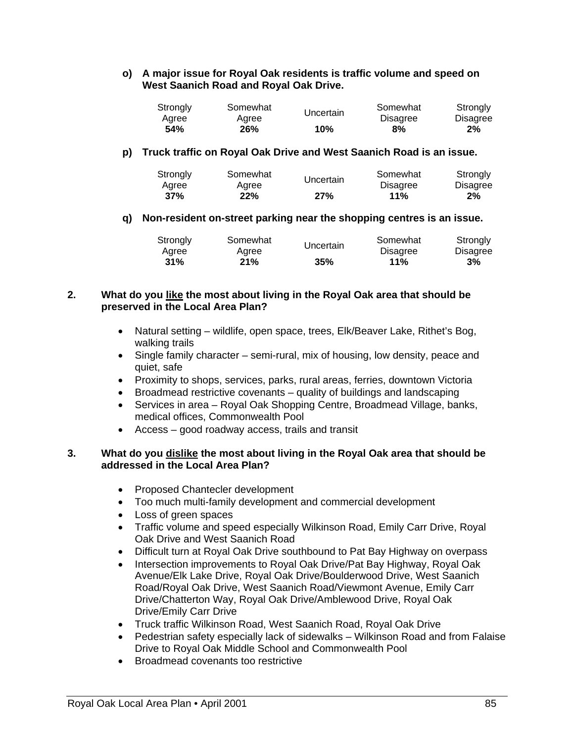**o) A major issue for Royal Oak residents is traffic volume and speed on West Saanich Road and Royal Oak Drive.**

| Strongly Agree | Somewhat Agree | Uncertain | Somewhat Disagree | Strongly Disagree |
|---|---|---|---|---|
| **54%** | **26%** | **10%** | **8%** | **2%** |

**p) Truck traffic on Royal Oak Drive and West Saanich Road is an issue.**

| Strongly Agree | Somewhat Agree | Uncertain | Somewhat Disagree | Strongly Disagree |
|---|---|---|---|---|
| **37%** | **22%** | **27%** | **11%** | **2%** |

**q) Non-resident on-street parking near the shopping centres is an issue.**

| Strongly Agree | Somewhat Agree | Uncertain | Somewhat Disagree | Strongly Disagree |
|---|---|---|---|---|
| **31%** | **21%** | **35%** | **11%** | **3%** |

**2. What do you <u>like</u> the most about living in the Royal Oak area that should be preserved in the Local Area Plan?**

- Natural setting – wildlife, open space, trees, Elk/Beaver Lake, Rithet's Bog, walking trails
- Single family character – semi-rural, mix of housing, low density, peace and quiet, safe
- Proximity to shops, services, parks, rural areas, ferries, downtown Victoria
- Broadmead restrictive covenants – quality of buildings and landscaping
- Services in area – Royal Oak Shopping Centre, Broadmead Village, banks, medical offices, Commonwealth Pool
- Access – good roadway access, trails and transit

**3. What do you <u>dislike</u> the most about living in the Royal Oak area that should be addressed in the Local Area Plan?**

- Proposed Chantecler development
- Too much multi-family development and commercial development
- Loss of green spaces
- Traffic volume and speed especially Wilkinson Road, Emily Carr Drive, Royal Oak Drive and West Saanich Road
- Difficult turn at Royal Oak Drive southbound to Pat Bay Highway on overpass
- Intersection improvements to Royal Oak Drive/Pat Bay Highway, Royal Oak Avenue/Elk Lake Drive, Royal Oak Drive/Boulderwood Drive, West Saanich Road/Royal Oak Drive, West Saanich Road/Viewmont Avenue, Emily Carr Drive/Chatterton Way, Royal Oak Drive/Amblewood Drive, Royal Oak Drive/Emily Carr Drive
- Truck traffic Wilkinson Road, West Saanich Road, Royal Oak Drive
- Pedestrian safety especially lack of sidewalks – Wilkinson Road and from Falaise Drive to Royal Oak Middle School and Commonwealth Pool
- Broadmead covenants too restrictive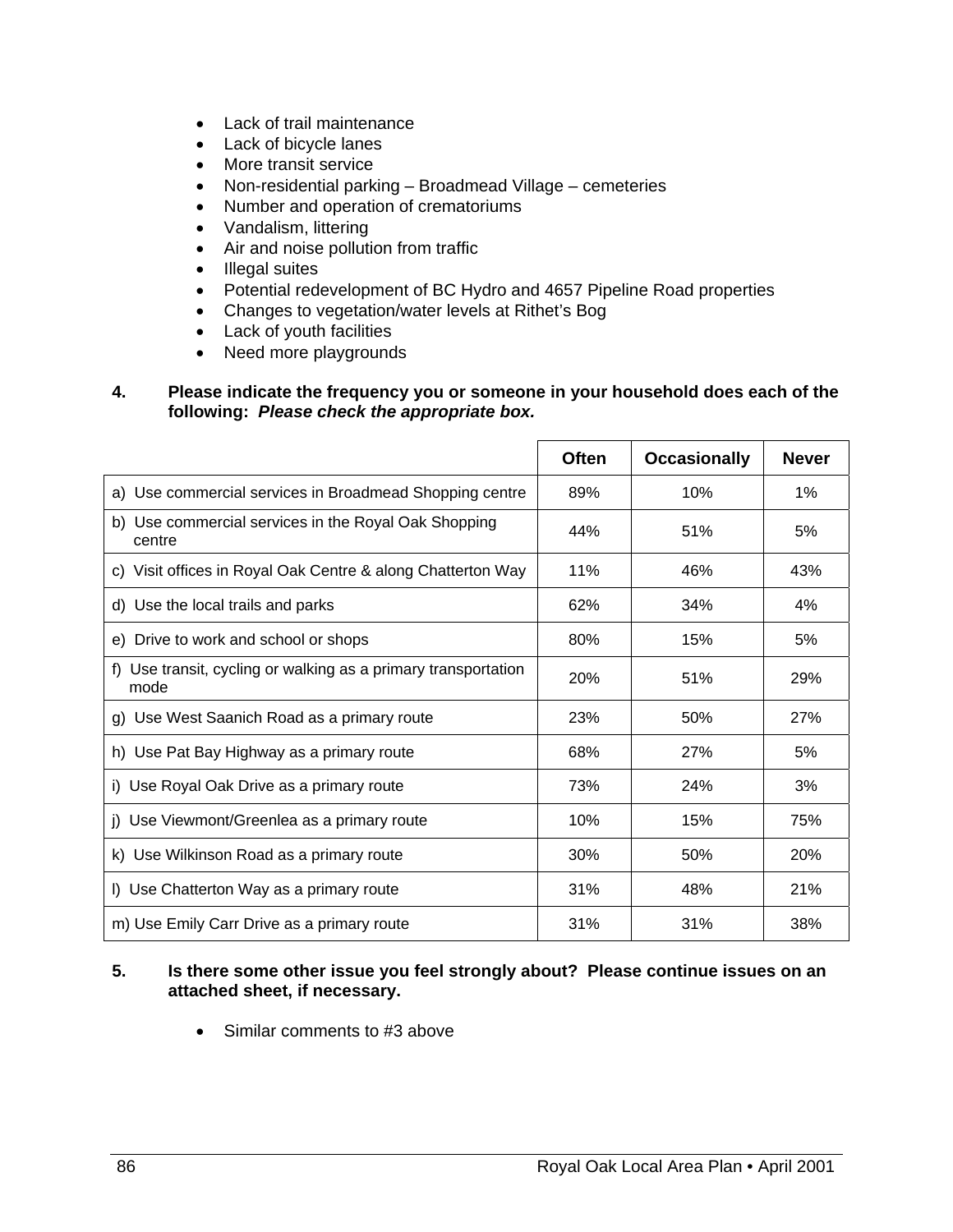- Lack of trail maintenance
- Lack of bicycle lanes
- More transit service
- Non-residential parking – Broadmead Village – cemeteries
- Number and operation of crematoriums
- Vandalism, littering
- Air and noise pollution from traffic
- Illegal suites
- Potential redevelopment of BC Hydro and 4657 Pipeline Road properties
- Changes to vegetation/water levels at Rithet's Bog
- Lack of youth facilities
- Need more playgrounds

**4. Please indicate the frequency you or someone in your household does each of the following: *Please check the appropriate box.***

| | Often | Occasionally | Never |
|---|---|---|---|
| a) Use commercial services in Broadmead Shopping centre | 89% | 10% | 1% |
| b) Use commercial services in the Royal Oak Shopping centre | 44% | 51% | 5% |
| c) Visit offices in Royal Oak Centre & along Chatterton Way | 11% | 46% | 43% |
| d) Use the local trails and parks | 62% | 34% | 4% |
| e) Drive to work and school or shops | 80% | 15% | 5% |
| f) Use transit, cycling or walking as a primary transportation mode | 20% | 51% | 29% |
| g) Use West Saanich Road as a primary route | 23% | 50% | 27% |
| h) Use Pat Bay Highway as a primary route | 68% | 27% | 5% |
| i) Use Royal Oak Drive as a primary route | 73% | 24% | 3% |
| j) Use Viewmont/Greenlea as a primary route | 10% | 15% | 75% |
| k) Use Wilkinson Road as a primary route | 30% | 50% | 20% |
| l) Use Chatterton Way as a primary route | 31% | 48% | 21% |
| m) Use Emily Carr Drive as a primary route | 31% | 31% | 38% |

**5. Is there some other issue you feel strongly about? Please continue issues on an attached sheet, if necessary.**

- Similar comments to #3 above